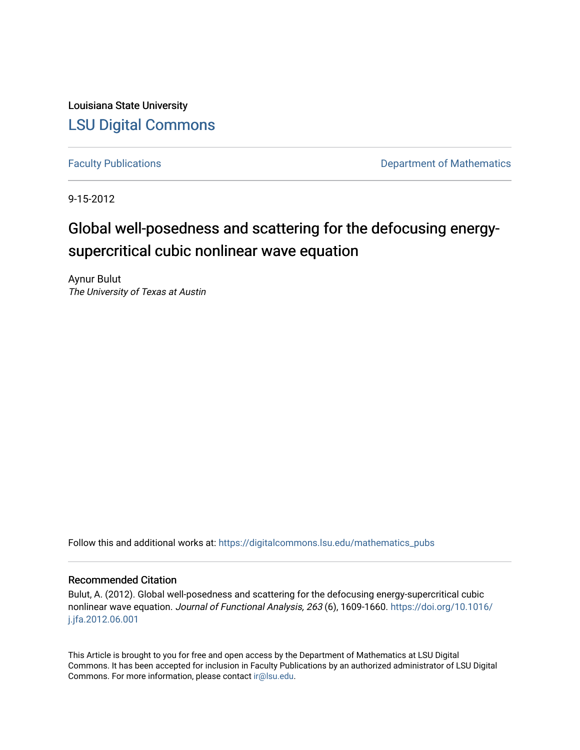Louisiana State University

LSU Digital Commons

Faculty Publications

Department of Mathematics

9-15-2012

# Global well-posedness and scattering for the defocusing energy-supercritical cubic nonlinear wave equation

Aynur Bulut

*The University of Texas at Austin*

Follow this and additional works at: https://digitalcommons.lsu.edu/mathematics_pubs

## Recommended Citation

Bulut, A. (2012). Global well-posedness and scattering for the defocusing energy-supercritical cubic nonlinear wave equation. *Journal of Functional Analysis, 263* (6), 1609-1660. https://doi.org/10.1016/j.jfa.2012.06.001

This Article is brought to you for free and open access by the Department of Mathematics at LSU Digital Commons. It has been accepted for inclusion in Faculty Publications by an authorized administrator of LSU Digital Commons. For more information, please contact ir@lsu.edu.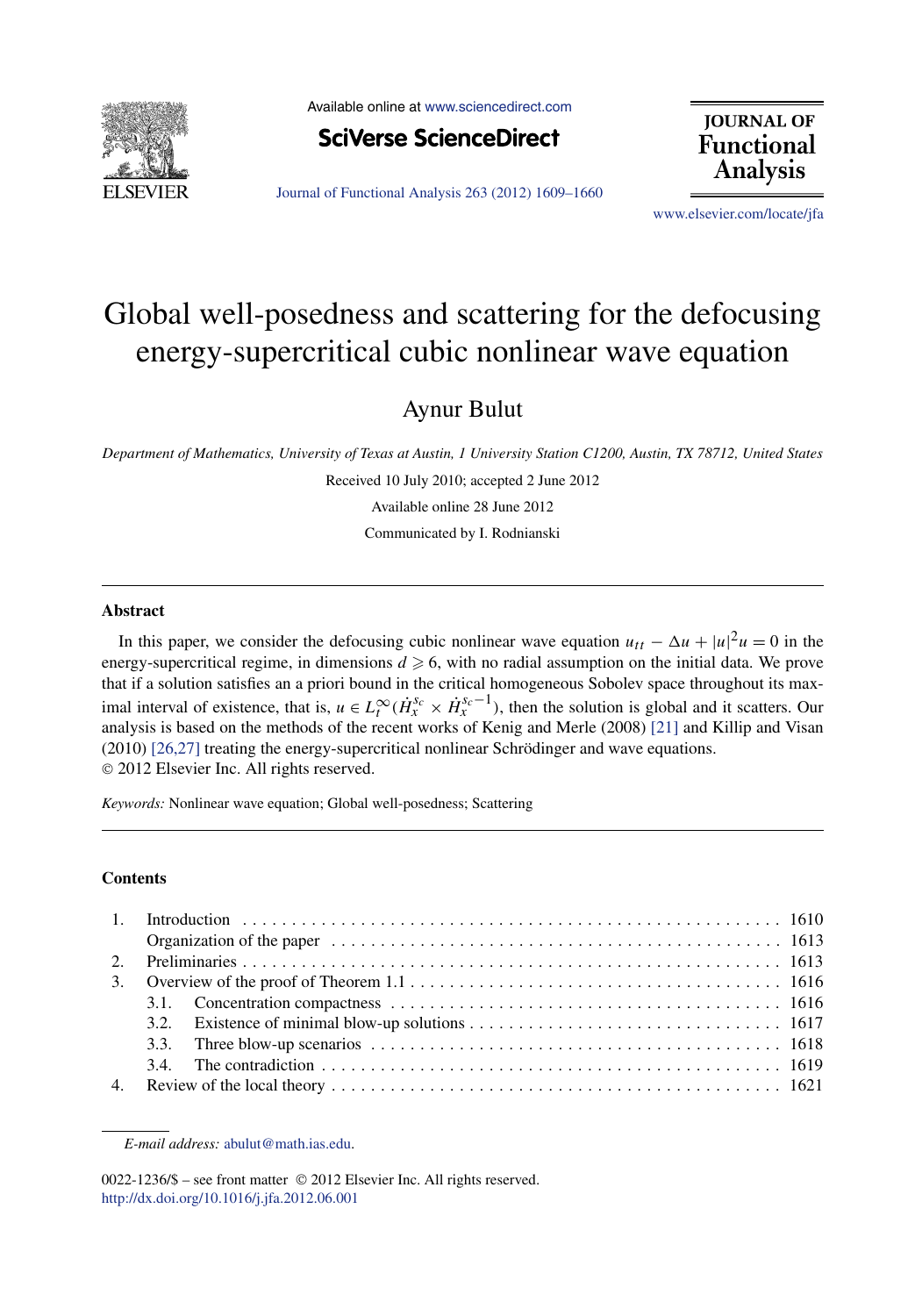# Global well-posedness and scattering for the defocusing energy-supercritical cubic nonlinear wave equation

Aynur Bulut

*Department of Mathematics, University of Texas at Austin, 1 University Station C1200, Austin, TX 78712, United States*

Received 10 July 2010; accepted 2 June 2012

Available online 28 June 2012

Communicated by I. Rodnianski

---

## Abstract

In this paper, we consider the defocusing cubic nonlinear wave equation $u_{tt} - \Delta u + |u|^2 u = 0$ in the energy-supercritical regime, in dimensions $d \geqslant 6$, with no radial assumption on the initial data. We prove that if a solution satisfies an a priori bound in the critical homogeneous Sobolev space throughout its maximal interval of existence, that is, $u \in L_t^\infty(\dot{H}_x^{s_c} \times \dot{H}_x^{s_c - 1})$, then the solution is global and it scatters. Our analysis is based on the methods of the recent works of Kenig and Merle (2008) [21] and Killip and Visan (2010) [26,27] treating the energy-supercritical nonlinear Schrödinger and wave equations.
© 2012 Elsevier Inc. All rights reserved.

*Keywords:* Nonlinear wave equation; Global well-posedness; Scattering

---

## Contents

1. Introduction . . . 1610
   Organization of the paper . . . 1613
2. Preliminaries . . . 1613
3. Overview of the proof of Theorem 1.1 . . . 1616
   3.1. Concentration compactness . . . 1616
   3.2. Existence of minimal blow-up solutions . . . 1617
   3.3. Three blow-up scenarios . . . 1618
   3.4. The contradiction . . . 1619
4. Review of the local theory . . . 1621

---

*E-mail address:* abulut@math.ias.edu.

0022-1236/$ – see front matter © 2012 Elsevier Inc. All rights reserved.
http://dx.doi.org/10.1016/j.jfa.2012.06.001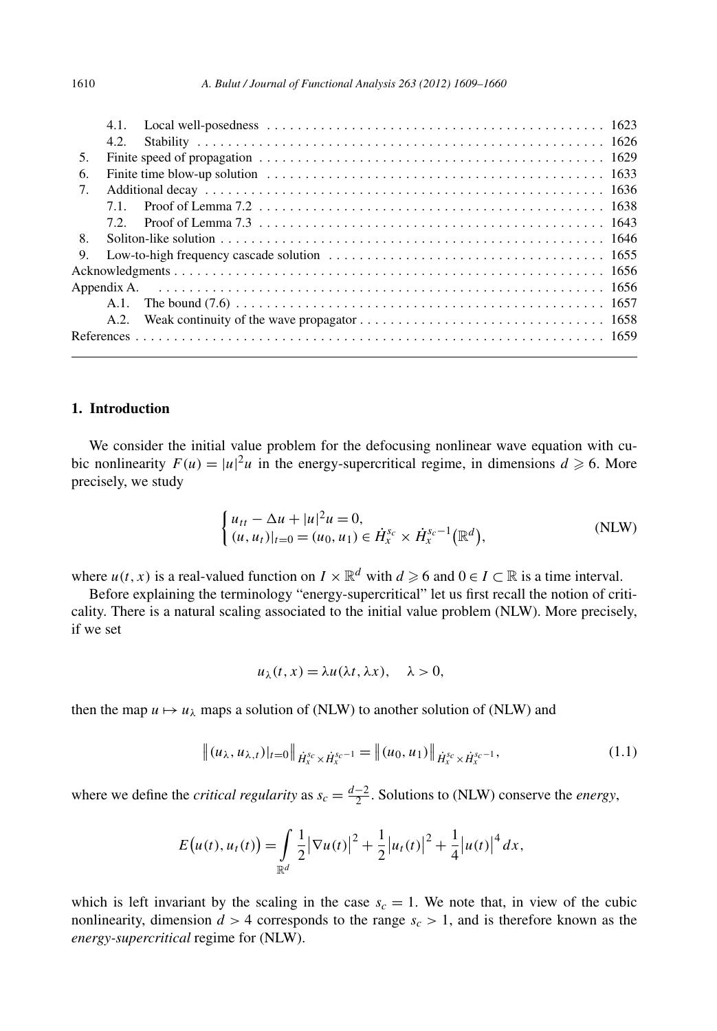| | | |
|---|---|---|
| 4.1. | Local well-posedness | 1623 |
| 4.2. | Stability | 1626 |
| 5. | Finite speed of propagation | 1629 |
| 6. | Finite time blow-up solution | 1633 |
| 7. | Additional decay | 1636 |
| 7.1. | Proof of Lemma 7.2 | 1638 |
| 7.2. | Proof of Lemma 7.3 | 1643 |
| 8. | Soliton-like solution | 1646 |
| 9. | Low-to-high frequency cascade solution | 1655 |
| | Acknowledgments | 1656 |
| | Appendix A. | 1656 |
| A.1. | The bound (7.6) | 1657 |
| A.2. | Weak continuity of the wave propagator | 1658 |
| | References | 1659 |

## 1. Introduction

We consider the initial value problem for the defocusing nonlinear wave equation with cubic nonlinearity $F(u) = |u|^2 u$ in the energy-supercritical regime, in dimensions $d \geqslant 6$. More precisely, we study

$$\begin{cases} u_{tt} - \Delta u + |u|^2 u = 0, \\ (u, u_t)|_{t=0} = (u_0, u_1) \in \dot{H}_x^{s_c} \times \dot{H}_x^{s_c - 1}(\mathbb{R}^d), \end{cases} \tag{NLW}$$

where $u(t, x)$ is a real-valued function on $I \times \mathbb{R}^d$ with $d \geqslant 6$ and $0 \in I \subset \mathbb{R}$ is a time interval.

Before explaining the terminology "energy-supercritical" let us first recall the notion of criticality. There is a natural scaling associated to the initial value problem (NLW). More precisely, if we set

$$u_\lambda(t, x) = \lambda u(\lambda t, \lambda x), \quad \lambda > 0,$$

then the map $u \mapsto u_\lambda$ maps a solution of (NLW) to another solution of (NLW) and

$$\left\| (u_\lambda, u_{\lambda,t})|_{t=0} \right\|_{\dot{H}_x^{s_c} \times \dot{H}_x^{s_c-1}} = \left\| (u_0, u_1) \right\|_{\dot{H}_x^{s_c} \times \dot{H}_x^{s_c-1}}, \tag{1.1}$$

where we define the *critical regularity* as $s_c = \frac{d-2}{2}$. Solutions to (NLW) conserve the *energy*,

$$E\big(u(t), u_t(t)\big) = \int_{\mathbb{R}^d} \frac{1}{2}\left|\nabla u(t)\right|^2 + \frac{1}{2}\left|u_t(t)\right|^2 + \frac{1}{4}\left|u(t)\right|^4 dx,$$

which is left invariant by the scaling in the case $s_c = 1$. We note that, in view of the cubic nonlinearity, dimension $d > 4$ corresponds to the range $s_c > 1$, and is therefore known as the *energy-supercritical* regime for (NLW).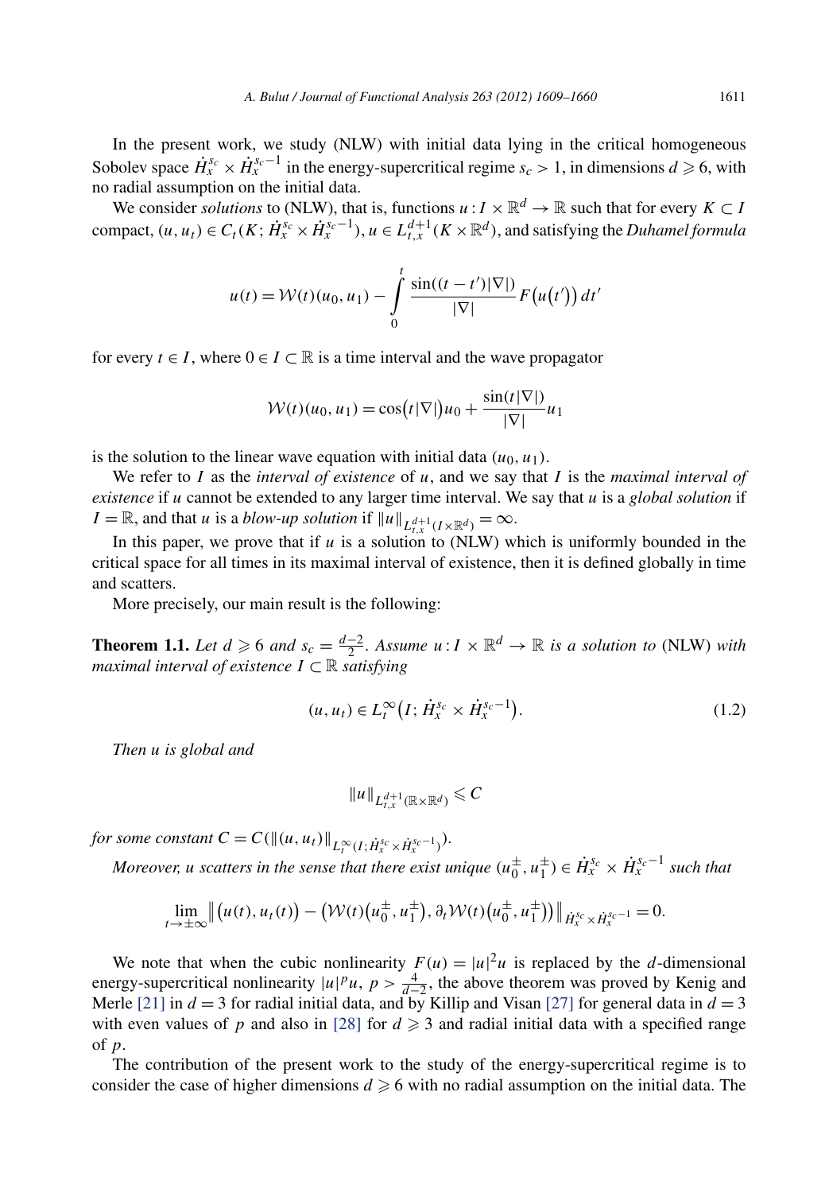In the present work, we study (NLW) with initial data lying in the critical homogeneous Sobolev space $\dot{H}_x^{s_c} \times \dot{H}_x^{s_c-1}$ in the energy-supercritical regime $s_c > 1$, in dimensions $d \geqslant 6$, with no radial assumption on the initial data.

We consider *solutions* to (NLW), that is, functions $u : I \times \mathbb{R}^d \to \mathbb{R}$ such that for every $K \subset I$ compact, $(u, u_t) \in C_t(K; \dot{H}_x^{s_c} \times \dot{H}_x^{s_c-1})$, $u \in L_{t,x}^{d+1}(K \times \mathbb{R}^d)$, and satisfying the *Duhamel formula*

$$u(t) = \mathcal{W}(t)(u_0, u_1) - \int_0^t \frac{\sin((t-t')|\nabla|)}{|\nabla|} F\big(u(t')\big)\, dt'$$

for every $t \in I$, where $0 \in I \subset \mathbb{R}$ is a time interval and the wave propagator

$$\mathcal{W}(t)(u_0, u_1) = \cos\big(t|\nabla|\big)u_0 + \frac{\sin(t|\nabla|)}{|\nabla|}u_1$$

is the solution to the linear wave equation with initial data $(u_0, u_1)$.

We refer to $I$ as the *interval of existence* of $u$, and we say that $I$ is the *maximal interval of existence* if $u$ cannot be extended to any larger time interval. We say that $u$ is a *global solution* if $I = \mathbb{R}$, and that $u$ is a *blow-up solution* if $\|u\|_{L_{t,x}^{d+1}(I \times \mathbb{R}^d)} = \infty$.

In this paper, we prove that if $u$ is a solution to (NLW) which is uniformly bounded in the critical space for all times in its maximal interval of existence, then it is defined globally in time and scatters.

More precisely, our main result is the following:

**Theorem 1.1.** *Let $d \geqslant 6$ and $s_c = \frac{d-2}{2}$. Assume $u : I \times \mathbb{R}^d \to \mathbb{R}$ is a solution to* (NLW) *with maximal interval of existence $I \subset \mathbb{R}$ satisfying*

$$(u, u_t) \in L_t^\infty\big(I; \dot{H}_x^{s_c} \times \dot{H}_x^{s_c-1}\big). \tag{1.2}$$

*Then $u$ is global and*

$$\|u\|_{L_{t,x}^{d+1}(\mathbb{R} \times \mathbb{R}^d)} \leqslant C$$

*for some constant $C = C(\|(u, u_t)\|_{L_t^\infty(I; \dot{H}_x^{s_c} \times \dot{H}_x^{s_c-1})})$.*

*Moreover, $u$ scatters in the sense that there exist unique $(u_0^\pm, u_1^\pm) \in \dot{H}_x^{s_c} \times \dot{H}_x^{s_c-1}$ such that*

$$\lim_{t \to \pm\infty} \big\| \big(u(t), u_t(t)\big) - \big(\mathcal{W}(t)\big(u_0^\pm, u_1^\pm\big), \partial_t \mathcal{W}(t)\big(u_0^\pm, u_1^\pm\big)\big) \big\|_{\dot{H}_x^{s_c} \times \dot{H}_x^{s_c-1}} = 0.$$

We note that when the cubic nonlinearity $F(u) = |u|^2 u$ is replaced by the $d$-dimensional energy-supercritical nonlinearity $|u|^p u$, $p > \frac{4}{d-2}$, the above theorem was proved by Kenig and Merle [21] in $d = 3$ for radial initial data, and by Killip and Visan [27] for general data in $d = 3$ with even values of $p$ and also in [28] for $d \geqslant 3$ and radial initial data with a specified range of $p$.

The contribution of the present work to the study of the energy-supercritical regime is to consider the case of higher dimensions $d \geqslant 6$ with no radial assumption on the initial data. The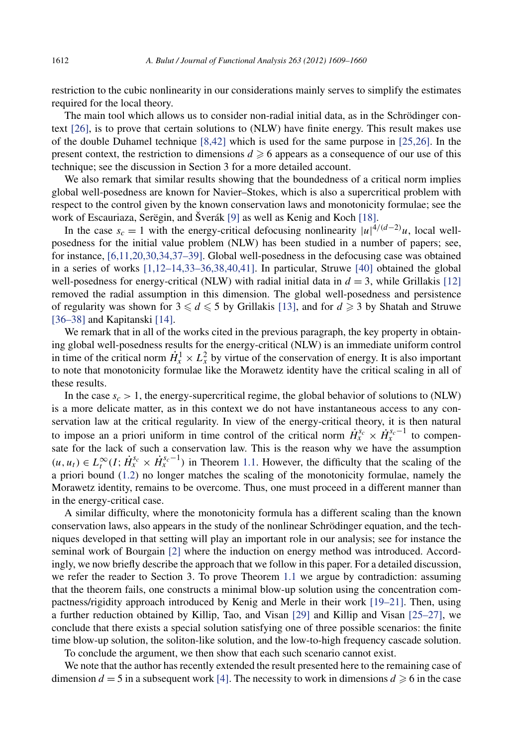restriction to the cubic nonlinearity in our considerations mainly serves to simplify the estimates required for the local theory.

The main tool which allows us to consider non-radial initial data, as in the Schrödinger context [26], is to prove that certain solutions to (NLW) have finite energy. This result makes use of the double Duhamel technique [8,42] which is used for the same purpose in [25,26]. In the present context, the restriction to dimensions $d \geqslant 6$ appears as a consequence of our use of this technique; see the discussion in Section 3 for a more detailed account.

We also remark that similar results showing that the boundedness of a critical norm implies global well-posedness are known for Navier–Stokes, which is also a supercritical problem with respect to the control given by the known conservation laws and monotonicity formulae; see the work of Escauriaza, Serëgin, and Šverák [9] as well as Kenig and Koch [18].

In the case $s_c = 1$ with the energy-critical defocusing nonlinearity $|u|^{4/(d-2)}u$, local well-posedness for the initial value problem (NLW) has been studied in a number of papers; see, for instance, [6,11,20,30,34,37–39]. Global well-posedness in the defocusing case was obtained in a series of works [1,12–14,33–36,38,40,41]. In particular, Struwe [40] obtained the global well-posedness for energy-critical (NLW) with radial initial data in $d = 3$, while Grillakis [12] removed the radial assumption in this dimension. The global well-posedness and persistence of regularity was shown for $3 \leqslant d \leqslant 5$ by Grillakis [13], and for $d \geqslant 3$ by Shatah and Struwe [36–38] and Kapitanski [14].

We remark that in all of the works cited in the previous paragraph, the key property in obtaining global well-posedness results for the energy-critical (NLW) is an immediate uniform control in time of the critical norm $\dot{H}^1_x \times L^2_x$ by virtue of the conservation of energy. It is also important to note that monotonicity formulae like the Morawetz identity have the critical scaling in all of these results.

In the case $s_c > 1$, the energy-supercritical regime, the global behavior of solutions to (NLW) is a more delicate matter, as in this context we do not have instantaneous access to any conservation law at the critical regularity. In view of the energy-critical theory, it is then natural to impose an a priori uniform in time control of the critical norm $\dot{H}^{s_c}_x \times \dot{H}^{s_c-1}_x$ to compensate for the lack of such a conservation law. This is the reason why we have the assumption $(u, u_t) \in L^\infty_t(I; \dot{H}^{s_c}_x \times \dot{H}^{s_c-1}_x)$ in Theorem 1.1. However, the difficulty that the scaling of the a priori bound (1.2) no longer matches the scaling of the monotonicity formulae, namely the Morawetz identity, remains to be overcome. Thus, one must proceed in a different manner than in the energy-critical case.

A similar difficulty, where the monotonicity formula has a different scaling than the known conservation laws, also appears in the study of the nonlinear Schrödinger equation, and the techniques developed in that setting will play an important role in our analysis; see for instance the seminal work of Bourgain [2] where the induction on energy method was introduced. Accordingly, we now briefly describe the approach that we follow in this paper. For a detailed discussion, we refer the reader to Section 3. To prove Theorem 1.1 we argue by contradiction: assuming that the theorem fails, one constructs a minimal blow-up solution using the concentration compactness/rigidity approach introduced by Kenig and Merle in their work [19–21]. Then, using a further reduction obtained by Killip, Tao, and Visan [29] and Killip and Visan [25–27], we conclude that there exists a special solution satisfying one of three possible scenarios: the finite time blow-up solution, the soliton-like solution, and the low-to-high frequency cascade solution.

To conclude the argument, we then show that each such scenario cannot exist.

We note that the author has recently extended the result presented here to the remaining case of dimension $d = 5$ in a subsequent work [4]. The necessity to work in dimensions $d \geqslant 6$ in the case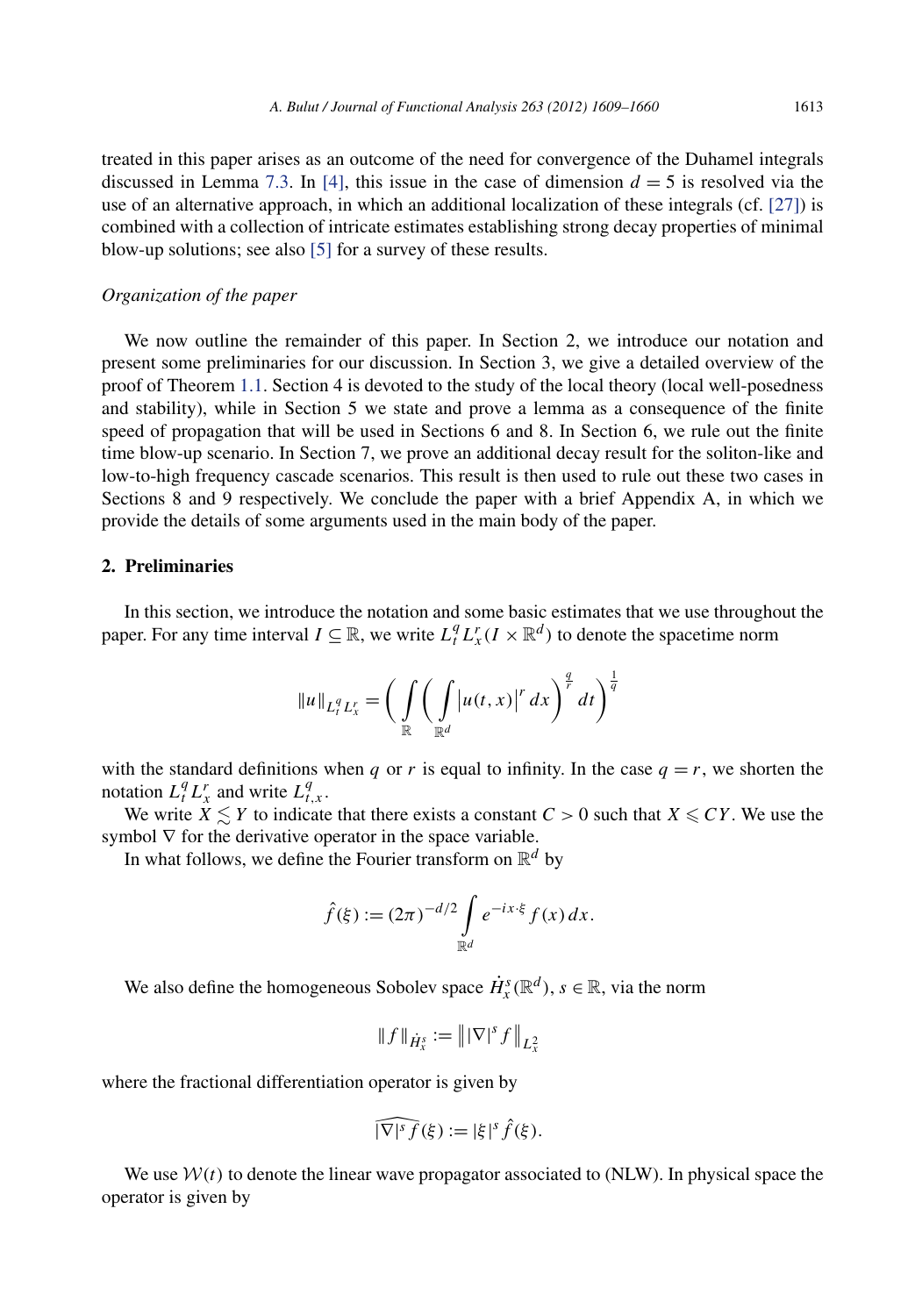treated in this paper arises as an outcome of the need for convergence of the Duhamel integrals discussed in Lemma 7.3. In [4], this issue in the case of dimension $d = 5$ is resolved via the use of an alternative approach, in which an additional localization of these integrals (cf. [27]) is combined with a collection of intricate estimates establishing strong decay properties of minimal blow-up solutions; see also [5] for a survey of these results.

*Organization of the paper*

We now outline the remainder of this paper. In Section 2, we introduce our notation and present some preliminaries for our discussion. In Section 3, we give a detailed overview of the proof of Theorem 1.1. Section 4 is devoted to the study of the local theory (local well-posedness and stability), while in Section 5 we state and prove a lemma as a consequence of the finite speed of propagation that will be used in Sections 6 and 8. In Section 6, we rule out the finite time blow-up scenario. In Section 7, we prove an additional decay result for the soliton-like and low-to-high frequency cascade scenarios. This result is then used to rule out these two cases in Sections 8 and 9 respectively. We conclude the paper with a brief Appendix A, in which we provide the details of some arguments used in the main body of the paper.

## 2. Preliminaries

In this section, we introduce the notation and some basic estimates that we use throughout the paper. For any time interval $I \subseteq \mathbb{R}$, we write $L_t^q L_x^r(I \times \mathbb{R}^d)$ to denote the spacetime norm

$$\|u\|_{L_t^q L_x^r} = \left( \int_{\mathbb{R}} \left( \int_{\mathbb{R}^d} \left|u(t,x)\right|^r dx \right)^{\frac{q}{r}} dt \right)^{\frac{1}{q}}$$

with the standard definitions when $q$ or $r$ is equal to infinity. In the case $q = r$, we shorten the notation $L_t^q L_x^r$ and write $L_{t,x}^q$.

We write $X \lesssim Y$ to indicate that there exists a constant $C > 0$ such that $X \leqslant CY$. We use the symbol $\nabla$ for the derivative operator in the space variable.

In what follows, we define the Fourier transform on $\mathbb{R}^d$ by

$$\hat{f}(\xi) := (2\pi)^{-d/2} \int_{\mathbb{R}^d} e^{-ix\cdot\xi} f(x)\, dx.$$

We also define the homogeneous Sobolev space $\dot{H}_x^s(\mathbb{R}^d)$, $s \in \mathbb{R}$, via the norm

$$\|f\|_{\dot{H}_x^s} := \left\| |\nabla|^s f \right\|_{L_x^2}$$

where the fractional differentiation operator is given by

$$\widehat{|\nabla|^s f}(\xi) := |\xi|^s \hat{f}(\xi).$$

We use $\mathcal{W}(t)$ to denote the linear wave propagator associated to (NLW). In physical space the operator is given by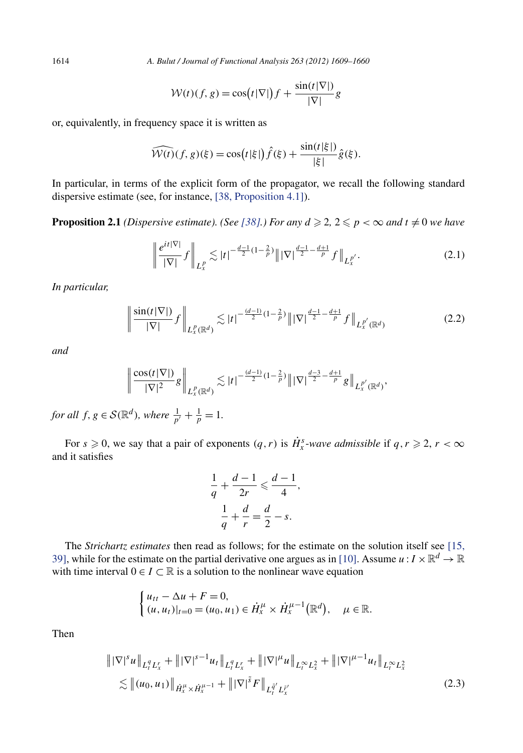$$\mathcal{W}(t)(f,g) = \cos\bigl(t|\nabla|\bigr) f + \frac{\sin(t|\nabla|)}{|\nabla|} g$$

or, equivalently, in frequency space it is written as

$$\widehat{\mathcal{W}(t)}(f,g)(\xi) = \cos\bigl(t|\xi|\bigr)\hat{f}(\xi) + \frac{\sin(t|\xi|)}{|\xi|}\hat{g}(\xi).$$

In particular, in terms of the explicit form of the propagator, we recall the following standard dispersive estimate (see, for instance, [38, Proposition 4.1]).

**Proposition 2.1** *(Dispersive estimate). (See [38].) For any $d \geqslant 2$, $2 \leqslant p < \infty$ and $t \neq 0$ we have*

$$\left\| \frac{e^{it|\nabla|}}{|\nabla|} f \right\|_{L_x^p} \lesssim |t|^{-\frac{d-1}{2}(1-\frac{2}{p})} \bigl\| |\nabla|^{\frac{d-1}{2}-\frac{d+1}{p}} f \bigr\|_{L_x^{p'}}. \tag{2.1}$$

*In particular,*

$$\left\| \frac{\sin(t|\nabla|)}{|\nabla|} f \right\|_{L_x^p(\mathbb{R}^d)} \lesssim |t|^{-\frac{(d-1)}{2}(1-\frac{2}{p})} \bigl\| |\nabla|^{\frac{d-1}{2}-\frac{d+1}{p}} f \bigr\|_{L_x^{p'}(\mathbb{R}^d)} \tag{2.2}$$

*and*

$$\left\| \frac{\cos(t|\nabla|)}{|\nabla|^2} g \right\|_{L_x^p(\mathbb{R}^d)} \lesssim |t|^{-\frac{(d-1)}{2}(1-\frac{2}{p})} \bigl\| |\nabla|^{\frac{d-3}{2}-\frac{d+1}{p}} g \bigr\|_{L_x^{p'}(\mathbb{R}^d)},$$

*for all $f, g \in \mathcal{S}(\mathbb{R}^d)$, where $\frac{1}{p'} + \frac{1}{p} = 1$.*

For $s \geqslant 0$, we say that a pair of exponents $(q,r)$ is *$\dot{H}_x^s$-wave admissible* if $q, r \geqslant 2$, $r < \infty$ and it satisfies

$$\frac{1}{q} + \frac{d-1}{2r} \leqslant \frac{d-1}{4},$$
$$\frac{1}{q} + \frac{d}{r} = \frac{d}{2} - s.$$

The *Strichartz estimates* then read as follows; for the estimate on the solution itself see [15, 39], while for the estimate on the partial derivative one argues as in [10]. Assume $u : I \times \mathbb{R}^d \to \mathbb{R}$ with time interval $0 \in I \subset \mathbb{R}$ is a solution to the nonlinear wave equation

$$\begin{cases} u_{tt} - \Delta u + F = 0, \\ (u, u_t)|_{t=0} = (u_0, u_1) \in \dot{H}_x^{\mu} \times \dot{H}_x^{\mu-1}(\mathbb{R}^d), \quad \mu \in \mathbb{R}. \end{cases}$$

Then

$$\begin{aligned} &\bigl\| |\nabla|^s u \bigr\|_{L_t^q L_x^r} + \bigl\| |\nabla|^{s-1} u_t \bigr\|_{L_t^q L_x^r} + \bigl\| |\nabla|^{\mu} u \bigr\|_{L_t^\infty L_x^2} + \bigl\| |\nabla|^{\mu-1} u_t \bigr\|_{L_t^\infty L_x^2} \\ &\quad \lesssim \bigl\| (u_0, u_1) \bigr\|_{\dot{H}_x^{\mu} \times \dot{H}_x^{\mu-1}} + \bigl\| |\nabla|^{\tilde{s}} F \bigr\|_{L_t^{\tilde{q}'} L_x^{\tilde{r}'}} \end{aligned} \tag{2.3}$$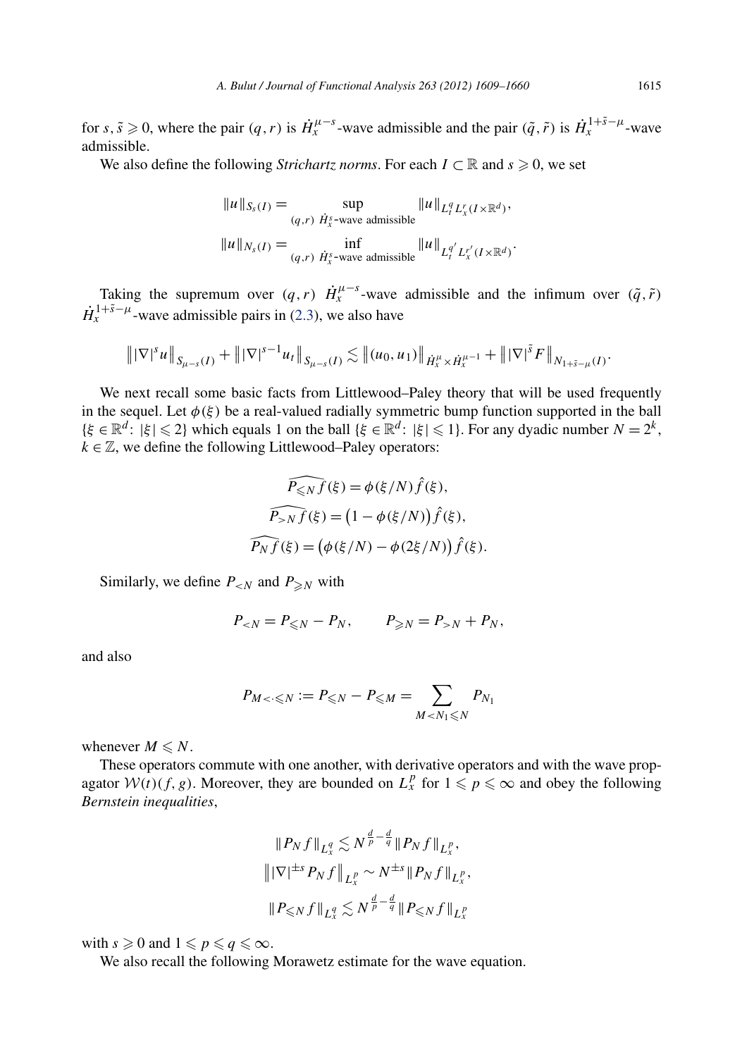for $s, \tilde{s} \geqslant 0$, where the pair $(q,r)$ is $\dot{H}_x^{\mu-s}$-wave admissible and the pair $(\tilde{q},\tilde{r})$ is $\dot{H}_x^{1+\tilde{s}-\mu}$-wave admissible.

We also define the following *Strichartz norms*. For each $I \subset \mathbb{R}$ and $s \geqslant 0$, we set

$$\|u\|_{S_s(I)} = \sup_{(q,r)\ \dot{H}_x^s\text{-wave admissible}} \|u\|_{L_t^q L_x^r(I\times\mathbb{R}^d)},$$

$$\|u\|_{N_s(I)} = \inf_{(q,r)\ \dot{H}_x^s\text{-wave admissible}} \|u\|_{L_t^{q'} L_x^{r'}(I\times\mathbb{R}^d)}.$$

Taking the supremum over $(q,r)$ $\dot{H}_x^{\mu-s}$-wave admissible and the infimum over $(\tilde{q},\tilde{r})$ $\dot{H}_x^{1+\tilde{s}-\mu}$-wave admissible pairs in (2.3), we also have

$$\big\||\nabla|^s u\big\|_{S_{\mu-s}(I)} + \big\||\nabla|^{s-1} u_t\big\|_{S_{\mu-s}(I)} \lesssim \big\|(u_0,u_1)\big\|_{\dot{H}_x^\mu \times \dot{H}_x^{\mu-1}} + \big\||\nabla|^{\tilde{s}} F\big\|_{N_{1+\tilde{s}-\mu}(I)}.$$

We next recall some basic facts from Littlewood–Paley theory that will be used frequently in the sequel. Let $\phi(\xi)$ be a real-valued radially symmetric bump function supported in the ball $\{\xi \in \mathbb{R}^d\colon |\xi| \leqslant 2\}$ which equals 1 on the ball $\{\xi \in \mathbb{R}^d\colon |\xi| \leqslant 1\}$. For any dyadic number $N = 2^k$, $k \in \mathbb{Z}$, we define the following Littlewood–Paley operators:

$$\widehat{P_{\leqslant N} f}(\xi) = \phi(\xi/N)\hat{f}(\xi),$$

$$\widehat{P_{>N} f}(\xi) = \big(1-\phi(\xi/N)\big)\hat{f}(\xi),$$

$$\widehat{P_N f}(\xi) = \big(\phi(\xi/N) - \phi(2\xi/N)\big)\hat{f}(\xi).$$

Similarly, we define $P_{<N}$ and $P_{\geqslant N}$ with

$$P_{<N} = P_{\leqslant N} - P_N, \qquad P_{\geqslant N} = P_{>N} + P_N,$$

and also

$$P_{M<\cdot\leqslant N} := P_{\leqslant N} - P_{\leqslant M} = \sum_{M<N_1\leqslant N} P_{N_1}$$

whenever $M \leqslant N$.

These operators commute with one another, with derivative operators and with the wave propagator $\mathcal{W}(t)(f,g)$. Moreover, they are bounded on $L_x^p$ for $1 \leqslant p \leqslant \infty$ and obey the following *Bernstein inequalities*,

$$\|P_N f\|_{L_x^q} \lesssim N^{\frac{d}{p}-\frac{d}{q}} \|P_N f\|_{L_x^p},$$

$$\big\||\nabla|^{\pm s} P_N f\big\|_{L_x^p} \sim N^{\pm s} \|P_N f\|_{L_x^p},$$

$$\|P_{\leqslant N} f\|_{L_x^q} \lesssim N^{\frac{d}{p}-\frac{d}{q}} \|P_{\leqslant N} f\|_{L_x^p}$$

with $s \geqslant 0$ and $1 \leqslant p \leqslant q \leqslant \infty$.

We also recall the following Morawetz estimate for the wave equation.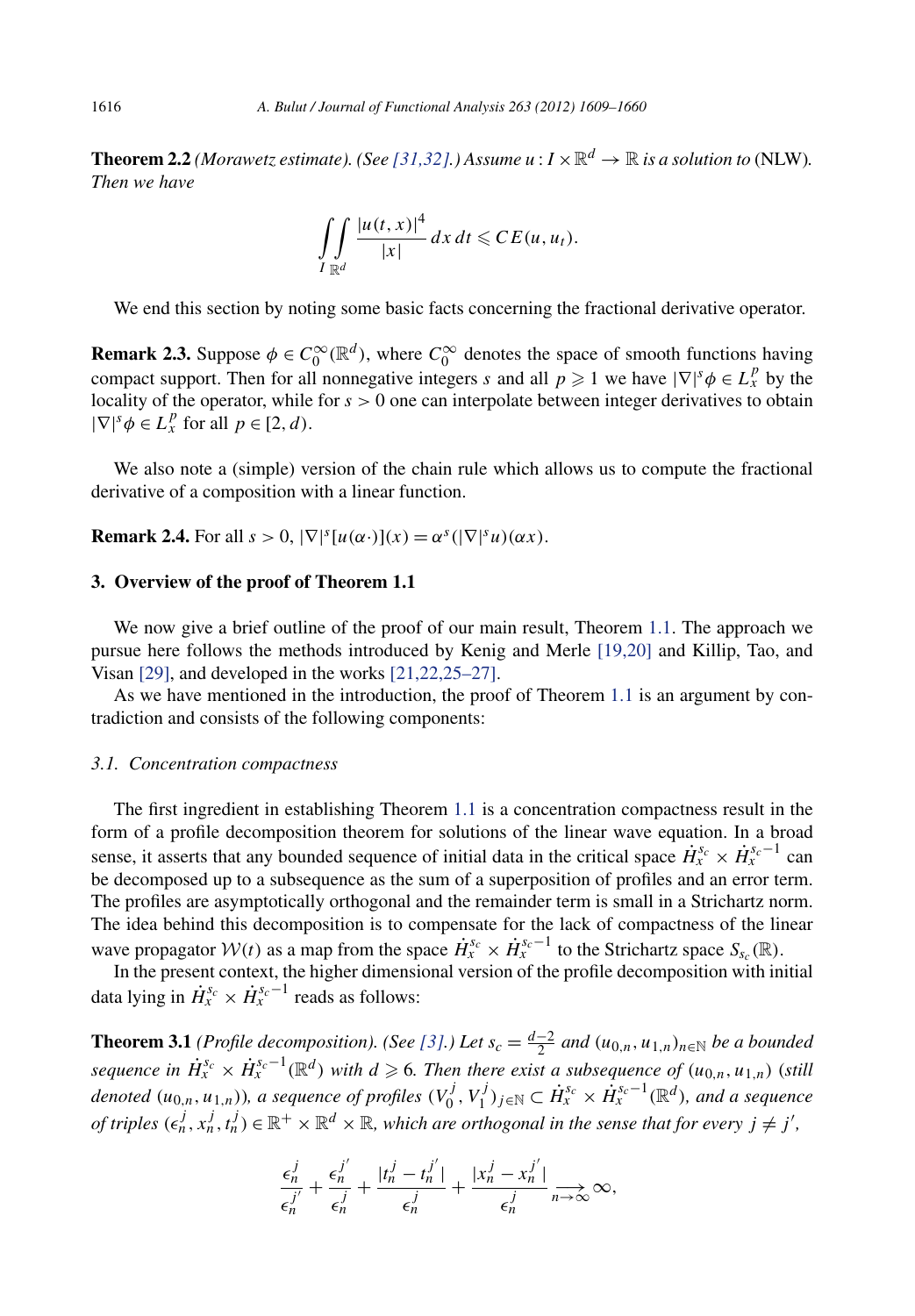**Theorem 2.2** *(Morawetz estimate). (See [31,32].) Assume $u : I \times \mathbb{R}^d \to \mathbb{R}$ is a solution to* (NLW)*. Then we have*

$$\int_I \int_{\mathbb{R}^d} \frac{|u(t,x)|^4}{|x|} \, dx \, dt \leqslant C E(u, u_t).$$

We end this section by noting some basic facts concerning the fractional derivative operator.

**Remark 2.3.** Suppose $\phi \in C_0^\infty(\mathbb{R}^d)$, where $C_0^\infty$ denotes the space of smooth functions having compact support. Then for all nonnegative integers $s$ and all $p \geqslant 1$ we have $|\nabla|^s \phi \in L_x^p$ by the locality of the operator, while for $s > 0$ one can interpolate between integer derivatives to obtain $|\nabla|^s \phi \in L_x^p$ for all $p \in [2, d)$.

We also note a (simple) version of the chain rule which allows us to compute the fractional derivative of a composition with a linear function.

**Remark 2.4.** For all $s > 0$, $|\nabla|^s [u(\alpha \cdot)](x) = \alpha^s (|\nabla|^s u)(\alpha x)$.

## 3. Overview of the proof of Theorem 1.1

We now give a brief outline of the proof of our main result, Theorem 1.1. The approach we pursue here follows the methods introduced by Kenig and Merle [19,20] and Killip, Tao, and Visan [29], and developed in the works [21,22,25–27].

As we have mentioned in the introduction, the proof of Theorem 1.1 is an argument by contradiction and consists of the following components:

### *3.1. Concentration compactness*

The first ingredient in establishing Theorem 1.1 is a concentration compactness result in the form of a profile decomposition theorem for solutions of the linear wave equation. In a broad sense, it asserts that any bounded sequence of initial data in the critical space $\dot{H}_x^{s_c} \times \dot{H}_x^{s_c - 1}$ can be decomposed up to a subsequence as the sum of a superposition of profiles and an error term. The profiles are asymptotically orthogonal and the remainder term is small in a Strichartz norm. The idea behind this decomposition is to compensate for the lack of compactness of the linear wave propagator $\mathcal{W}(t)$ as a map from the space $\dot{H}_x^{s_c} \times \dot{H}_x^{s_c - 1}$ to the Strichartz space $S_{s_c}(\mathbb{R})$.

In the present context, the higher dimensional version of the profile decomposition with initial data lying in $\dot{H}_x^{s_c} \times \dot{H}_x^{s_c - 1}$ reads as follows:

**Theorem 3.1** *(Profile decomposition). (See [3].) Let $s_c = \frac{d-2}{2}$ and $(u_{0,n}, u_{1,n})_{n \in \mathbb{N}}$ be a bounded sequence in $\dot{H}_x^{s_c} \times \dot{H}_x^{s_c - 1}(\mathbb{R}^d)$ with $d \geqslant 6$. Then there exist a subsequence of $(u_{0,n}, u_{1,n})$ (still denoted $(u_{0,n}, u_{1,n})$), a sequence of profiles $(V_0^j, V_1^j)_{j \in \mathbb{N}} \subset \dot{H}_x^{s_c} \times \dot{H}_x^{s_c - 1}(\mathbb{R}^d)$, and a sequence of triples $(\epsilon_n^j, x_n^j, t_n^j) \in \mathbb{R}^+ \times \mathbb{R}^d \times \mathbb{R}$, which are orthogonal in the sense that for every $j \neq j'$,*

$$\frac{\epsilon_n^j}{\epsilon_n^{j'}} + \frac{\epsilon_n^{j'}}{\epsilon_n^j} + \frac{|t_n^j - t_n^{j'}|}{\epsilon_n^j} + \frac{|x_n^j - x_n^{j'}|}{\epsilon_n^j} \underset{n \to \infty}{\longrightarrow} \infty,$$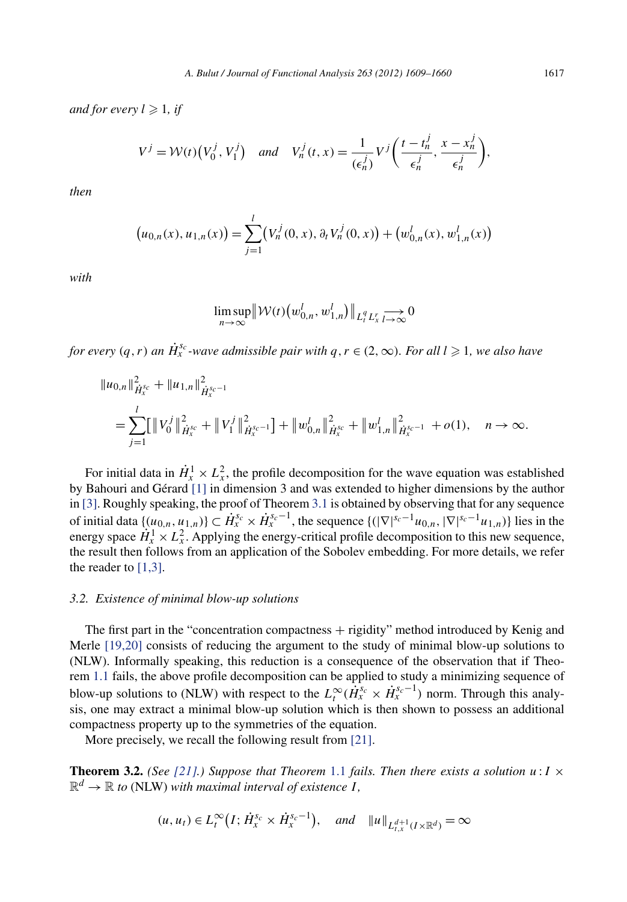*and for every $l \geqslant 1$, if*

$$V^j = \mathcal{W}(t)\big(V_0^j, V_1^j\big) \quad \textit{and} \quad V_n^j(t,x) = \frac{1}{(\epsilon_n^j)} V^j\bigg(\frac{t-t_n^j}{\epsilon_n^j}, \frac{x-x_n^j}{\epsilon_n^j}\bigg),$$

*then*

$$\big(u_{0,n}(x), u_{1,n}(x)\big) = \sum_{j=1}^{l} \big(V_n^j(0,x), \partial_t V_n^j(0,x)\big) + \big(w_{0,n}^l(x), w_{1,n}^l(x)\big)$$

*with*

$$\limsup_{n\to\infty} \big\| \mathcal{W}(t)\big(w_{0,n}^l, w_{1,n}^l\big) \big\|_{L_t^q L_x^r} \xrightarrow[l\to\infty]{} 0$$

*for every $(q,r)$ an $\dot{H}_x^{s_c}$-wave admissible pair with $q, r \in (2,\infty)$. For all $l \geqslant 1$, we also have*

$$\begin{aligned}
&\|u_{0,n}\|_{\dot{H}_x^{s_c}}^2 + \|u_{1,n}\|_{\dot{H}_x^{s_c-1}}^2 \\
&\quad = \sum_{j=1}^{l} \big[\big\|V_0^j\big\|_{\dot{H}_x^{s_c}}^2 + \big\|V_1^j\big\|_{\dot{H}_x^{s_c-1}}^2\big] + \big\|w_{0,n}^l\big\|_{\dot{H}_x^{s_c}}^2 + \big\|w_{1,n}^l\big\|_{\dot{H}_x^{s_c-1}}^2 + o(1), \quad n \to \infty.
\end{aligned}$$

For initial data in $\dot{H}_x^1 \times L_x^2$, the profile decomposition for the wave equation was established by Bahouri and Gérard [1] in dimension 3 and was extended to higher dimensions by the author in [3]. Roughly speaking, the proof of Theorem 3.1 is obtained by observing that for any sequence of initial data $\{(u_{0,n}, u_{1,n})\} \subset \dot{H}_x^{s_c} \times \dot{H}_x^{s_c-1}$, the sequence $\{(|\nabla|^{s_c-1}u_{0,n}, |\nabla|^{s_c-1}u_{1,n})\}$ lies in the energy space $\dot{H}_x^1 \times L_x^2$. Applying the energy-critical profile decomposition to this new sequence, the result then follows from an application of the Sobolev embedding. For more details, we refer the reader to [1,3].

### 3.2. Existence of minimal blow-up solutions

The first part in the "concentration compactness + rigidity" method introduced by Kenig and Merle [19,20] consists of reducing the argument to the study of minimal blow-up solutions to (NLW). Informally speaking, this reduction is a consequence of the observation that if Theorem 1.1 fails, the above profile decomposition can be applied to study a minimizing sequence of blow-up solutions to (NLW) with respect to the $L_t^\infty(\dot{H}_x^{s_c} \times \dot{H}_x^{s_c-1})$ norm. Through this analysis, one may extract a minimal blow-up solution which is then shown to possess an additional compactness property up to the symmetries of the equation.

More precisely, we recall the following result from [21].

**Theorem 3.2.** *(See [21].) Suppose that Theorem 1.1 fails. Then there exists a solution $u : I \times \mathbb{R}^d \to \mathbb{R}$ to* (NLW) *with maximal interval of existence $I$,*

$$(u, u_t) \in L_t^\infty\big(I; \dot{H}_x^{s_c} \times \dot{H}_x^{s_c-1}\big), \quad \textit{and} \quad \|u\|_{L_{t,x}^{d+1}(I\times\mathbb{R}^d)} = \infty$$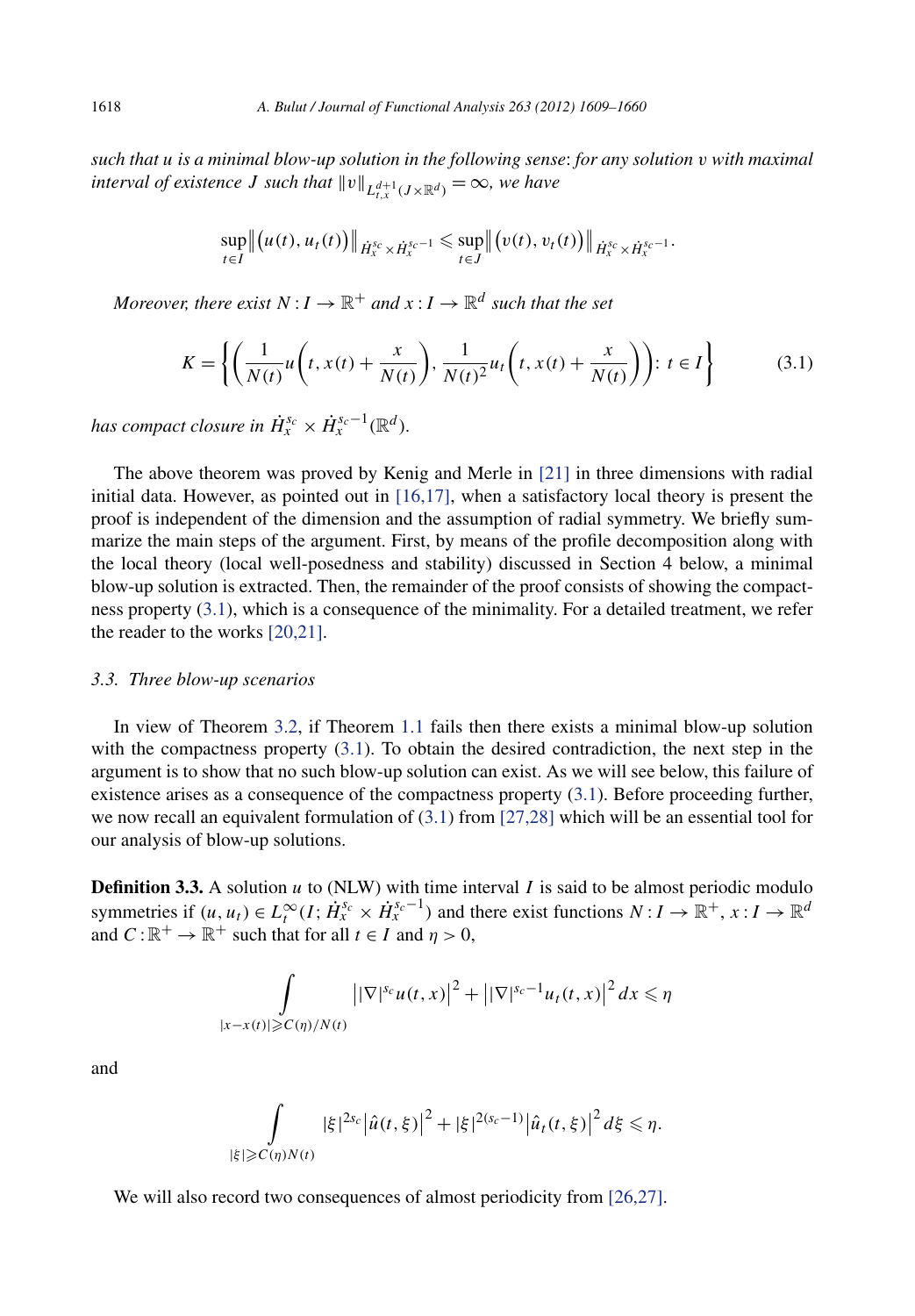*such that $u$ is a minimal blow-up solution in the following sense*: *for any solution $v$ with maximal interval of existence $J$ such that $\|v\|_{L^{d+1}_{t,x}(J\times\mathbb{R}^d)} = \infty$, we have*

$$\sup_{t\in I}\big\|\big(u(t),u_t(t)\big)\big\|_{\dot{H}^{s_c}_x\times\dot{H}^{s_c-1}_x} \leqslant \sup_{t\in J}\big\|\big(v(t),v_t(t)\big)\big\|_{\dot{H}^{s_c}_x\times\dot{H}^{s_c-1}_x}.$$

*Moreover, there exist $N: I\to\mathbb{R}^+$ and $x: I\to\mathbb{R}^d$ such that the set*

$$K = \left\{\left(\frac{1}{N(t)}u\left(t, x(t)+\frac{x}{N(t)}\right), \frac{1}{N(t)^2}u_t\left(t, x(t)+\frac{x}{N(t)}\right)\right): t\in I\right\} \tag{3.1}$$

*has compact closure in $\dot{H}^{s_c}_x\times\dot{H}^{s_c-1}_x(\mathbb{R}^d)$.*

The above theorem was proved by Kenig and Merle in [21] in three dimensions with radial initial data. However, as pointed out in [16,17], when a satisfactory local theory is present the proof is independent of the dimension and the assumption of radial symmetry. We briefly summarize the main steps of the argument. First, by means of the profile decomposition along with the local theory (local well-posedness and stability) discussed in Section 4 below, a minimal blow-up solution is extracted. Then, the remainder of the proof consists of showing the compactness property (3.1), which is a consequence of the minimality. For a detailed treatment, we refer the reader to the works [20,21].

### 3.3. Three blow-up scenarios

In view of Theorem 3.2, if Theorem 1.1 fails then there exists a minimal blow-up solution with the compactness property (3.1). To obtain the desired contradiction, the next step in the argument is to show that no such blow-up solution can exist. As we will see below, this failure of existence arises as a consequence of the compactness property (3.1). Before proceeding further, we now recall an equivalent formulation of (3.1) from [27,28] which will be an essential tool for our analysis of blow-up solutions.

**Definition 3.3.** A solution $u$ to (NLW) with time interval $I$ is said to be almost periodic modulo symmetries if $(u,u_t)\in L^\infty_t(I;\dot{H}^{s_c}_x\times\dot{H}^{s_c-1}_x)$ and there exist functions $N: I\to\mathbb{R}^+$, $x: I\to\mathbb{R}^d$ and $C:\mathbb{R}^+\to\mathbb{R}^+$ such that for all $t\in I$ and $\eta>0$,

$$\int\limits_{|x-x(t)|\geqslant C(\eta)/N(t)} \big||\nabla|^{s_c}u(t,x)\big|^2 + \big||\nabla|^{s_c-1}u_t(t,x)\big|^2\,dx \leqslant \eta$$

and

$$\int\limits_{|\xi|\geqslant C(\eta)N(t)} |\xi|^{2s_c}\big|\hat{u}(t,\xi)\big|^2 + |\xi|^{2(s_c-1)}\big|\hat{u}_t(t,\xi)\big|^2\,d\xi \leqslant \eta.$$

We will also record two consequences of almost periodicity from [26,27].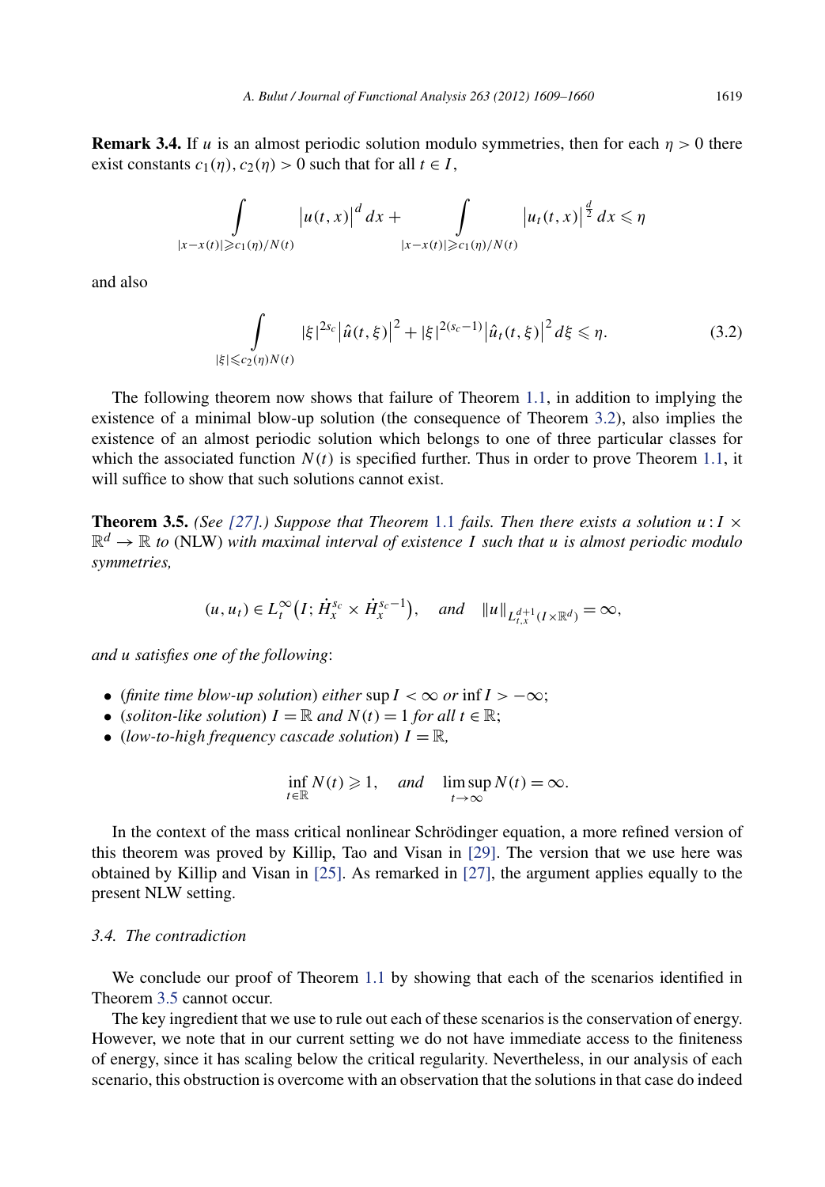**Remark 3.4.** If $u$ is an almost periodic solution modulo symmetries, then for each $\eta > 0$ there exist constants $c_1(\eta), c_2(\eta) > 0$ such that for all $t \in I$,

$$\int\limits_{|x-x(t)|\geqslant c_1(\eta)/N(t)} \big|u(t,x)\big|^d\,dx + \int\limits_{|x-x(t)|\geqslant c_1(\eta)/N(t)} \big|u_t(t,x)\big|^{\frac{d}{2}}\,dx \leqslant \eta$$

and also

$$\int\limits_{|\xi|\leqslant c_2(\eta)N(t)} |\xi|^{2s_c}\big|\hat{u}(t,\xi)\big|^2 + |\xi|^{2(s_c-1)}\big|\hat{u}_t(t,\xi)\big|^2\,d\xi \leqslant \eta. \tag{3.2}$$

The following theorem now shows that failure of Theorem 1.1, in addition to implying the existence of a minimal blow-up solution (the consequence of Theorem 3.2), also implies the existence of an almost periodic solution which belongs to one of three particular classes for which the associated function $N(t)$ is specified further. Thus in order to prove Theorem 1.1, it will suffice to show that such solutions cannot exist.

**Theorem 3.5.** *(See [27].) Suppose that Theorem 1.1 fails. Then there exists a solution $u : I \times \mathbb{R}^d \to \mathbb{R}$ to* (NLW) *with maximal interval of existence $I$ such that $u$ is almost periodic modulo symmetries,*

$$(u, u_t) \in L_t^\infty\big(I; \dot{H}_x^{s_c} \times \dot{H}_x^{s_c-1}\big), \quad \textit{and} \quad \|u\|_{L_{t,x}^{d+1}(I\times\mathbb{R}^d)} = \infty,$$

*and $u$ satisfies one of the following*:

- (*finite time blow-up solution*) *either* $\sup I < \infty$ *or* $\inf I > -\infty$;
- (*soliton-like solution*) $I = \mathbb{R}$ *and* $N(t) = 1$ *for all* $t \in \mathbb{R}$;
- (*low-to-high frequency cascade solution*) $I = \mathbb{R}$,

$$\inf_{t\in\mathbb{R}} N(t) \geqslant 1, \quad \textit{and} \quad \limsup_{t\to\infty} N(t) = \infty.$$

In the context of the mass critical nonlinear Schrödinger equation, a more refined version of this theorem was proved by Killip, Tao and Visan in [29]. The version that we use here was obtained by Killip and Visan in [25]. As remarked in [27], the argument applies equally to the present NLW setting.

### 3.4. The contradiction

We conclude our proof of Theorem 1.1 by showing that each of the scenarios identified in Theorem 3.5 cannot occur.

The key ingredient that we use to rule out each of these scenarios is the conservation of energy. However, we note that in our current setting we do not have immediate access to the finiteness of energy, since it has scaling below the critical regularity. Nevertheless, in our analysis of each scenario, this obstruction is overcome with an observation that the solutions in that case do indeed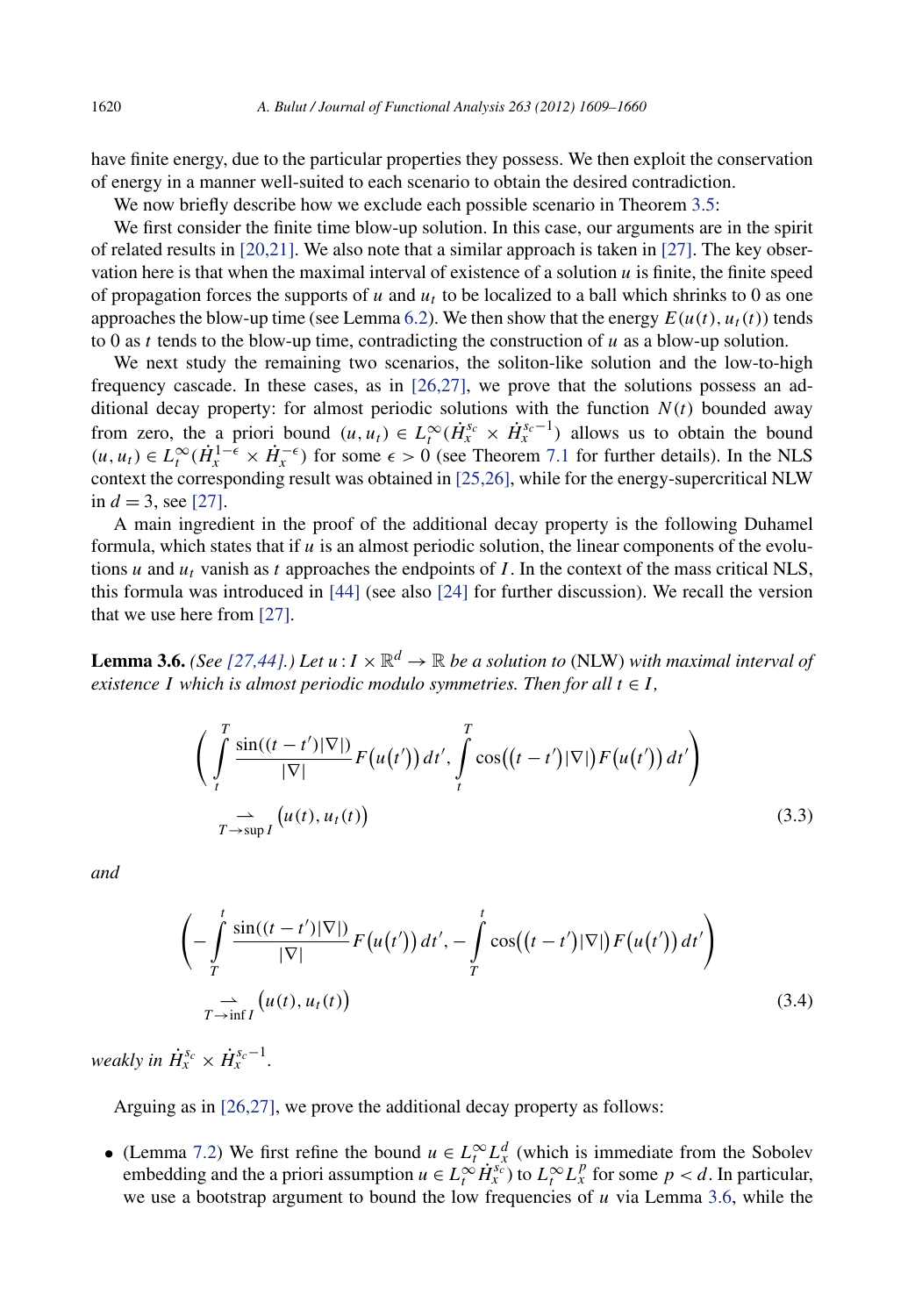have finite energy, due to the particular properties they possess. We then exploit the conservation of energy in a manner well-suited to each scenario to obtain the desired contradiction.

We now briefly describe how we exclude each possible scenario in Theorem 3.5:

We first consider the finite time blow-up solution. In this case, our arguments are in the spirit of related results in [20,21]. We also note that a similar approach is taken in [27]. The key observation here is that when the maximal interval of existence of a solution $u$ is finite, the finite speed of propagation forces the supports of $u$ and $u_t$ to be localized to a ball which shrinks to 0 as one approaches the blow-up time (see Lemma 6.2). We then show that the energy $E(u(t), u_t(t))$ tends to 0 as $t$ tends to the blow-up time, contradicting the construction of $u$ as a blow-up solution.

We next study the remaining two scenarios, the soliton-like solution and the low-to-high frequency cascade. In these cases, as in [26,27], we prove that the solutions possess an additional decay property: for almost periodic solutions with the function $N(t)$ bounded away from zero, the a priori bound $(u, u_t) \in L_t^\infty(\dot{H}_x^{s_c} \times \dot{H}_x^{s_c-1})$ allows us to obtain the bound $(u, u_t) \in L_t^\infty(\dot{H}_x^{1-\epsilon} \times \dot{H}_x^{-\epsilon})$ for some $\epsilon > 0$ (see Theorem 7.1 for further details). In the NLS context the corresponding result was obtained in [25,26], while for the energy-supercritical NLW in $d = 3$, see [27].

A main ingredient in the proof of the additional decay property is the following Duhamel formula, which states that if $u$ is an almost periodic solution, the linear components of the evolutions $u$ and $u_t$ vanish as $t$ approaches the endpoints of $I$. In the context of the mass critical NLS, this formula was introduced in [44] (see also [24] for further discussion). We recall the version that we use here from [27].

**Lemma 3.6.** *(See [27,44].) Let $u : I \times \mathbb{R}^d \to \mathbb{R}$ be a solution to* (NLW) *with maximal interval of existence $I$ which is almost periodic modulo symmetries. Then for all $t \in I$,*

$$\left( \int_t^T \frac{\sin((t-t')|\nabla|)}{|\nabla|} F\big(u(t')\big)\, dt', \int_t^T \cos\big((t-t')|\nabla|\big) F\big(u(t')\big)\, dt' \right) \underset{T \to \sup I}{\rightharpoonup} \big(u(t), u_t(t)\big) \tag{3.3}$$

*and*

$$\left( -\int_T^t \frac{\sin((t-t')|\nabla|)}{|\nabla|} F\big(u(t')\big)\, dt', -\int_T^t \cos\big((t-t')|\nabla|\big) F\big(u(t')\big)\, dt' \right) \underset{T \to \inf I}{\rightharpoonup} \big(u(t), u_t(t)\big) \tag{3.4}$$

*weakly in $\dot{H}_x^{s_c} \times \dot{H}_x^{s_c-1}$.*

Arguing as in [26,27], we prove the additional decay property as follows:

- (Lemma 7.2) We first refine the bound $u \in L_t^\infty L_x^d$ (which is immediate from the Sobolev embedding and the a priori assumption $u \in L_t^\infty \dot{H}_x^{s_c}$) to $L_t^\infty L_x^p$ for some $p < d$. In particular, we use a bootstrap argument to bound the low frequencies of $u$ via Lemma 3.6, while the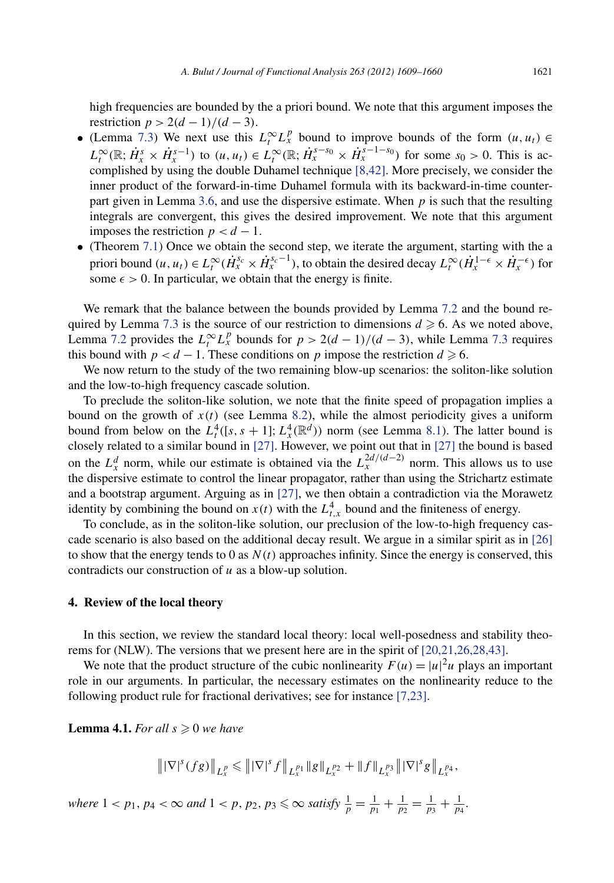high frequencies are bounded by the a priori bound. We note that this argument imposes the restriction $p > 2(d-1)/(d-3)$.

- (Lemma 7.3) We next use this $L_t^\infty L_x^p$ bound to improve bounds of the form $(u, u_t) \in L_t^\infty(\mathbb{R}; \dot{H}_x^s \times \dot{H}_x^{s-1})$ to $(u, u_t) \in L_t^\infty(\mathbb{R}; \dot{H}_x^{s-s_0} \times \dot{H}_x^{s-1-s_0})$ for some $s_0 > 0$. This is accomplished by using the double Duhamel technique [8,42]. More precisely, we consider the inner product of the forward-in-time Duhamel formula with its backward-in-time counterpart given in Lemma 3.6, and use the dispersive estimate. When $p$ is such that the resulting integrals are convergent, this gives the desired improvement. We note that this argument imposes the restriction $p < d-1$.
- (Theorem 7.1) Once we obtain the second step, we iterate the argument, starting with the a priori bound $(u, u_t) \in L_t^\infty(\dot{H}_x^{s_c} \times \dot{H}_x^{s_c-1})$, to obtain the desired decay $L_t^\infty(\dot{H}_x^{1-\epsilon} \times \dot{H}_x^{-\epsilon})$ for some $\epsilon > 0$. In particular, we obtain that the energy is finite.

We remark that the balance between the bounds provided by Lemma 7.2 and the bound required by Lemma 7.3 is the source of our restriction to dimensions $d \geqslant 6$. As we noted above, Lemma 7.2 provides the $L_t^\infty L_x^p$ bounds for $p > 2(d-1)/(d-3)$, while Lemma 7.3 requires this bound with $p < d-1$. These conditions on $p$ impose the restriction $d \geqslant 6$.

We now return to the study of the two remaining blow-up scenarios: the soliton-like solution and the low-to-high frequency cascade solution.

To preclude the soliton-like solution, we note that the finite speed of propagation implies a bound on the growth of $x(t)$ (see Lemma 8.2), while the almost periodicity gives a uniform bound from below on the $L_t^4([s, s+1]; L_x^4(\mathbb{R}^d))$ norm (see Lemma 8.1). The latter bound is closely related to a similar bound in [27]. However, we point out that in [27] the bound is based on the $L_x^d$ norm, while our estimate is obtained via the $L_x^{2d/(d-2)}$ norm. This allows us to use the dispersive estimate to control the linear propagator, rather than using the Strichartz estimate and a bootstrap argument. Arguing as in [27], we then obtain a contradiction via the Morawetz identity by combining the bound on $x(t)$ with the $L_{t,x}^4$ bound and the finiteness of energy.

To conclude, as in the soliton-like solution, our preclusion of the low-to-high frequency cascade scenario is also based on the additional decay result. We argue in a similar spirit as in [26] to show that the energy tends to 0 as $N(t)$ approaches infinity. Since the energy is conserved, this contradicts our construction of $u$ as a blow-up solution.

## 4. Review of the local theory

In this section, we review the standard local theory: local well-posedness and stability theorems for (NLW). The versions that we present here are in the spirit of [20,21,26,28,43].

We note that the product structure of the cubic nonlinearity $F(u) = |u|^2 u$ plays an important role in our arguments. In particular, the necessary estimates on the nonlinearity reduce to the following product rule for fractional derivatives; see for instance [7,23].

**Lemma 4.1.** *For all $s \geqslant 0$ we have*

$$\big\| |\nabla|^s (fg) \big\|_{L_x^p} \leqslant \big\| |\nabla|^s f \big\|_{L_x^{p_1}} \|g\|_{L_x^{p_2}} + \|f\|_{L_x^{p_3}} \big\| |\nabla|^s g \big\|_{L_x^{p_4}},$$

*where $1 < p_1, p_4 < \infty$ and $1 < p, p_2, p_3 \leqslant \infty$ satisfy $\frac{1}{p} = \frac{1}{p_1} + \frac{1}{p_2} = \frac{1}{p_3} + \frac{1}{p_4}$.*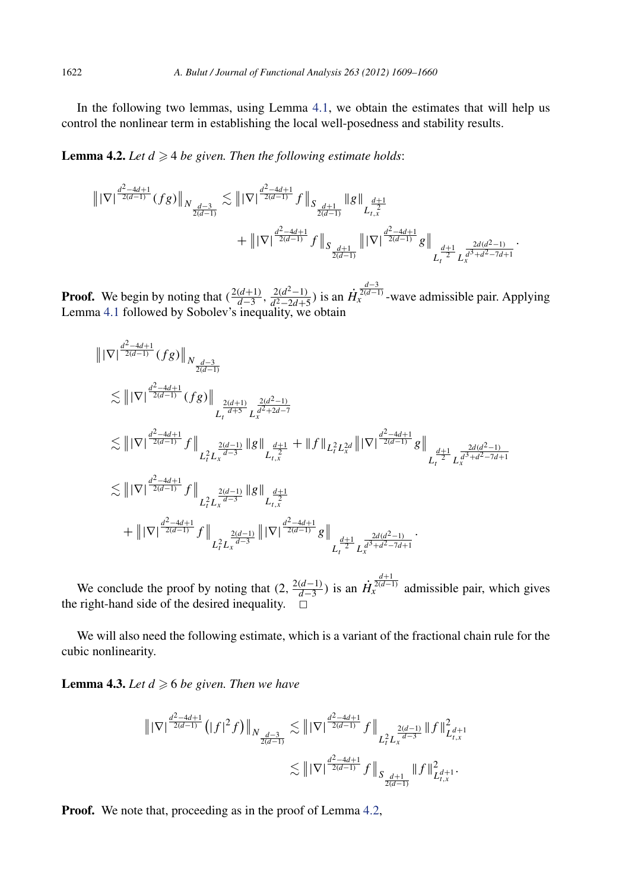In the following two lemmas, using Lemma 4.1, we obtain the estimates that will help us control the nonlinear term in establishing the local well-posedness and stability results.

**Lemma 4.2.** *Let $d \geqslant 4$ be given. Then the following estimate holds*:

$$
\begin{aligned}
\big\| |\nabla|^{\frac{d^2-4d+1}{2(d-1)}}(fg)\big\|_{N_{\frac{d-3}{2(d-1)}}} \lesssim{}& \big\| |\nabla|^{\frac{d^2-4d+1}{2(d-1)}} f\big\|_{S_{\frac{d+1}{2(d-1)}}} \|g\|_{L_{t,x}^{\frac{d+1}{2}}} \\
&+ \big\| |\nabla|^{\frac{d^2-4d+1}{2(d-1)}} f\big\|_{S_{\frac{d+1}{2(d-1)}}} \big\| |\nabla|^{\frac{d^2-4d+1}{2(d-1)}} g\big\|_{L_t^{\frac{d+1}{2}} L_x^{\frac{2d(d^2-1)}{d^3+d^2-7d+1}}}.
\end{aligned}
$$

**Proof.** We begin by noting that $(\frac{2(d+1)}{d-3}, \frac{2(d^2-1)}{d^2-2d+5})$ is an $\dot{H}_x^{\frac{d-3}{2(d-1)}}$-wave admissible pair. Applying Lemma 4.1 followed by Sobolev's inequality, we obtain

$$
\begin{aligned}
&\big\| |\nabla|^{\frac{d^2-4d+1}{2(d-1)}}(fg)\big\|_{N_{\frac{d-3}{2(d-1)}}} \\
&\quad\lesssim \big\| |\nabla|^{\frac{d^2-4d+1}{2(d-1)}}(fg)\big\|_{L_t^{\frac{2(d+1)}{d+5}} L_x^{\frac{2(d^2-1)}{d^2+2d-7}}} \\
&\quad\lesssim \big\| |\nabla|^{\frac{d^2-4d+1}{2(d-1)}} f\big\|_{L_t^2 L_x^{\frac{2(d-1)}{d-3}}} \|g\|_{L_{t,x}^{\frac{d+1}{2}}} + \|f\|_{L_t^2 L_x^{2d}} \big\| |\nabla|^{\frac{d^2-4d+1}{2(d-1)}} g\big\|_{L_t^{\frac{d+1}{2}} L_x^{\frac{2d(d^2-1)}{d^3+d^2-7d+1}}} \\
&\quad\lesssim \big\| |\nabla|^{\frac{d^2-4d+1}{2(d-1)}} f\big\|_{L_t^2 L_x^{\frac{2(d-1)}{d-3}}} \|g\|_{L_{t,x}^{\frac{d+1}{2}}} \\
&\qquad + \big\| |\nabla|^{\frac{d^2-4d+1}{2(d-1)}} f\big\|_{L_t^2 L_x^{\frac{2(d-1)}{d-3}}} \big\| |\nabla|^{\frac{d^2-4d+1}{2(d-1)}} g\big\|_{L_t^{\frac{d+1}{2}} L_x^{\frac{2d(d^2-1)}{d^3+d^2-7d+1}}}.
\end{aligned}
$$

We conclude the proof by noting that $(2, \frac{2(d-1)}{d-3})$ is an $\dot{H}_x^{\frac{d+1}{2(d-1)}}$ admissible pair, which gives the right-hand side of the desired inequality. $\square$

We will also need the following estimate, which is a variant of the fractional chain rule for the cubic nonlinearity.

**Lemma 4.3.** *Let $d \geqslant 6$ be given. Then we have*

$$
\begin{aligned}
\big\| |\nabla|^{\frac{d^2-4d+1}{2(d-1)}}\big(|f|^2 f\big)\big\|_{N_{\frac{d-3}{2(d-1)}}} &\lesssim \big\| |\nabla|^{\frac{d^2-4d+1}{2(d-1)}} f\big\|_{L_t^2 L_x^{\frac{2(d-1)}{d-3}}} \|f\|_{L_{t,x}^{d+1}}^2 \\
&\lesssim \big\| |\nabla|^{\frac{d^2-4d+1}{2(d-1)}} f\big\|_{S_{\frac{d+1}{2(d-1)}}} \|f\|_{L_{t,x}^{d+1}}^2.
\end{aligned}
$$

**Proof.** We note that, proceeding as in the proof of Lemma 4.2,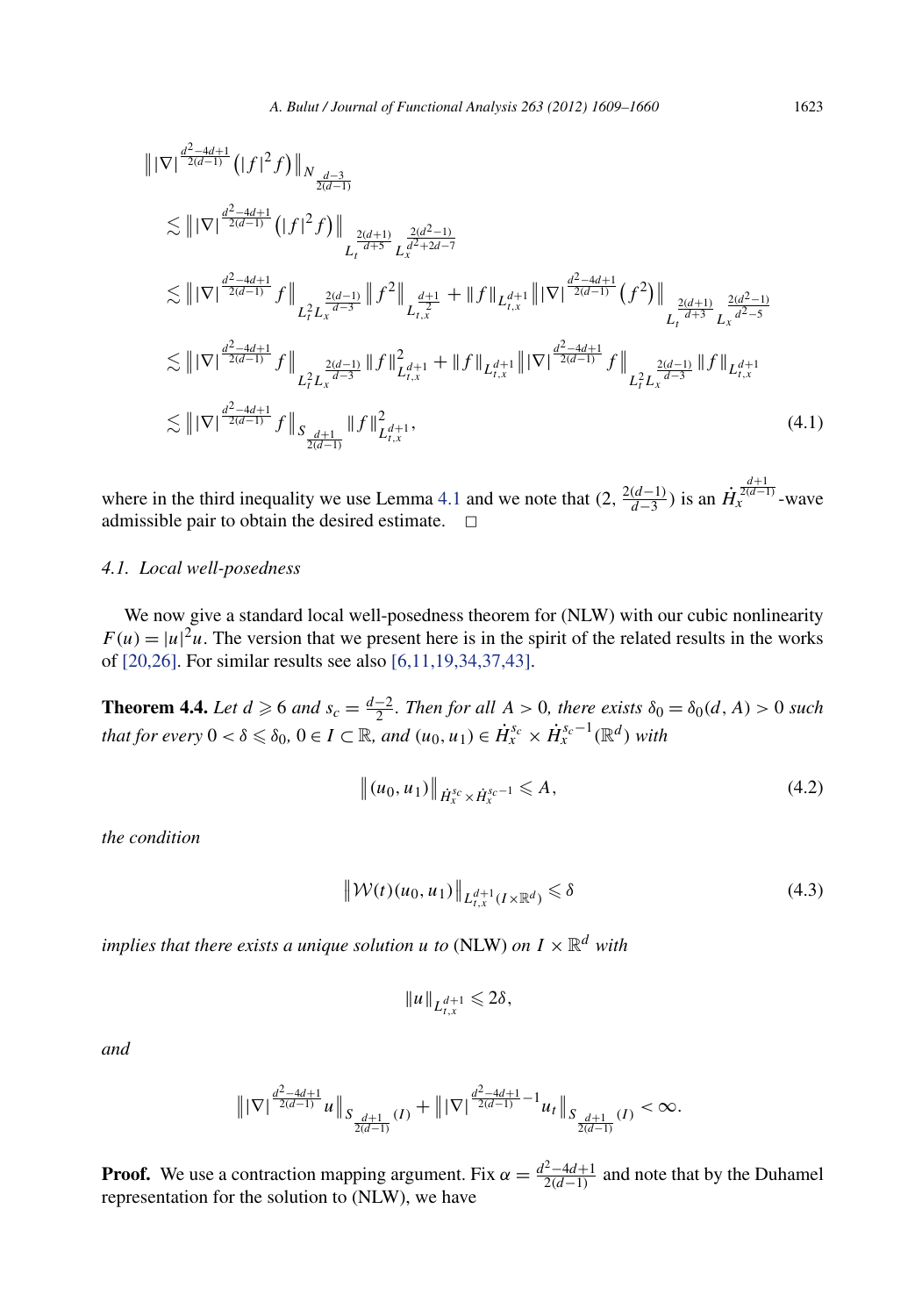$$
\begin{aligned}
&\big\| |\nabla|^{\frac{d^2-4d+1}{2(d-1)}} \big(|f|^2 f\big) \big\|_{N_{\frac{d-3}{2(d-1)}}} \\
&\lesssim \big\| |\nabla|^{\frac{d^2-4d+1}{2(d-1)}} \big(|f|^2 f\big) \big\|_{L_t^{\frac{2(d+1)}{d+5}} L_x^{\frac{2(d^2-1)}{d^2+2d-7}}} \\
&\lesssim \big\| |\nabla|^{\frac{d^2-4d+1}{2(d-1)}} f \big\|_{L_t^2 L_x^{\frac{2(d-1)}{d-3}}} \big\| f^2 \big\|_{L_{t,x}^{\frac{d+1}{2}}} + \|f\|_{L_{t,x}^{d+1}} \big\| |\nabla|^{\frac{d^2-4d+1}{2(d-1)}} \big(f^2\big) \big\|_{L_t^{\frac{2(d+1)}{d+3}} L_x^{\frac{2(d^2-1)}{d^2-5}}} \\
&\lesssim \big\| |\nabla|^{\frac{d^2-4d+1}{2(d-1)}} f \big\|_{L_t^2 L_x^{\frac{2(d-1)}{d-3}}} \|f\|_{L_{t,x}^{d+1}}^2 + \|f\|_{L_{t,x}^{d+1}} \big\| |\nabla|^{\frac{d^2-4d+1}{2(d-1)}} f \big\|_{L_t^2 L_x^{\frac{2(d-1)}{d-3}}} \|f\|_{L_{t,x}^{d+1}} \\
&\lesssim \big\| |\nabla|^{\frac{d^2-4d+1}{2(d-1)}} f \big\|_{S_{\frac{d+1}{2(d-1)}}} \|f\|_{L_{t,x}^{d+1}}^2,
\end{aligned}
\tag{4.1}
$$

where in the third inequality we use Lemma 4.1 and we note that $(2, \frac{2(d-1)}{d-3})$ is an $\dot{H}_x^{\frac{d+1}{2(d-1)}}$-wave admissible pair to obtain the desired estimate. $\square$

### 4.1. Local well-posedness

We now give a standard local well-posedness theorem for (NLW) with our cubic nonlinearity $F(u) = |u|^2 u$. The version that we present here is in the spirit of the related results in the works of [20,26]. For similar results see also [6,11,19,34,37,43].

**Theorem 4.4.** *Let $d \geqslant 6$ and $s_c = \frac{d-2}{2}$. Then for all $A > 0$, there exists $\delta_0 = \delta_0(d, A) > 0$ such that for every $0 < \delta \leqslant \delta_0$, $0 \in I \subset \mathbb{R}$, and $(u_0, u_1) \in \dot{H}_x^{s_c} \times \dot{H}_x^{s_c - 1}(\mathbb{R}^d)$ with*

$$
\big\| (u_0, u_1) \big\|_{\dot{H}_x^{s_c} \times \dot{H}_x^{s_c-1}} \leqslant A,
\tag{4.2}
$$

*the condition*

$$
\big\| \mathcal{W}(t)(u_0, u_1) \big\|_{L_{t,x}^{d+1}(I \times \mathbb{R}^d)} \leqslant \delta
\tag{4.3}
$$

*implies that there exists a unique solution $u$ to* (NLW) *on $I \times \mathbb{R}^d$ with*

$$
\|u\|_{L_{t,x}^{d+1}} \leqslant 2\delta,
$$

*and*

$$
\big\| |\nabla|^{\frac{d^2-4d+1}{2(d-1)}} u \big\|_{S_{\frac{d+1}{2(d-1)}}(I)} + \big\| |\nabla|^{\frac{d^2-4d+1}{2(d-1)} - 1} u_t \big\|_{S_{\frac{d+1}{2(d-1)}}(I)} < \infty.
$$

**Proof.** We use a contraction mapping argument. Fix $\alpha = \frac{d^2-4d+1}{2(d-1)}$ and note that by the Duhamel representation for the solution to (NLW), we have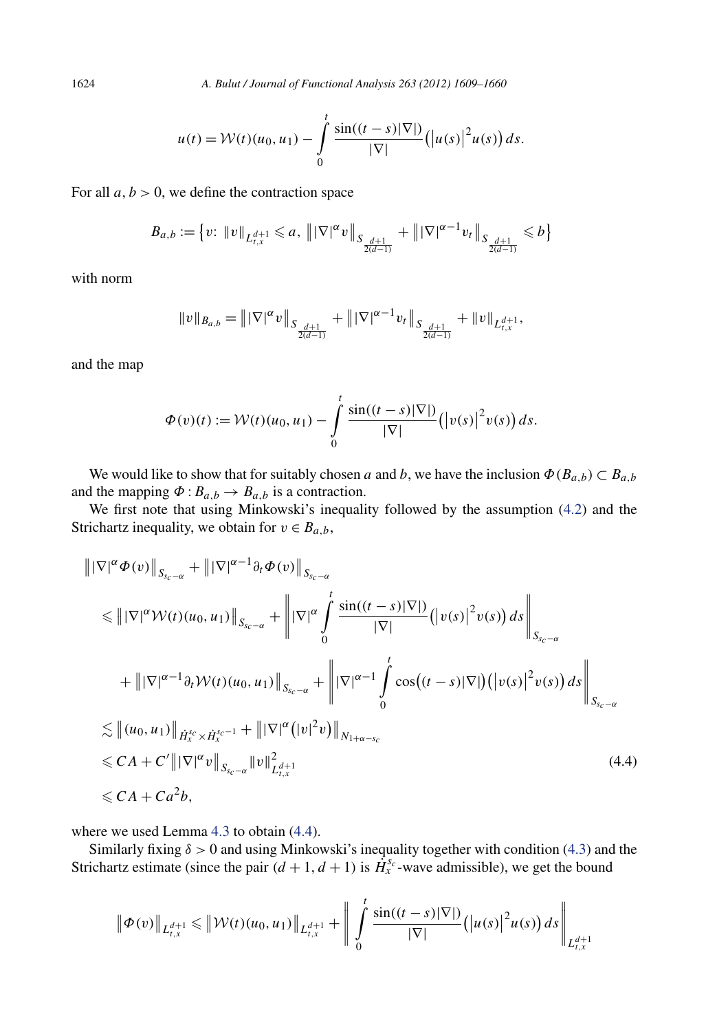$$u(t) = \mathcal{W}(t)(u_0, u_1) - \int_0^t \frac{\sin((t-s)|\nabla|)}{|\nabla|}\big(|u(s)|^2 u(s)\big)\,ds.$$

For all $a, b > 0$, we define the contraction space

$$B_{a,b} := \big\{v\colon \|v\|_{L^{d+1}_{t,x}} \leqslant a,\ \big\||\nabla|^\alpha v\big\|_{S_{\frac{d+1}{2(d-1)}}} + \big\||\nabla|^{\alpha-1} v_t\big\|_{S_{\frac{d+1}{2(d-1)}}} \leqslant b\big\}$$

with norm

$$\|v\|_{B_{a,b}} = \big\||\nabla|^\alpha v\big\|_{S_{\frac{d+1}{2(d-1)}}} + \big\||\nabla|^{\alpha-1} v_t\big\|_{S_{\frac{d+1}{2(d-1)}}} + \|v\|_{L^{d+1}_{t,x}},$$

and the map

$$\Phi(v)(t) := \mathcal{W}(t)(u_0, u_1) - \int_0^t \frac{\sin((t-s)|\nabla|)}{|\nabla|}\big(|v(s)|^2 v(s)\big)\,ds.$$

We would like to show that for suitably chosen $a$ and $b$, we have the inclusion $\Phi(B_{a,b}) \subset B_{a,b}$ and the mapping $\Phi : B_{a,b} \to B_{a,b}$ is a contraction.

We first note that using Minkowski's inequality followed by the assumption (4.2) and the Strichartz inequality, we obtain for $v \in B_{a,b}$,

$$\begin{aligned}
&\big\||\nabla|^\alpha \Phi(v)\big\|_{S_{s_c-\alpha}} + \big\||\nabla|^{\alpha-1}\partial_t \Phi(v)\big\|_{S_{s_c-\alpha}} \\
&\quad\leqslant \big\||\nabla|^\alpha \mathcal{W}(t)(u_0, u_1)\big\|_{S_{s_c-\alpha}} + \left\||\nabla|^\alpha \int_0^t \frac{\sin((t-s)|\nabla|)}{|\nabla|}\big(|v(s)|^2 v(s)\big)\,ds\right\|_{S_{s_c-\alpha}} \\
&\qquad + \big\||\nabla|^{\alpha-1}\partial_t \mathcal{W}(t)(u_0, u_1)\big\|_{S_{s_c-\alpha}} + \left\||\nabla|^{\alpha-1} \int_0^t \cos\big((t-s)|\nabla|\big)\big(|v(s)|^2 v(s)\big)\,ds\right\|_{S_{s_c-\alpha}} \\
&\quad\lesssim \big\|(u_0, u_1)\big\|_{\dot H^{s_c}_x \times \dot H^{s_c-1}_x} + \big\||\nabla|^\alpha\big(|v|^2 v\big)\big\|_{N_{1+\alpha-s_c}} \\
&\quad\leqslant CA + C'\big\||\nabla|^\alpha v\big\|_{S_{s_c-\alpha}} \|v\|^2_{L^{d+1}_{t,x}} \qquad\qquad (4.4)\\
&\quad\leqslant CA + Ca^2 b,
\end{aligned}$$

where we used Lemma 4.3 to obtain (4.4).

Similarly fixing $\delta > 0$ and using Minkowski's inequality together with condition (4.3) and the Strichartz estimate (since the pair $(d+1, d+1)$ is $\dot H^{s_c}_x$-wave admissible), we get the bound

$$\big\|\Phi(v)\big\|_{L^{d+1}_{t,x}} \leqslant \big\|\mathcal{W}(t)(u_0, u_1)\big\|_{L^{d+1}_{t,x}} + \left\|\int_0^t \frac{\sin((t-s)|\nabla|)}{|\nabla|}\big(|u(s)|^2 u(s)\big)\,ds\right\|_{L^{d+1}_{t,x}}$$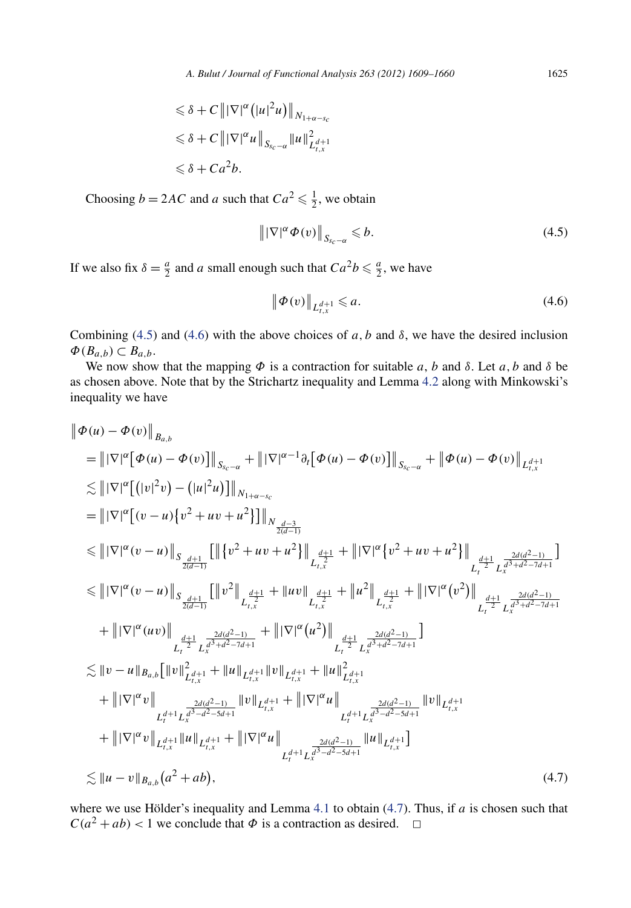$$
\begin{aligned}
&\leqslant \delta + C \left\| |\nabla|^{\alpha} \left( |u|^2 u \right) \right\|_{N_{1+\alpha-s_c}} \\
&\leqslant \delta + C \left\| |\nabla|^{\alpha} u \right\|_{S_{s_c-\alpha}} \|u\|^2_{L^{d+1}_{t,x}} \\
&\leqslant \delta + C a^2 b.
\end{aligned}
$$

Choosing $b = 2AC$ and $a$ such that $Ca^2 \leqslant \frac{1}{2}$, we obtain

$$
\left\| |\nabla|^{\alpha} \Phi(v) \right\|_{S_{s_c-\alpha}} \leqslant b. \tag{4.5}
$$

If we also fix $\delta = \frac{a}{2}$ and $a$ small enough such that $Ca^2 b \leqslant \frac{a}{2}$, we have

$$
\left\| \Phi(v) \right\|_{L^{d+1}_{t,x}} \leqslant a. \tag{4.6}
$$

Combining (4.5) and (4.6) with the above choices of $a, b$ and $\delta$, we have the desired inclusion $\Phi(B_{a,b}) \subset B_{a,b}$.

We now show that the mapping $\Phi$ is a contraction for suitable $a$, $b$ and $\delta$. Let $a, b$ and $\delta$ be as chosen above. Note that by the Strichartz inequality and Lemma 4.2 along with Minkowski's inequality we have

$$
\begin{aligned}
&\left\| \Phi(u) - \Phi(v) \right\|_{B_{a,b}} \\
&= \left\| |\nabla|^{\alpha} \left[ \Phi(u) - \Phi(v) \right] \right\|_{S_{s_c-\alpha}} + \left\| |\nabla|^{\alpha-1} \partial_t \left[ \Phi(u) - \Phi(v) \right] \right\|_{S_{s_c-\alpha}} + \left\| \Phi(u) - \Phi(v) \right\|_{L^{d+1}_{t,x}} \\
&\lesssim \left\| |\nabla|^{\alpha} \left[ \left( |v|^2 v \right) - \left( |u|^2 u \right) \right] \right\|_{N_{1+\alpha-s_c}} \\
&= \left\| |\nabla|^{\alpha} \left[ (v-u) \left\{ v^2 + uv + u^2 \right\} \right] \right\|_{N_{\frac{d-3}{2(d-1)}}} \\
&\leqslant \left\| |\nabla|^{\alpha} (v-u) \right\|_{S_{\frac{d+1}{2(d-1)}}} \left[ \left\| \left\{ v^2 + uv + u^2 \right\} \right\|_{L^{\frac{d+1}{2}}_{t,x}} + \left\| |\nabla|^{\alpha} \left\{ v^2 + uv + u^2 \right\} \right\|_{L_t^{\frac{d+1}{2}} L_x^{\frac{2d(d^2-1)}{d^3+d^2-7d+1}}} \right] \\
&\leqslant \left\| |\nabla|^{\alpha} (v-u) \right\|_{S_{\frac{d+1}{2(d-1)}}} \left[ \left\| v^2 \right\|_{L^{\frac{d+1}{2}}_{t,x}} + \|uv\|_{L^{\frac{d+1}{2}}_{t,x}} + \left\| u^2 \right\|_{L^{\frac{d+1}{2}}_{t,x}} + \left\| |\nabla|^{\alpha} \left( v^2 \right) \right\|_{L_t^{\frac{d+1}{2}} L_x^{\frac{2d(d^2-1)}{d^3+d^2-7d+1}}} \right. \\
&\quad \left. + \left\| |\nabla|^{\alpha} (uv) \right\|_{L_t^{\frac{d+1}{2}} L_x^{\frac{2d(d^2-1)}{d^3+d^2-7d+1}}} + \left\| |\nabla|^{\alpha} \left( u^2 \right) \right\|_{L_t^{\frac{d+1}{2}} L_x^{\frac{2d(d^2-1)}{d^3+d^2-7d+1}}} \right] \\
&\lesssim \|v-u\|_{B_{a,b}} \left[ \|v\|^2_{L^{d+1}_{t,x}} + \|u\|_{L^{d+1}_{t,x}} \|v\|_{L^{d+1}_{t,x}} + \|u\|^2_{L^{d+1}_{t,x}} \right. \\
&\quad + \left\| |\nabla|^{\alpha} v \right\|_{L_t^{d+1} L_x^{\frac{2d(d^2-1)}{d^3-d^2-5d+1}}} \|v\|_{L^{d+1}_{t,x}} + \left\| |\nabla|^{\alpha} u \right\|_{L_t^{d+1} L_x^{\frac{2d(d^2-1)}{d^3-d^2-5d+1}}} \|v\|_{L^{d+1}_{t,x}} \\
&\quad \left. + \left\| |\nabla|^{\alpha} v \right\|_{L^{d+1}_{t,x}} \|u\|_{L^{d+1}_{t,x}} + \left\| |\nabla|^{\alpha} u \right\|_{L_t^{d+1} L_x^{\frac{2d(d^2-1)}{d^3-d^2-5d+1}}} \|u\|_{L^{d+1}_{t,x}} \right] \\
&\lesssim \|u-v\|_{B_{a,b}} \left( a^2 + ab \right),
\end{aligned} \tag{4.7}
$$

where we use Hölder's inequality and Lemma 4.1 to obtain (4.7). Thus, if $a$ is chosen such that $C(a^2 + ab) < 1$ we conclude that $\Phi$ is a contraction as desired. $\square$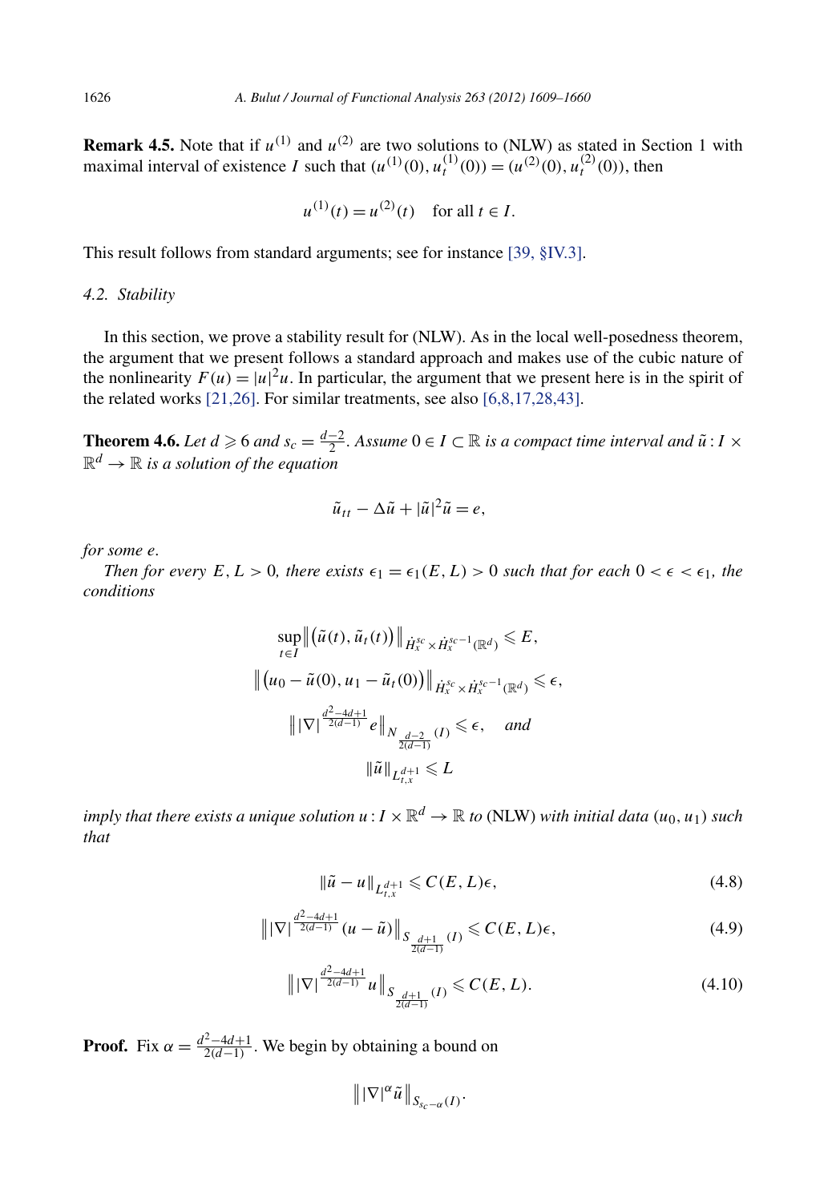**Remark 4.5.** Note that if $u^{(1)}$ and $u^{(2)}$ are two solutions to (NLW) as stated in Section 1 with maximal interval of existence $I$ such that $(u^{(1)}(0), u_t^{(1)}(0)) = (u^{(2)}(0), u_t^{(2)}(0))$, then

$$u^{(1)}(t) = u^{(2)}(t) \quad \text{for all } t \in I.$$

This result follows from standard arguments; see for instance [39, §IV.3].

### 4.2. Stability

In this section, we prove a stability result for (NLW). As in the local well-posedness theorem, the argument that we present follows a standard approach and makes use of the cubic nature of the nonlinearity $F(u) = |u|^2 u$. In particular, the argument that we present here is in the spirit of the related works [21,26]. For similar treatments, see also [6,8,17,28,43].

**Theorem 4.6.** *Let $d \geqslant 6$ and $s_c = \frac{d-2}{2}$. Assume $0 \in I \subset \mathbb{R}$ is a compact time interval and $\tilde{u} : I \times \mathbb{R}^d \to \mathbb{R}$ is a solution of the equation*

$$\tilde{u}_{tt} - \Delta \tilde{u} + |\tilde{u}|^2 \tilde{u} = e,$$

*for some $e$.*

*Then for every $E, L > 0$, there exists $\epsilon_1 = \epsilon_1(E, L) > 0$ such that for each $0 < \epsilon < \epsilon_1$, the conditions*

$$\sup_{t \in I} \big\| \big(\tilde{u}(t), \tilde{u}_t(t)\big) \big\|_{\dot{H}_x^{s_c} \times \dot{H}_x^{s_c - 1}(\mathbb{R}^d)} \leqslant E,$$

$$\big\| \big(u_0 - \tilde{u}(0), u_1 - \tilde{u}_t(0)\big) \big\|_{\dot{H}_x^{s_c} \times \dot{H}_x^{s_c - 1}(\mathbb{R}^d)} \leqslant \epsilon,$$

$$\big\| |\nabla|^{\frac{d^2 - 4d + 1}{2(d-1)}} e \big\|_{N_{\frac{d-2}{2(d-1)}}(I)} \leqslant \epsilon, \quad \text{and}$$

$$\|\tilde{u}\|_{L_{t,x}^{d+1}} \leqslant L$$

*imply that there exists a unique solution $u : I \times \mathbb{R}^d \to \mathbb{R}$ to* (NLW) *with initial data $(u_0, u_1)$ such that*

$$\|\tilde{u} - u\|_{L_{t,x}^{d+1}} \leqslant C(E, L)\epsilon, \tag{4.8}$$

$$\big\| |\nabla|^{\frac{d^2 - 4d + 1}{2(d-1)}} (u - \tilde{u}) \big\|_{S_{\frac{d+1}{2(d-1)}}(I)} \leqslant C(E, L)\epsilon, \tag{4.9}$$

$$\big\| |\nabla|^{\frac{d^2 - 4d + 1}{2(d-1)}} u \big\|_{S_{\frac{d+1}{2(d-1)}}(I)} \leqslant C(E, L). \tag{4.10}$$

**Proof.** Fix $\alpha = \frac{d^2 - 4d + 1}{2(d-1)}$. We begin by obtaining a bound on

$$\big\| |\nabla|^{\alpha} \tilde{u} \big\|_{S_{s_c - \alpha}(I)}.$$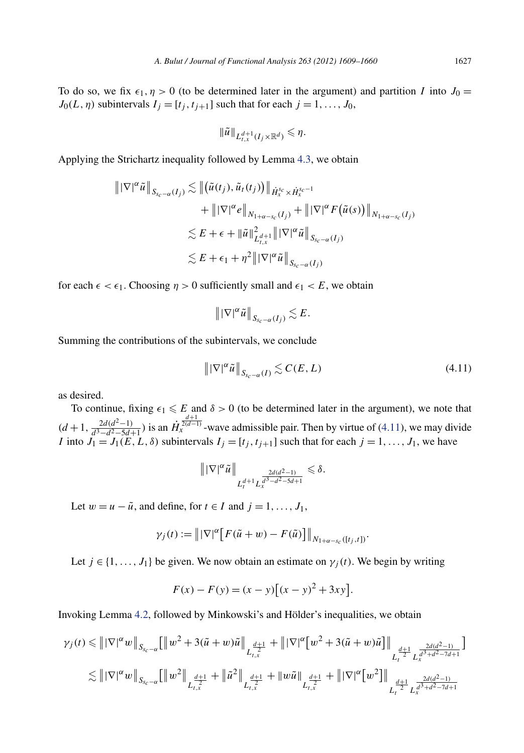To do so, we fix $\epsilon_1, \eta > 0$ (to be determined later in the argument) and partition $I$ into $J_0 = J_0(L, \eta)$ subintervals $I_j = [t_j, t_{j+1}]$ such that for each $j = 1, \ldots, J_0$,

$$\|\tilde{u}\|_{L^{d+1}_{t,x}(I_j \times \mathbb{R}^d)} \leqslant \eta.$$

Applying the Strichartz inequality followed by Lemma 4.3, we obtain

$$\begin{aligned}
\big\| |\nabla|^\alpha \tilde{u} \big\|_{S_{s_c-\alpha}(I_j)} &\lesssim \big\| \big(\tilde{u}(t_j), \tilde{u}_t(t_j)\big) \big\|_{\dot{H}^{s_c}_x \times \dot{H}^{s_c-1}_x} \\
&\quad + \big\| |\nabla|^\alpha e \big\|_{N_{1+\alpha-s_c}(I_j)} + \big\| |\nabla|^\alpha F\big(\tilde{u}(s)\big) \big\|_{N_{1+\alpha-s_c}(I_j)} \\
&\lesssim E + \epsilon + \|\tilde{u}\|^2_{L^{d+1}_{t,x}} \big\| |\nabla|^\alpha \tilde{u} \big\|_{S_{s_c-\alpha}(I_j)} \\
&\lesssim E + \epsilon_1 + \eta^2 \big\| |\nabla|^\alpha \tilde{u} \big\|_{S_{s_c-\alpha}(I_j)}
\end{aligned}$$

for each $\epsilon < \epsilon_1$. Choosing $\eta > 0$ sufficiently small and $\epsilon_1 < E$, we obtain

$$\big\| |\nabla|^\alpha \tilde{u} \big\|_{S_{s_c-\alpha}(I_j)} \lesssim E.$$

Summing the contributions of the subintervals, we conclude

$$\big\| |\nabla|^\alpha \tilde{u} \big\|_{S_{s_c-\alpha}(I)} \lesssim C(E, L) \tag{4.11}$$

as desired.

To continue, fixing $\epsilon_1 \leqslant E$ and $\delta > 0$ (to be determined later in the argument), we note that $(d+1, \frac{2d(d^2-1)}{d^3-d^2-5d+1})$ is an $\dot{H}^{\frac{d+1}{2(d-1)}}_x$-wave admissible pair. Then by virtue of (4.11), we may divide $I$ into $J_1 = J_1(E, L, \delta)$ subintervals $I_j = [t_j, t_{j+1}]$ such that for each $j = 1, \ldots, J_1$, we have

$$\big\| |\nabla|^\alpha \tilde{u} \big\|_{L^{d+1}_t L^{\frac{2d(d^2-1)}{d^3-d^2-5d+1}}_x} \leqslant \delta.$$

Let $w = u - \tilde{u}$, and define, for $t \in I$ and $j = 1, \ldots, J_1$,

$$\gamma_j(t) := \big\| |\nabla|^\alpha \big[ F(\tilde{u} + w) - F(\tilde{u}) \big] \big\|_{N_{1+\alpha-s_c}([t_j, t])}.$$

Let $j \in \{1, \ldots, J_1\}$ be given. We now obtain an estimate on $\gamma_j(t)$. We begin by writing

$$F(x) - F(y) = (x-y)\big[(x-y)^2 + 3xy\big].$$

Invoking Lemma 4.2, followed by Minkowski's and Hölder's inequalities, we obtain

$$\begin{aligned}
\gamma_j(t) &\leqslant \big\| |\nabla|^\alpha w \big\|_{S_{s_c-\alpha}} \Big[ \big\| w^2 + 3(\tilde{u} + w)\tilde{u} \big\|_{L^{\frac{d+1}{2}}_{t,x}} + \big\| |\nabla|^\alpha \big[ w^2 + 3(\tilde{u} + w)\tilde{u} \big] \big\|_{L^{\frac{d+1}{2}}_t L^{\frac{2d(d^2-1)}{d^3+d^2-7d+1}}_x} \Big] \\
&\lesssim \big\| |\nabla|^\alpha w \big\|_{S_{s_c-\alpha}} \Big[ \big\| w^2 \big\|_{L^{\frac{d+1}{2}}_{t,x}} + \big\| \tilde{u}^2 \big\|_{L^{\frac{d+1}{2}}_{t,x}} + \| w\tilde{u} \|_{L^{\frac{d+1}{2}}_{t,x}} + \big\| |\nabla|^\alpha \big[ w^2 \big] \big\|_{L^{\frac{d+1}{2}}_t L^{\frac{2d(d^2-1)}{d^3+d^2-7d+1}}_x}
\end{aligned}$$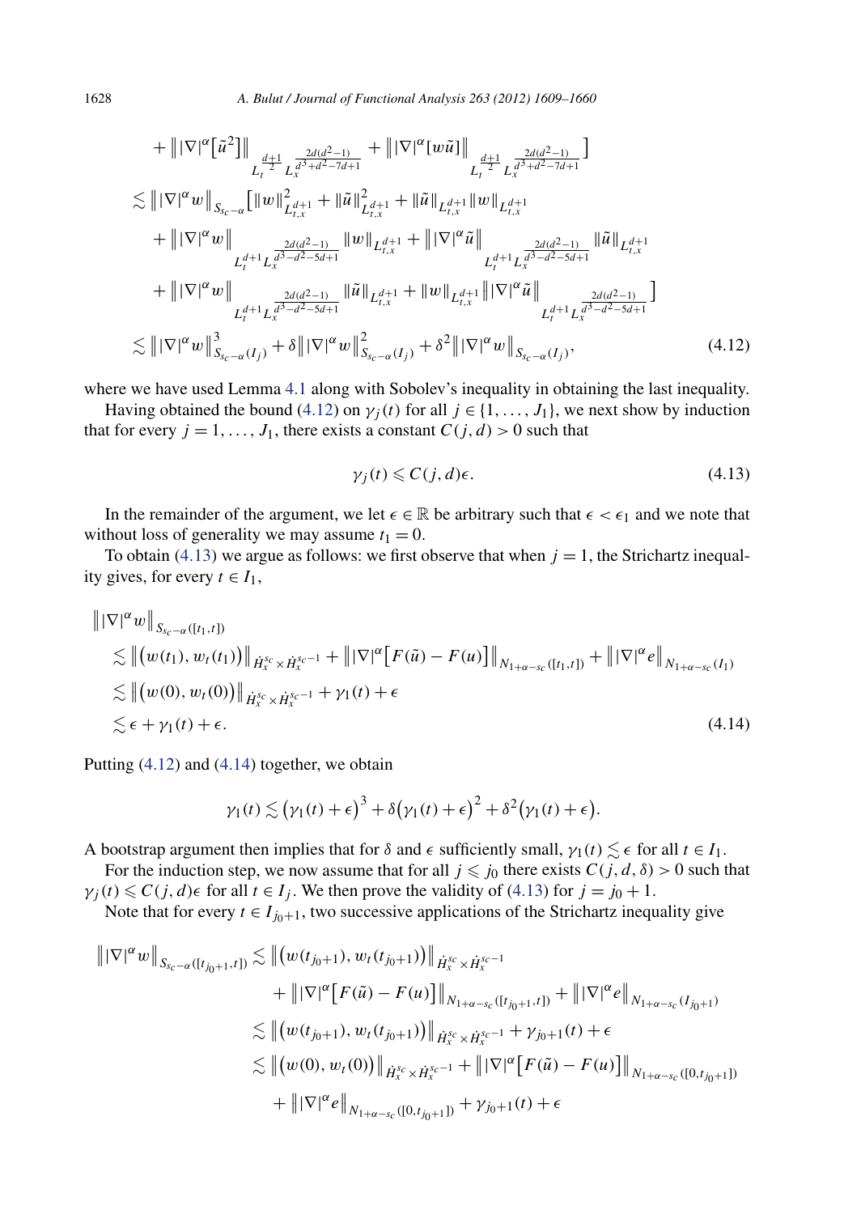$$
\begin{aligned}
&+ \big\| |\nabla|^{\alpha}\big[\tilde{u}^2\big]\big\|_{L_t^{\frac{d+1}{2}} L_x^{\frac{2d(d^2-1)}{d^3+d^2-7d+1}}} + \big\| |\nabla|^{\alpha}[w\tilde{u}]\big\|_{L_t^{\frac{d+1}{2}} L_x^{\frac{2d(d^2-1)}{d^3+d^2-7d+1}}} \Big] \\
&\lesssim \big\| |\nabla|^{\alpha} w\big\|_{S_{s_c-\alpha}} \big[ \|w\|^2_{L^{d+1}_{t,x}} + \|\tilde{u}\|^2_{L^{d+1}_{t,x}} + \|\tilde{u}\|_{L^{d+1}_{t,x}} \|w\|_{L^{d+1}_{t,x}} \\
&\quad + \big\| |\nabla|^{\alpha} w\big\|_{L_t^{d+1} L_x^{\frac{2d(d^2-1)}{d^3-d^2-5d+1}}} \|w\|_{L^{d+1}_{t,x}} + \big\| |\nabla|^{\alpha} \tilde{u}\big\|_{L_t^{d+1} L_x^{\frac{2d(d^2-1)}{d^3-d^2-5d+1}}} \|\tilde{u}\|_{L^{d+1}_{t,x}} \\
&\quad + \big\| |\nabla|^{\alpha} w\big\|_{L_t^{d+1} L_x^{\frac{2d(d^2-1)}{d^3-d^2-5d+1}}} \|\tilde{u}\|_{L^{d+1}_{t,x}} + \|w\|_{L^{d+1}_{t,x}} \big\| |\nabla|^{\alpha} \tilde{u}\big\|_{L_t^{d+1} L_x^{\frac{2d(d^2-1)}{d^3-d^2-5d+1}}} \Big] \\
&\lesssim \big\| |\nabla|^{\alpha} w\big\|^3_{S_{s_c-\alpha}(I_j)} + \delta \big\| |\nabla|^{\alpha} w\big\|^2_{S_{s_c-\alpha}(I_j)} + \delta^2 \big\| |\nabla|^{\alpha} w\big\|_{S_{s_c-\alpha}(I_j)},
\end{aligned}
\tag{4.12}
$$

where we have used Lemma 4.1 along with Sobolev's inequality in obtaining the last inequality.

Having obtained the bound (4.12) on $\gamma_j(t)$ for all $j \in \{1, \ldots, J_1\}$, we next show by induction that for every $j = 1, \ldots, J_1$, there exists a constant $C(j, d) > 0$ such that

$$
\gamma_j(t) \leqslant C(j, d)\epsilon. \tag{4.13}
$$

In the remainder of the argument, we let $\epsilon \in \mathbb{R}$ be arbitrary such that $\epsilon < \epsilon_1$ and we note that without loss of generality we may assume $t_1 = 0$.

To obtain (4.13) we argue as follows: we first observe that when $j = 1$, the Strichartz inequality gives, for every $t \in I_1$,

$$
\begin{aligned}
&\big\| |\nabla|^{\alpha} w\big\|_{S_{s_c-\alpha}([t_1,t])} \\
&\quad \lesssim \big\| \big(w(t_1), w_t(t_1)\big)\big\|_{\dot{H}_x^{s_c} \times \dot{H}_x^{s_c-1}} + \big\| |\nabla|^{\alpha}\big[F(\tilde{u}) - F(u)\big]\big\|_{N_{1+\alpha-s_c}([t_1,t])} + \big\| |\nabla|^{\alpha} e\big\|_{N_{1+\alpha-s_c}(I_1)} \\
&\quad \lesssim \big\| \big(w(0), w_t(0)\big)\big\|_{\dot{H}_x^{s_c} \times \dot{H}_x^{s_c-1}} + \gamma_1(t) + \epsilon \\
&\quad \lesssim \epsilon + \gamma_1(t) + \epsilon.
\end{aligned}
\tag{4.14}
$$

Putting (4.12) and (4.14) together, we obtain

$$
\gamma_1(t) \lesssim \big(\gamma_1(t) + \epsilon\big)^3 + \delta\big(\gamma_1(t) + \epsilon\big)^2 + \delta^2\big(\gamma_1(t) + \epsilon\big).
$$

A bootstrap argument then implies that for $\delta$ and $\epsilon$ sufficiently small, $\gamma_1(t) \lesssim \epsilon$ for all $t \in I_1$.

For the induction step, we now assume that for all $j \leqslant j_0$ there exists $C(j, d, \delta) > 0$ such that $\gamma_j(t) \leqslant C(j, d)\epsilon$ for all $t \in I_j$. We then prove the validity of (4.13) for $j = j_0 + 1$.

Note that for every $t \in I_{j_0+1}$, two successive applications of the Strichartz inequality give

$$
\begin{aligned}
\big\| |\nabla|^{\alpha} w\big\|_{S_{s_c-\alpha}([t_{j_0+1},t])} &\lesssim \big\| \big(w(t_{j_0+1}), w_t(t_{j_0+1})\big)\big\|_{\dot{H}_x^{s_c} \times \dot{H}_x^{s_c-1}} \\
&\quad + \big\| |\nabla|^{\alpha}\big[F(\tilde{u}) - F(u)\big]\big\|_{N_{1+\alpha-s_c}([t_{j_0+1},t])} + \big\| |\nabla|^{\alpha} e\big\|_{N_{1+\alpha-s_c}(I_{j_0+1})} \\
&\lesssim \big\| \big(w(t_{j_0+1}), w_t(t_{j_0+1})\big)\big\|_{\dot{H}_x^{s_c} \times \dot{H}_x^{s_c-1}} + \gamma_{j_0+1}(t) + \epsilon \\
&\lesssim \big\| \big(w(0), w_t(0)\big)\big\|_{\dot{H}_x^{s_c} \times \dot{H}_x^{s_c-1}} + \big\| |\nabla|^{\alpha}\big[F(\tilde{u}) - F(u)\big]\big\|_{N_{1+\alpha-s_c}([0,t_{j_0+1}])} \\
&\quad + \big\| |\nabla|^{\alpha} e\big\|_{N_{1+\alpha-s_c}([0,t_{j_0+1}])} + \gamma_{j_0+1}(t) + \epsilon
\end{aligned}
$$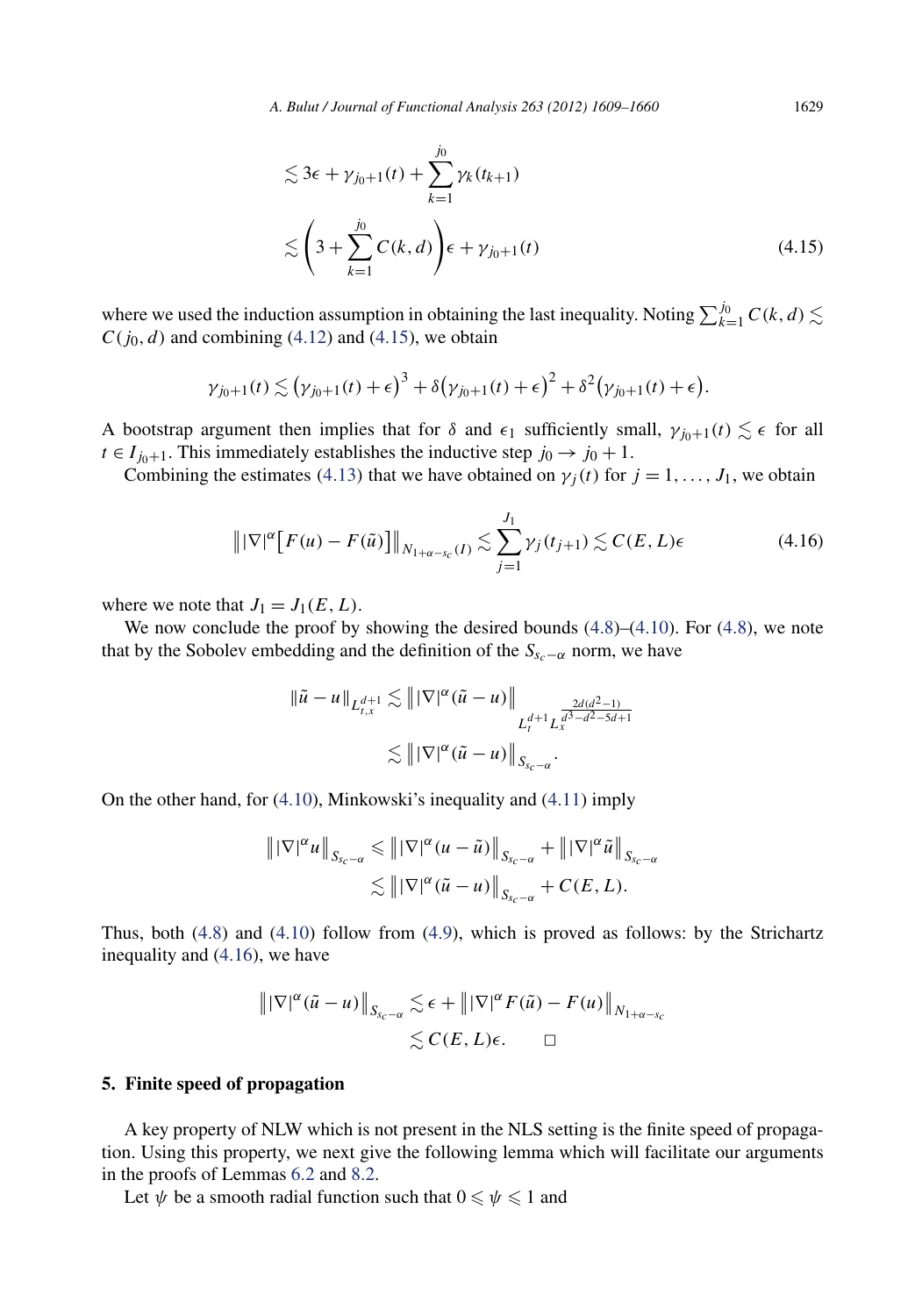$$
\begin{aligned}
&\lesssim 3\epsilon + \gamma_{j_0+1}(t) + \sum_{k=1}^{j_0} \gamma_k(t_{k+1}) \\
&\lesssim \left(3 + \sum_{k=1}^{j_0} C(k,d)\right)\epsilon + \gamma_{j_0+1}(t)
\end{aligned}
\tag{4.15}
$$

where we used the induction assumption in obtaining the last inequality. Noting $\sum_{k=1}^{j_0} C(k,d) \lesssim C(j_0,d)$ and combining (4.12) and (4.15), we obtain

$$
\gamma_{j_0+1}(t) \lesssim \left(\gamma_{j_0+1}(t) + \epsilon\right)^3 + \delta\left(\gamma_{j_0+1}(t) + \epsilon\right)^2 + \delta^2\left(\gamma_{j_0+1}(t) + \epsilon\right).
$$

A bootstrap argument then implies that for $\delta$ and $\epsilon_1$ sufficiently small, $\gamma_{j_0+1}(t) \lesssim \epsilon$ for all $t \in I_{j_0+1}$. This immediately establishes the inductive step $j_0 \to j_0 + 1$.

Combining the estimates (4.13) that we have obtained on $\gamma_j(t)$ for $j = 1, \ldots, J_1$, we obtain

$$
\left\| |\nabla|^\alpha \left[F(u) - F(\tilde{u})\right] \right\|_{N_{1+\alpha-s_c}(I)} \lesssim \sum_{j=1}^{J_1} \gamma_j(t_{j+1}) \lesssim C(E,L)\epsilon \tag{4.16}
$$

where we note that $J_1 = J_1(E,L)$.

We now conclude the proof by showing the desired bounds (4.8)–(4.10). For (4.8), we note that by the Sobolev embedding and the definition of the $S_{s_c-\alpha}$ norm, we have

$$
\begin{aligned}
\|\tilde{u} - u\|_{L^{d+1}_{t,x}} &\lesssim \left\| |\nabla|^\alpha (\tilde{u} - u) \right\|_{L_t^{d+1} L_x^{\frac{2d(d^2-1)}{d^3-d^2-5d+1}}} \\
&\lesssim \left\| |\nabla|^\alpha (\tilde{u} - u) \right\|_{S_{s_c-\alpha}}.
\end{aligned}
$$

On the other hand, for (4.10), Minkowski's inequality and (4.11) imply

$$
\begin{aligned}
\left\| |\nabla|^\alpha u \right\|_{S_{s_c-\alpha}} &\leqslant \left\| |\nabla|^\alpha (u - \tilde{u}) \right\|_{S_{s_c-\alpha}} + \left\| |\nabla|^\alpha \tilde{u} \right\|_{S_{s_c-\alpha}} \\
&\lesssim \left\| |\nabla|^\alpha (\tilde{u} - u) \right\|_{S_{s_c-\alpha}} + C(E,L).
\end{aligned}
$$

Thus, both (4.8) and (4.10) follow from (4.9), which is proved as follows: by the Strichartz inequality and (4.16), we have

$$
\begin{aligned}
\left\| |\nabla|^\alpha (\tilde{u} - u) \right\|_{S_{s_c-\alpha}} &\lesssim \epsilon + \left\| |\nabla|^\alpha F(\tilde{u}) - F(u) \right\|_{N_{1+\alpha-s_c}} \\
&\lesssim C(E,L)\epsilon. \qquad \square
\end{aligned}
$$

## 5. Finite speed of propagation

A key property of NLW which is not present in the NLS setting is the finite speed of propagation. Using this property, we next give the following lemma which will facilitate our arguments in the proofs of Lemmas 6.2 and 8.2.

Let $\psi$ be a smooth radial function such that $0 \leqslant \psi \leqslant 1$ and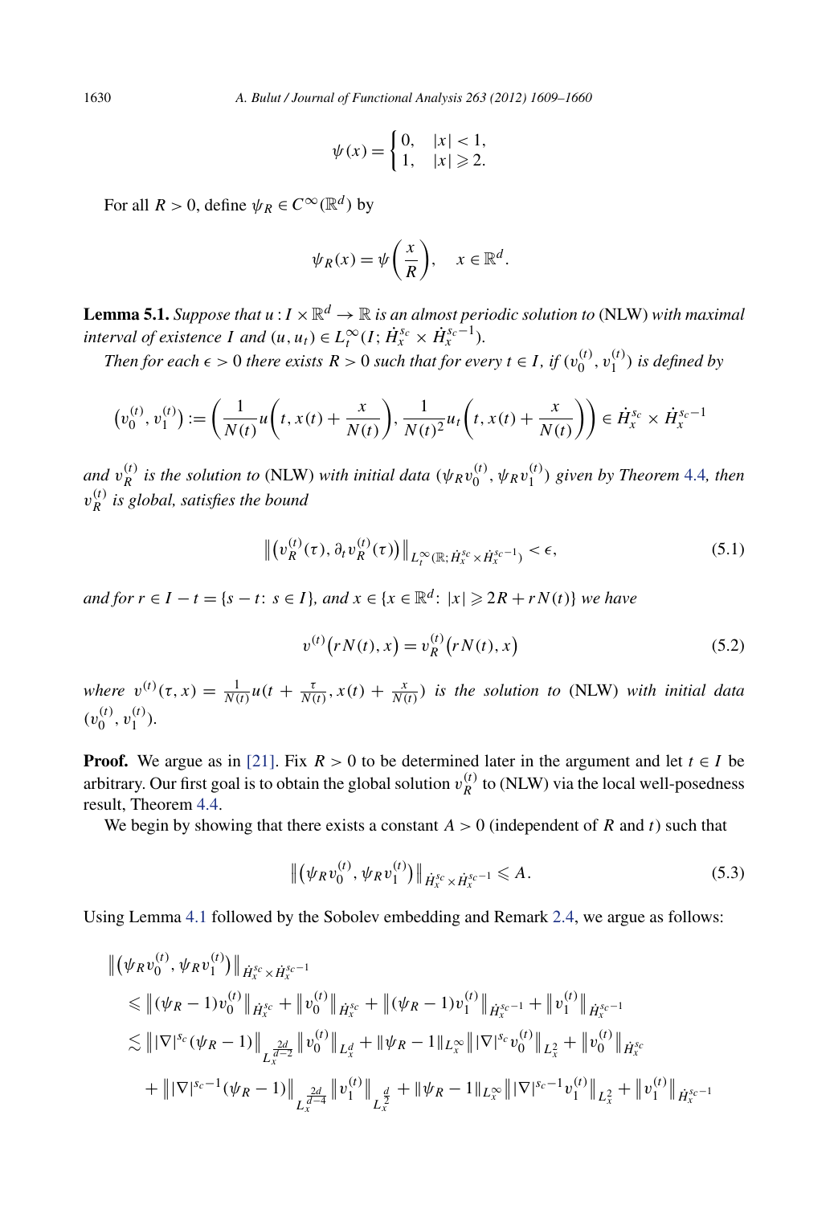$$\psi(x) = \begin{cases} 0, & |x| < 1, \\ 1, & |x| \geqslant 2. \end{cases}$$

For all $R > 0$, define $\psi_R \in C^\infty(\mathbb{R}^d)$ by

$$\psi_R(x) = \psi\left(\frac{x}{R}\right), \quad x \in \mathbb{R}^d.$$

**Lemma 5.1.** *Suppose that $u : I \times \mathbb{R}^d \to \mathbb{R}$ is an almost periodic solution to* (NLW) *with maximal interval of existence $I$ and $(u, u_t) \in L_t^\infty(I; \dot{H}_x^{s_c} \times \dot{H}_x^{s_c-1})$.*

*Then for each $\epsilon > 0$ there exists $R > 0$ such that for every $t \in I$, if $(v_0^{(t)}, v_1^{(t)})$ is defined by*

$$\left(v_0^{(t)}, v_1^{(t)}\right) := \left(\frac{1}{N(t)} u\left(t, x(t) + \frac{x}{N(t)}\right), \frac{1}{N(t)^2} u_t\left(t, x(t) + \frac{x}{N(t)}\right)\right) \in \dot{H}_x^{s_c} \times \dot{H}_x^{s_c-1}$$

*and $v_R^{(t)}$ is the solution to* (NLW) *with initial data $(\psi_R v_0^{(t)}, \psi_R v_1^{(t)})$ given by Theorem 4.4, then $v_R^{(t)}$ is global, satisfies the bound*

$$\left\| \left(v_R^{(t)}(\tau), \partial_t v_R^{(t)}(\tau)\right) \right\|_{L_t^\infty(\mathbb{R}; \dot{H}_x^{s_c} \times \dot{H}_x^{s_c-1})} < \epsilon, \tag{5.1}$$

*and for $r \in I - t = \{s - t \colon s \in I\}$, and $x \in \{x \in \mathbb{R}^d \colon |x| \geqslant 2R + rN(t)\}$ we have*

$$v^{(t)}\left(rN(t), x\right) = v_R^{(t)}\left(rN(t), x\right) \tag{5.2}$$

*where $v^{(t)}(\tau, x) = \frac{1}{N(t)} u(t + \frac{\tau}{N(t)}, x(t) + \frac{x}{N(t)})$ is the solution to* (NLW) *with initial data $(v_0^{(t)}, v_1^{(t)})$.*

**Proof.** We argue as in [21]. Fix $R > 0$ to be determined later in the argument and let $t \in I$ be arbitrary. Our first goal is to obtain the global solution $v_R^{(t)}$ to (NLW) via the local well-posedness result, Theorem 4.4.

We begin by showing that there exists a constant $A > 0$ (independent of $R$ and $t$) such that

$$\left\| \left(\psi_R v_0^{(t)}, \psi_R v_1^{(t)}\right) \right\|_{\dot{H}_x^{s_c} \times \dot{H}_x^{s_c-1}} \leqslant A. \tag{5.3}$$

Using Lemma 4.1 followed by the Sobolev embedding and Remark 2.4, we argue as follows:

$$\begin{aligned}
&\left\| \left(\psi_R v_0^{(t)}, \psi_R v_1^{(t)}\right) \right\|_{\dot{H}_x^{s_c} \times \dot{H}_x^{s_c-1}} \\
&\quad \leqslant \left\| (\psi_R - 1) v_0^{(t)} \right\|_{\dot{H}_x^{s_c}} + \left\| v_0^{(t)} \right\|_{\dot{H}_x^{s_c}} + \left\| (\psi_R - 1) v_1^{(t)} \right\|_{\dot{H}_x^{s_c-1}} + \left\| v_1^{(t)} \right\|_{\dot{H}_x^{s_c-1}} \\
&\quad \lesssim \left\| |\nabla|^{s_c} (\psi_R - 1) \right\|_{L_x^{\frac{2d}{d-2}}} \left\| v_0^{(t)} \right\|_{L_x^d} + \| \psi_R - 1 \|_{L_x^\infty} \left\| |\nabla|^{s_c} v_0^{(t)} \right\|_{L_x^2} + \left\| v_0^{(t)} \right\|_{\dot{H}_x^{s_c}} \\
&\quad\quad + \left\| |\nabla|^{s_c-1} (\psi_R - 1) \right\|_{L_x^{\frac{2d}{d-4}}} \left\| v_1^{(t)} \right\|_{L_x^{\frac{d}{2}}} + \| \psi_R - 1 \|_{L_x^\infty} \left\| |\nabla|^{s_c-1} v_1^{(t)} \right\|_{L_x^2} + \left\| v_1^{(t)} \right\|_{\dot{H}_x^{s_c-1}}
\end{aligned}$$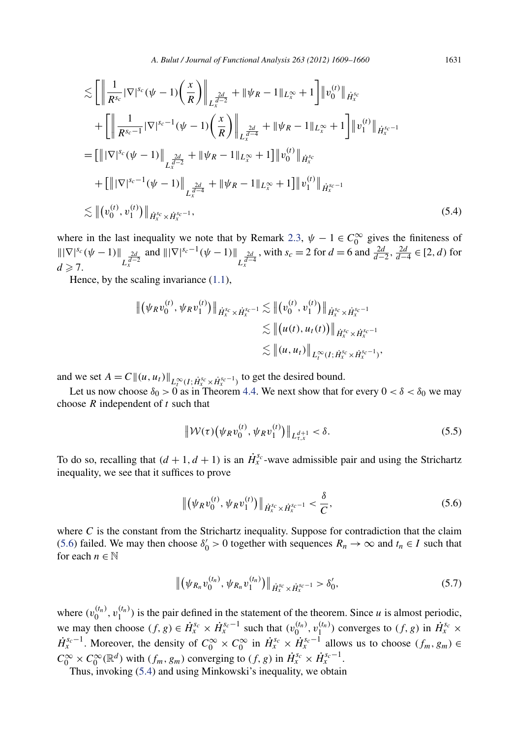$$
\begin{aligned}
&\lesssim \left[\left\| \frac{1}{R^{s_c}} |\nabla|^{s_c}(\psi - 1)\left(\frac{x}{R}\right)\right\|_{L_x^{\frac{2d}{d-2}}} + \|\psi_R - 1\|_{L_x^\infty} + 1\right] \big\| v_0^{(t)} \big\|_{\dot H_x^{s_c}} \\
&\quad + \left[\left\| \frac{1}{R^{s_c-1}} |\nabla|^{s_c-1}(\psi - 1)\left(\frac{x}{R}\right)\right\|_{L_x^{\frac{2d}{d-4}}} + \|\psi_R - 1\|_{L_x^\infty} + 1\right] \big\| v_1^{(t)} \big\|_{\dot H_x^{s_c-1}} \\
&= \left[\big\| |\nabla|^{s_c}(\psi - 1)\big\|_{L_x^{\frac{2d}{d-2}}} + \|\psi_R - 1\|_{L_x^\infty} + 1\right] \big\| v_0^{(t)} \big\|_{\dot H_x^{s_c}} \\
&\quad + \left[\big\| |\nabla|^{s_c-1}(\psi - 1)\big\|_{L_x^{\frac{2d}{d-4}}} + \|\psi_R - 1\|_{L_x^\infty} + 1\right] \big\| v_1^{(t)} \big\|_{\dot H_x^{s_c-1}} \\
&\lesssim \big\| \big(v_0^{(t)}, v_1^{(t)}\big) \big\|_{\dot H_x^{s_c} \times \dot H_x^{s_c-1}},
\end{aligned} \tag{5.4}
$$

where in the last inequality we note that by Remark 2.3, $\psi - 1 \in C_0^\infty$ gives the finiteness of $\| |\nabla|^{s_c}(\psi - 1)\|_{L_x^{\frac{2d}{d-2}}}$ and $\| |\nabla|^{s_c-1}(\psi - 1)\|_{L_x^{\frac{2d}{d-4}}}$, with $s_c = 2$ for $d = 6$ and $\frac{2d}{d-2}, \frac{2d}{d-4} \in [2, d)$ for $d \geqslant 7$.

Hence, by the scaling invariance (1.1),

$$
\begin{aligned}
\big\| \big(\psi_R v_0^{(t)}, \psi_R v_1^{(t)}\big) \big\|_{\dot H_x^{s_c} \times \dot H_x^{s_c-1}} &\lesssim \big\| \big(v_0^{(t)}, v_1^{(t)}\big) \big\|_{\dot H_x^{s_c} \times \dot H_x^{s_c-1}} \\
&\lesssim \big\| \big(u(t), u_t(t)\big) \big\|_{\dot H_x^{s_c} \times \dot H_x^{s_c-1}} \\
&\lesssim \big\| (u, u_t) \big\|_{L_t^\infty(I; \dot H_x^{s_c} \times \dot H_x^{s_c-1})},
\end{aligned}
$$

and we set $A = C\|(u, u_t)\|_{L_t^\infty(I; \dot H_x^{s_c} \times \dot H_x^{s_c-1})}$ to get the desired bound.

Let us now choose $\delta_0 > 0$ as in Theorem 4.4. We next show that for every $0 < \delta < \delta_0$ we may choose $R$ independent of $t$ such that

$$
\big\| \mathcal{W}(\tau)\big(\psi_R v_0^{(t)}, \psi_R v_1^{(t)}\big) \big\|_{L_{\tau,x}^{d+1}} < \delta. \tag{5.5}
$$

To do so, recalling that $(d+1, d+1)$ is an $\dot H_x^{s_c}$-wave admissible pair and using the Strichartz inequality, we see that it suffices to prove

$$
\big\| \big(\psi_R v_0^{(t)}, \psi_R v_1^{(t)}\big) \big\|_{\dot H_x^{s_c} \times \dot H_x^{s_c-1}} < \frac{\delta}{C}, \tag{5.6}
$$

where $C$ is the constant from the Strichartz inequality. Suppose for contradiction that the claim (5.6) failed. We may then choose $\delta_0' > 0$ together with sequences $R_n \to \infty$ and $t_n \in I$ such that for each $n \in \mathbb{N}$

$$
\big\| \big(\psi_{R_n} v_0^{(t_n)}, \psi_{R_n} v_1^{(t_n)}\big) \big\|_{\dot H_x^{s_c} \times \dot H_x^{s_c-1}} > \delta_0', \tag{5.7}
$$

where $(v_0^{(t_n)}, v_1^{(t_n)})$ is the pair defined in the statement of the theorem. Since $u$ is almost periodic, we may then choose $(f, g) \in \dot H_x^{s_c} \times \dot H_x^{s_c-1}$ such that $(v_0^{(t_n)}, v_1^{(t_n)})$ converges to $(f, g)$ in $\dot H_x^{s_c} \times \dot H_x^{s_c-1}$. Moreover, the density of $C_0^\infty \times C_0^\infty$ in $\dot H_x^{s_c} \times \dot H_x^{s_c-1}$ allows us to choose $(f_m, g_m) \in C_0^\infty \times C_0^\infty(\mathbb{R}^d)$ with $(f_m, g_m)$ converging to $(f, g)$ in $\dot H_x^{s_c} \times \dot H_x^{s_c-1}$.

Thus, invoking (5.4) and using Minkowski's inequality, we obtain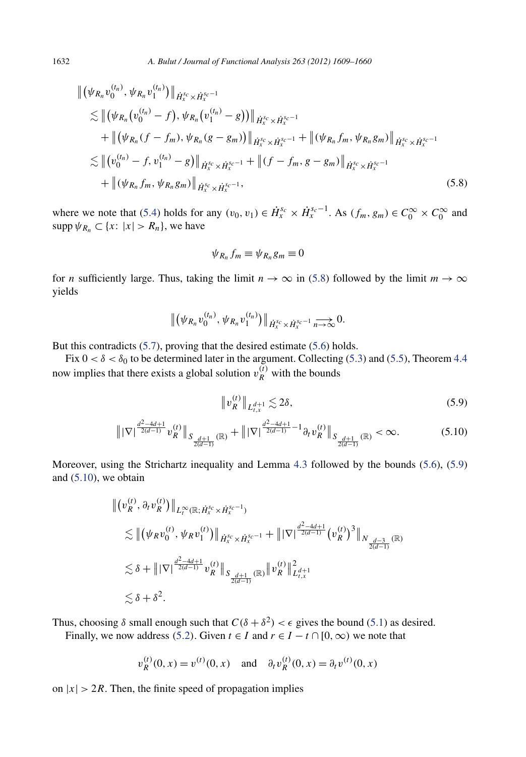$$
\begin{aligned}
&\big\| \big(\psi_{R_n} v_0^{(t_n)}, \psi_{R_n} v_1^{(t_n)}\big) \big\|_{\dot H_x^{s_c} \times \dot H_x^{s_c - 1}} \\
&\quad \lesssim \big\| \big(\psi_{R_n}\big(v_0^{(t_n)} - f\big), \psi_{R_n}\big(v_1^{(t_n)} - g\big)\big) \big\|_{\dot H_x^{s_c} \times \dot H_x^{s_c - 1}} \\
&\qquad + \big\| \big(\psi_{R_n}(f - f_m), \psi_{R_n}(g - g_m)\big) \big\|_{\dot H_x^{s_c} \times \dot H_x^{s_c - 1}} + \big\| (\psi_{R_n} f_m, \psi_{R_n} g_m) \big\|_{\dot H_x^{s_c} \times \dot H_x^{s_c - 1}} \\
&\quad \lesssim \big\| \big(v_0^{(t_n)} - f, v_1^{(t_n)} - g\big) \big\|_{\dot H_x^{s_c} \times \dot H_x^{s_c - 1}} + \big\| (f - f_m, g - g_m) \big\|_{\dot H_x^{s_c} \times \dot H_x^{s_c - 1}} \\
&\qquad + \big\| (\psi_{R_n} f_m, \psi_{R_n} g_m) \big\|_{\dot H_x^{s_c} \times \dot H_x^{s_c - 1}},
\end{aligned}
\tag{5.8}
$$

where we note that (5.4) holds for any $(v_0, v_1) \in \dot H_x^{s_c} \times \dot H_x^{s_c - 1}$. As $(f_m, g_m) \in C_0^\infty \times C_0^\infty$ and $\operatorname{supp} \psi_{R_n} \subset \{x\colon |x| > R_n\}$, we have

$$
\psi_{R_n} f_m \equiv \psi_{R_n} g_m \equiv 0
$$

for $n$ sufficiently large. Thus, taking the limit $n \to \infty$ in (5.8) followed by the limit $m \to \infty$ yields

$$
\big\| \big(\psi_{R_n} v_0^{(t_n)}, \psi_{R_n} v_1^{(t_n)}\big) \big\|_{\dot H_x^{s_c} \times \dot H_x^{s_c - 1}} \xrightarrow[n \to \infty]{} 0.
$$

But this contradicts (5.7), proving that the desired estimate (5.6) holds.

Fix $0 < \delta < \delta_0$ to be determined later in the argument. Collecting (5.3) and (5.5), Theorem 4.4 now implies that there exists a global solution $v_R^{(t)}$ with the bounds

$$
\big\| v_R^{(t)} \big\|_{L_{t,x}^{d+1}} \lesssim 2\delta,
\tag{5.9}
$$

$$
\big\| |\nabla|^{\frac{d^2 - 4d + 1}{2(d-1)}} v_R^{(t)} \big\|_{S_{\frac{d+1}{2(d-1)}}(\mathbb{R})} + \big\| |\nabla|^{\frac{d^2 - 4d + 1}{2(d-1)} - 1} \partial_t v_R^{(t)} \big\|_{S_{\frac{d+1}{2(d-1)}}(\mathbb{R})} < \infty.
\tag{5.10}
$$

Moreover, using the Strichartz inequality and Lemma 4.3 followed by the bounds (5.6), (5.9) and (5.10), we obtain

$$
\begin{aligned}
&\big\| \big(v_R^{(t)}, \partial_t v_R^{(t)}\big) \big\|_{L_t^\infty(\mathbb{R}; \dot H_x^{s_c} \times \dot H_x^{s_c - 1})} \\
&\quad \lesssim \big\| \big(\psi_R v_0^{(t)}, \psi_R v_1^{(t)}\big) \big\|_{\dot H_x^{s_c} \times \dot H_x^{s_c - 1}} + \big\| |\nabla|^{\frac{d^2 - 4d + 1}{2(d-1)}} \big(v_R^{(t)}\big)^3 \big\|_{N_{\frac{d-3}{2(d-1)}}(\mathbb{R})} \\
&\quad \lesssim \delta + \big\| |\nabla|^{\frac{d^2 - 4d + 1}{2(d-1)}} v_R^{(t)} \big\|_{S_{\frac{d+1}{2(d-1)}}(\mathbb{R})} \big\| v_R^{(t)} \big\|_{L_{t,x}^{d+1}}^2 \\
&\quad \lesssim \delta + \delta^2.
\end{aligned}
$$

Thus, choosing $\delta$ small enough such that $C(\delta + \delta^2) < \epsilon$ gives the bound (5.1) as desired.

Finally, we now address (5.2). Given $t \in I$ and $r \in I - t \cap [0, \infty)$ we note that

$$
v_R^{(t)}(0, x) = v^{(t)}(0, x) \quad \text{and} \quad \partial_t v_R^{(t)}(0, x) = \partial_t v^{(t)}(0, x)
$$

on $|x| > 2R$. Then, the finite speed of propagation implies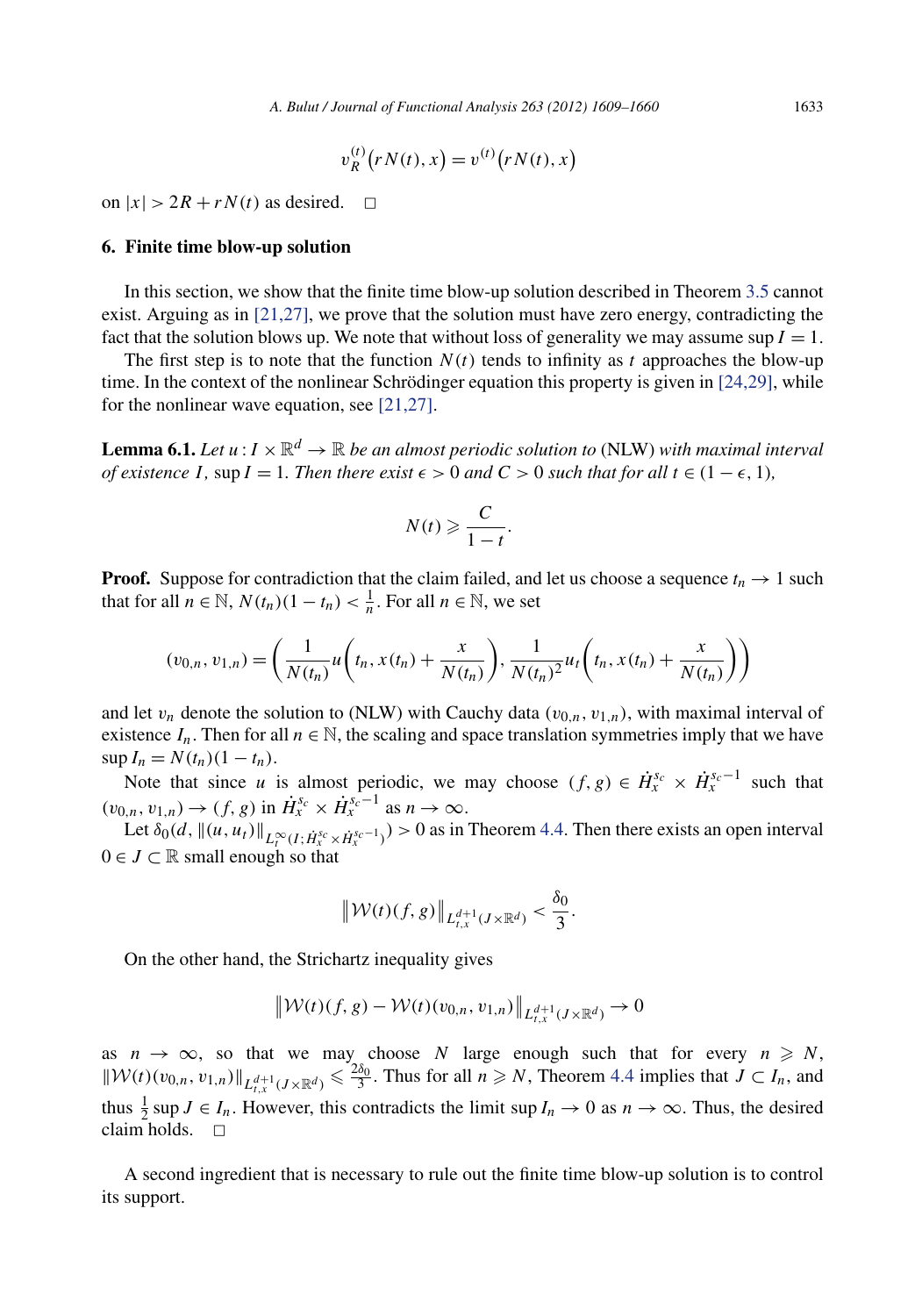$$v_R^{(t)}\big(rN(t), x\big) = v^{(t)}\big(rN(t), x\big)$$

on $|x| > 2R + rN(t)$ as desired. $\square$

## 6. Finite time blow-up solution

In this section, we show that the finite time blow-up solution described in Theorem 3.5 cannot exist. Arguing as in [21,27], we prove that the solution must have zero energy, contradicting the fact that the solution blows up. We note that without loss of generality we may assume $\sup I = 1$.

The first step is to note that the function $N(t)$ tends to infinity as $t$ approaches the blow-up time. In the context of the nonlinear Schrödinger equation this property is given in [24,29], while for the nonlinear wave equation, see [21,27].

**Lemma 6.1.** *Let $u : I \times \mathbb{R}^d \to \mathbb{R}$ be an almost periodic solution to* (NLW) *with maximal interval of existence $I$, $\sup I = 1$. Then there exist $\epsilon > 0$ and $C > 0$ such that for all $t \in (1 - \epsilon, 1)$,*

$$N(t) \geqslant \frac{C}{1-t}.$$

**Proof.** Suppose for contradiction that the claim failed, and let us choose a sequence $t_n \to 1$ such that for all $n \in \mathbb{N}$, $N(t_n)(1 - t_n) < \frac{1}{n}$. For all $n \in \mathbb{N}$, we set

$$(v_{0,n}, v_{1,n}) = \left(\frac{1}{N(t_n)} u\left(t_n, x(t_n) + \frac{x}{N(t_n)}\right), \frac{1}{N(t_n)^2} u_t\left(t_n, x(t_n) + \frac{x}{N(t_n)}\right)\right)$$

and let $v_n$ denote the solution to (NLW) with Cauchy data $(v_{0,n}, v_{1,n})$, with maximal interval of existence $I_n$. Then for all $n \in \mathbb{N}$, the scaling and space translation symmetries imply that we have $\sup I_n = N(t_n)(1 - t_n)$.

Note that since $u$ is almost periodic, we may choose $(f, g) \in \dot{H}_x^{s_c} \times \dot{H}_x^{s_c - 1}$ such that $(v_{0,n}, v_{1,n}) \to (f, g)$ in $\dot{H}_x^{s_c} \times \dot{H}_x^{s_c-1}$ as $n \to \infty$.

Let $\delta_0(d, \|(u, u_t)\|_{L_t^\infty(I; \dot{H}_x^{s_c} \times \dot{H}_x^{s_c-1})}) > 0$ as in Theorem 4.4. Then there exists an open interval $0 \in J \subset \mathbb{R}$ small enough so that

$$\big\| \mathcal{W}(t)(f, g) \big\|_{L_{t,x}^{d+1}(J \times \mathbb{R}^d)} < \frac{\delta_0}{3}.$$

On the other hand, the Strichartz inequality gives

$$\big\| \mathcal{W}(t)(f, g) - \mathcal{W}(t)(v_{0,n}, v_{1,n}) \big\|_{L_{t,x}^{d+1}(J \times \mathbb{R}^d)} \to 0$$

as $n \to \infty$, so that we may choose $N$ large enough such that for every $n \geqslant N$, $\|\mathcal{W}(t)(v_{0,n}, v_{1,n})\|_{L_{t,x}^{d+1}(J \times \mathbb{R}^d)} \leqslant \frac{2\delta_0}{3}$. Thus for all $n \geqslant N$, Theorem 4.4 implies that $J \subset I_n$, and thus $\frac{1}{2}\sup J \in I_n$. However, this contradicts the limit $\sup I_n \to 0$ as $n \to \infty$. Thus, the desired claim holds. $\square$

A second ingredient that is necessary to rule out the finite time blow-up solution is to control its support.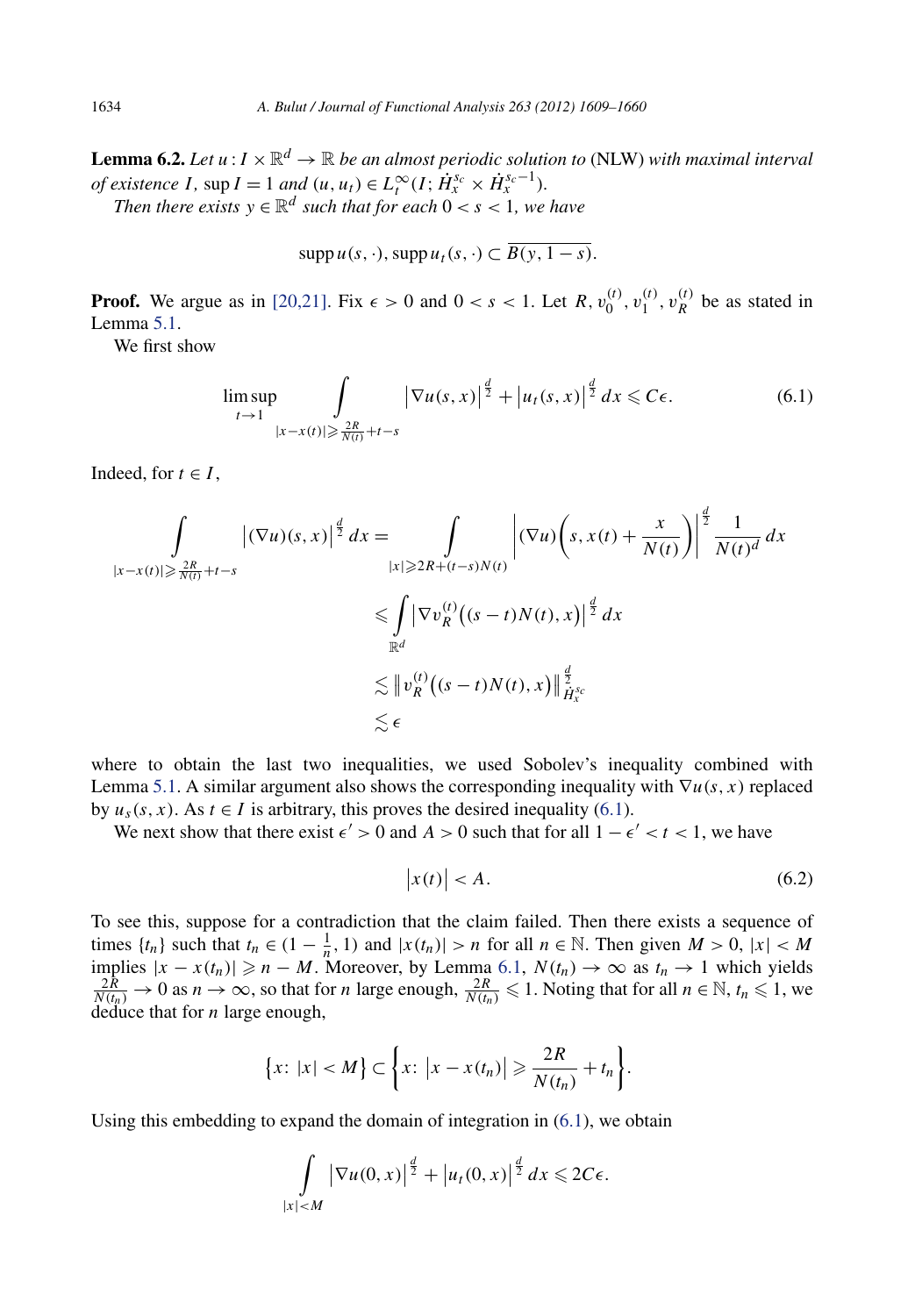**Lemma 6.2.** *Let $u : I \times \mathbb{R}^d \to \mathbb{R}$ be an almost periodic solution to* (NLW) *with maximal interval of existence $I$, $\sup I = 1$ and $(u, u_t) \in L_t^\infty(I; \dot{H}_x^{s_c} \times \dot{H}_x^{s_c - 1})$.*

*Then there exists $y \in \mathbb{R}^d$ such that for each $0 < s < 1$, we have*

$$\operatorname{supp} u(s, \cdot), \operatorname{supp} u_t(s, \cdot) \subset \overline{B(y, 1-s)}.$$

**Proof.** We argue as in [20,21]. Fix $\epsilon > 0$ and $0 < s < 1$. Let $R, v_0^{(t)}, v_1^{(t)}, v_R^{(t)}$ be as stated in Lemma 5.1.

We first show

$$\limsup_{t \to 1} \int_{|x - x(t)| \geqslant \frac{2R}{N(t)} + t - s} \left|\nabla u(s,x)\right|^{\frac{d}{2}} + \left|u_t(s,x)\right|^{\frac{d}{2}} dx \leqslant C\epsilon. \tag{6.1}$$

Indeed, for $t \in I$,

$$\begin{aligned}
\int_{|x - x(t)| \geqslant \frac{2R}{N(t)} + t - s} \left|(\nabla u)(s,x)\right|^{\frac{d}{2}} dx &= \int_{|x| \geqslant 2R + (t-s)N(t)} \left|(\nabla u)\left(s, x(t) + \frac{x}{N(t)}\right)\right|^{\frac{d}{2}} \frac{1}{N(t)^d} dx \\
&\leqslant \int_{\mathbb{R}^d} \left|\nabla v_R^{(t)}\big((s-t)N(t), x\big)\right|^{\frac{d}{2}} dx \\
&\lesssim \left\| v_R^{(t)}\big((s-t)N(t), x\big)\right\|_{\dot{H}_x^{s_c}}^{\frac{d}{2}} \\
&\lesssim \epsilon
\end{aligned}$$

where to obtain the last two inequalities, we used Sobolev's inequality combined with Lemma 5.1. A similar argument also shows the corresponding inequality with $\nabla u(s,x)$ replaced by $u_s(s,x)$. As $t \in I$ is arbitrary, this proves the desired inequality (6.1).

We next show that there exist $\epsilon' > 0$ and $A > 0$ such that for all $1 - \epsilon' < t < 1$, we have

$$\left|x(t)\right| < A. \tag{6.2}$$

To see this, suppose for a contradiction that the claim failed. Then there exists a sequence of times $\{t_n\}$ such that $t_n \in (1 - \frac{1}{n}, 1)$ and $|x(t_n)| > n$ for all $n \in \mathbb{N}$. Then given $M > 0$, $|x| < M$ implies $|x - x(t_n)| \geqslant n - M$. Moreover, by Lemma 6.1, $N(t_n) \to \infty$ as $t_n \to 1$ which yields $\frac{2R}{N(t_n)} \to 0$ as $n \to \infty$, so that for $n$ large enough, $\frac{2R}{N(t_n)} \leqslant 1$. Noting that for all $n \in \mathbb{N}$, $t_n \leqslant 1$, we deduce that for $n$ large enough,

$$\big\{x\colon |x| < M\big\} \subset \left\{x\colon \left|x - x(t_n)\right| \geqslant \frac{2R}{N(t_n)} + t_n\right\}.$$

Using this embedding to expand the domain of integration in (6.1), we obtain

$$\int_{|x| < M} \left|\nabla u(0,x)\right|^{\frac{d}{2}} + \left|u_t(0,x)\right|^{\frac{d}{2}} dx \leqslant 2C\epsilon.$$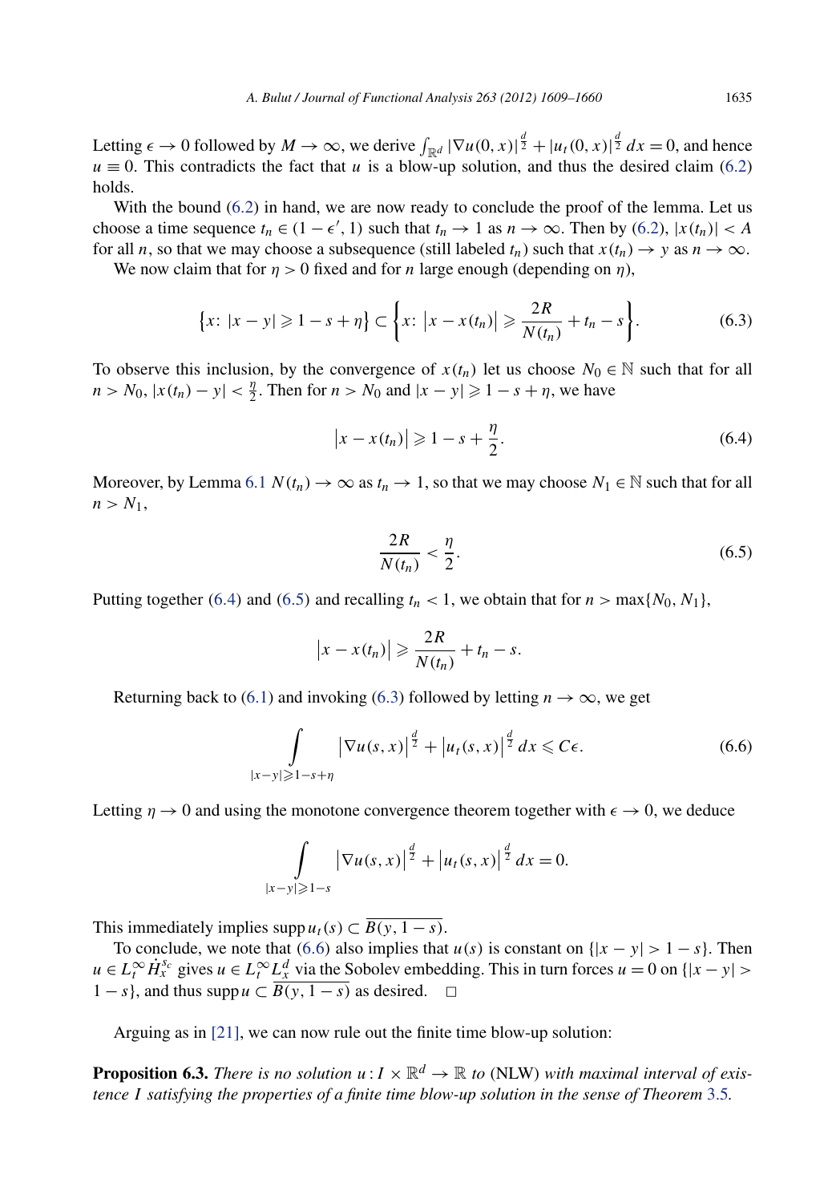Letting $\epsilon \to 0$ followed by $M \to \infty$, we derive $\int_{\mathbb{R}^d} |\nabla u(0,x)|^{\frac{d}{2}} + |u_t(0,x)|^{\frac{d}{2}}\,dx = 0$, and hence $u \equiv 0$. This contradicts the fact that $u$ is a blow-up solution, and thus the desired claim (6.2) holds.

With the bound (6.2) in hand, we are now ready to conclude the proof of the lemma. Let us choose a time sequence $t_n \in (1-\epsilon', 1)$ such that $t_n \to 1$ as $n \to \infty$. Then by (6.2), $|x(t_n)| < A$ for all $n$, so that we may choose a subsequence (still labeled $t_n$) such that $x(t_n) \to y$ as $n \to \infty$.

We now claim that for $\eta > 0$ fixed and for $n$ large enough (depending on $\eta$),

$$\left\{x\colon |x-y| \geqslant 1-s+\eta\right\} \subset \left\{x\colon \left|x - x(t_n)\right| \geqslant \frac{2R}{N(t_n)} + t_n - s\right\}. \tag{6.3}$$

To observe this inclusion, by the convergence of $x(t_n)$ let us choose $N_0 \in \mathbb{N}$ such that for all $n > N_0$, $|x(t_n) - y| < \frac{\eta}{2}$. Then for $n > N_0$ and $|x-y| \geqslant 1-s+\eta$, we have

$$\left|x - x(t_n)\right| \geqslant 1 - s + \frac{\eta}{2}. \tag{6.4}$$

Moreover, by Lemma 6.1 $N(t_n) \to \infty$ as $t_n \to 1$, so that we may choose $N_1 \in \mathbb{N}$ such that for all $n > N_1$,

$$\frac{2R}{N(t_n)} < \frac{\eta}{2}. \tag{6.5}$$

Putting together (6.4) and (6.5) and recalling $t_n < 1$, we obtain that for $n > \max\{N_0, N_1\}$,

$$\left|x - x(t_n)\right| \geqslant \frac{2R}{N(t_n)} + t_n - s.$$

Returning back to (6.1) and invoking (6.3) followed by letting $n \to \infty$, we get

$$\int\limits_{|x-y| \geqslant 1-s+\eta} \left|\nabla u(s,x)\right|^{\frac{d}{2}} + \left|u_t(s,x)\right|^{\frac{d}{2}}\,dx \leqslant C\epsilon. \tag{6.6}$$

Letting $\eta \to 0$ and using the monotone convergence theorem together with $\epsilon \to 0$, we deduce

$$\int\limits_{|x-y| \geqslant 1-s} \left|\nabla u(s,x)\right|^{\frac{d}{2}} + \left|u_t(s,x)\right|^{\frac{d}{2}}\,dx = 0.$$

This immediately implies $\operatorname{supp} u_t(s) \subset \overline{B(y, 1-s)}$.

To conclude, we note that (6.6) also implies that $u(s)$ is constant on $\{|x-y| > 1-s\}$. Then $u \in L_t^\infty \dot{H}_x^{s_c}$ gives $u \in L_t^\infty L_x^d$ via the Sobolev embedding. This in turn forces $u = 0$ on $\{|x-y| > 1-s\}$, and thus $\operatorname{supp} u \subset \overline{B(y, 1-s)}$ as desired. $\square$

Arguing as in [21], we can now rule out the finite time blow-up solution:

**Proposition 6.3.** *There is no solution $u : I \times \mathbb{R}^d \to \mathbb{R}$ to* (NLW) *with maximal interval of existence $I$ satisfying the properties of a finite time blow-up solution in the sense of Theorem* 3.5.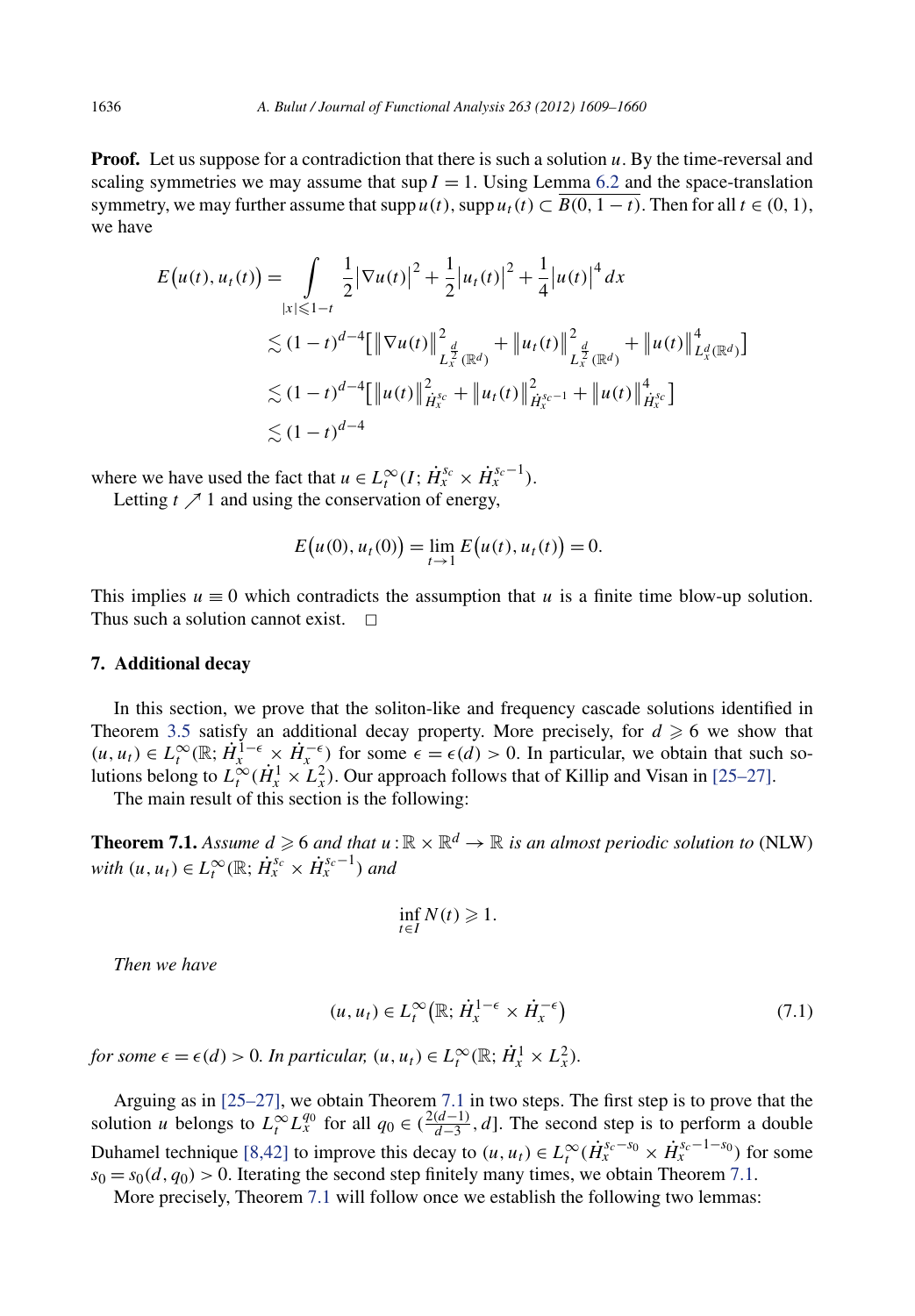**Proof.** Let us suppose for a contradiction that there is such a solution $u$. By the time-reversal and scaling symmetries we may assume that $\sup I = 1$. Using Lemma 6.2 and the space-translation symmetry, we may further assume that $\operatorname{supp} u(t), \operatorname{supp} u_t(t) \subset \overline{B(0, 1-t)}$. Then for all $t \in (0,1)$, we have

$$
\begin{aligned}
E\big(u(t), u_t(t)\big) &= \int_{|x| \leqslant 1-t} \frac{1}{2}\big|\nabla u(t)\big|^2 + \frac{1}{2}\big|u_t(t)\big|^2 + \frac{1}{4}\big|u(t)\big|^4 \, dx \\
&\lesssim (1-t)^{d-4}\Big[\big\|\nabla u(t)\big\|^2_{L_x^{\frac{d}{2}}(\mathbb{R}^d)} + \big\|u_t(t)\big\|^2_{L_x^{\frac{d}{2}}(\mathbb{R}^d)} + \big\|u(t)\big\|^4_{L_x^d(\mathbb{R}^d)}\Big] \\
&\lesssim (1-t)^{d-4}\Big[\big\|u(t)\big\|^2_{\dot{H}_x^{s_c}} + \big\|u_t(t)\big\|^2_{\dot{H}_x^{s_c-1}} + \big\|u(t)\big\|^4_{\dot{H}_x^{s_c}}\Big] \\
&\lesssim (1-t)^{d-4}
\end{aligned}
$$

where we have used the fact that $u \in L_t^\infty(I; \dot{H}_x^{s_c} \times \dot{H}_x^{s_c-1})$.

Letting $t \nearrow 1$ and using the conservation of energy,

$$
E\big(u(0), u_t(0)\big) = \lim_{t \to 1} E\big(u(t), u_t(t)\big) = 0.
$$

This implies $u \equiv 0$ which contradicts the assumption that $u$ is a finite time blow-up solution. Thus such a solution cannot exist. $\square$

## 7. Additional decay

In this section, we prove that the soliton-like and frequency cascade solutions identified in Theorem 3.5 satisfy an additional decay property. More precisely, for $d \geqslant 6$ we show that $(u, u_t) \in L_t^\infty(\mathbb{R}; \dot{H}_x^{1-\epsilon} \times \dot{H}_x^{-\epsilon})$ for some $\epsilon = \epsilon(d) > 0$. In particular, we obtain that such solutions belong to $L_t^\infty(\dot{H}_x^1 \times L_x^2)$. Our approach follows that of Killip and Visan in [25–27].

The main result of this section is the following:

**Theorem 7.1.** *Assume $d \geqslant 6$ and that $u : \mathbb{R} \times \mathbb{R}^d \to \mathbb{R}$ is an almost periodic solution to* (NLW) *with $(u, u_t) \in L_t^\infty(\mathbb{R}; \dot{H}_x^{s_c} \times \dot{H}_x^{s_c-1})$ and*

$$
\inf_{t \in I} N(t) \geqslant 1.
$$

*Then we have*

$$
(u, u_t) \in L_t^\infty\big(\mathbb{R}; \dot{H}_x^{1-\epsilon} \times \dot{H}_x^{-\epsilon}\big) \tag{7.1}
$$

*for some $\epsilon = \epsilon(d) > 0$. In particular, $(u, u_t) \in L_t^\infty(\mathbb{R}; \dot{H}_x^1 \times L_x^2)$.*

Arguing as in [25–27], we obtain Theorem 7.1 in two steps. The first step is to prove that the solution $u$ belongs to $L_t^\infty L_x^{q_0}$ for all $q_0 \in (\frac{2(d-1)}{d-3}, d]$. The second step is to perform a double Duhamel technique [8,42] to improve this decay to $(u, u_t) \in L_t^\infty(\dot{H}_x^{s_c - s_0} \times \dot{H}_x^{s_c-1-s_0})$ for some $s_0 = s_0(d, q_0) > 0$. Iterating the second step finitely many times, we obtain Theorem 7.1.

More precisely, Theorem 7.1 will follow once we establish the following two lemmas: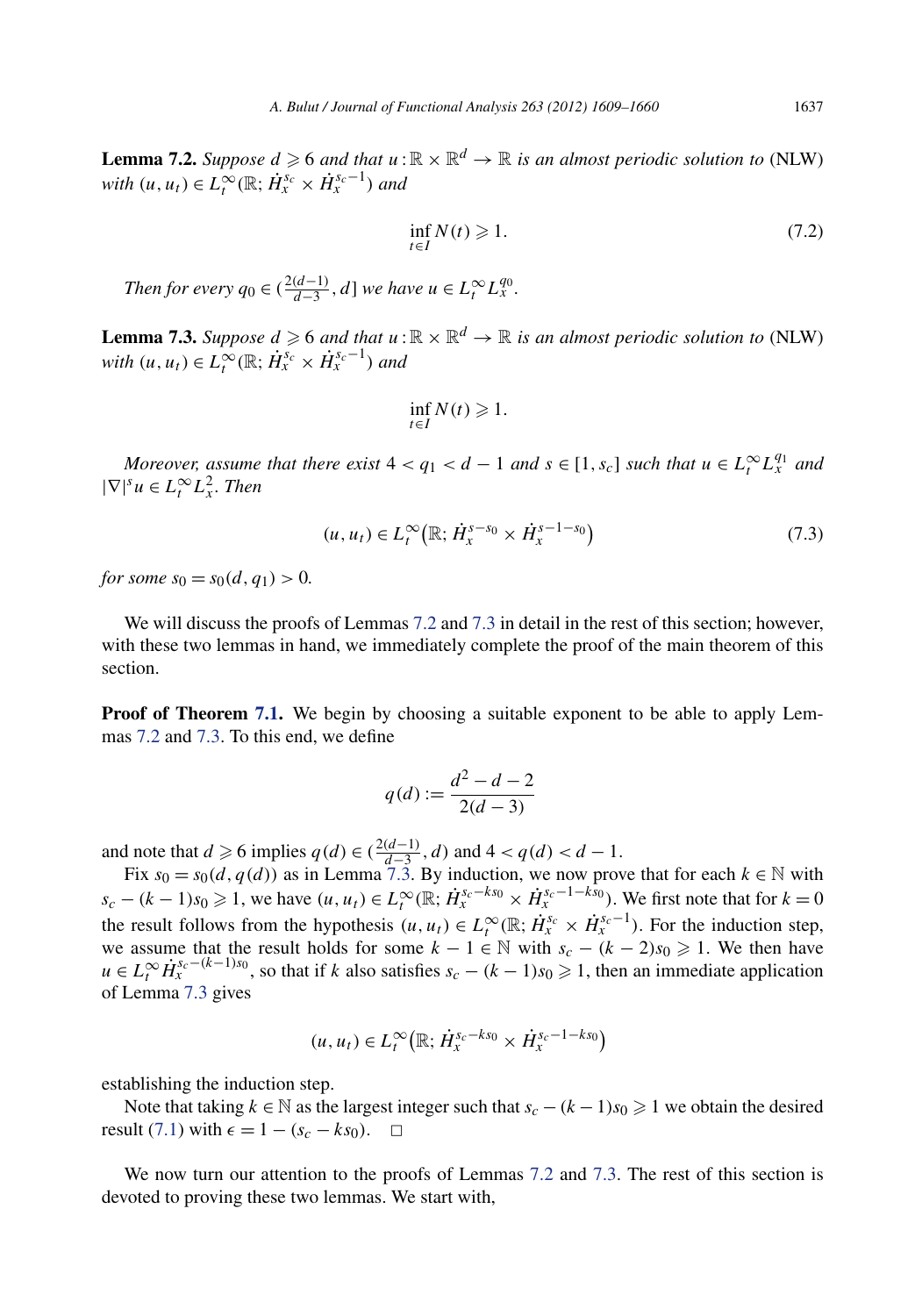**Lemma 7.2.** *Suppose $d \geqslant 6$ and that $u : \mathbb{R} \times \mathbb{R}^d \to \mathbb{R}$ is an almost periodic solution to* (NLW) *with $(u, u_t) \in L_t^\infty(\mathbb{R}; \dot{H}_x^{s_c} \times \dot{H}_x^{s_c - 1})$ and*

$$\inf_{t \in I} N(t) \geqslant 1. \tag{7.2}$$

*Then for every $q_0 \in (\frac{2(d-1)}{d-3}, d]$ we have $u \in L_t^\infty L_x^{q_0}$.*

**Lemma 7.3.** *Suppose $d \geqslant 6$ and that $u : \mathbb{R} \times \mathbb{R}^d \to \mathbb{R}$ is an almost periodic solution to* (NLW) *with $(u, u_t) \in L_t^\infty(\mathbb{R}; \dot{H}_x^{s_c} \times \dot{H}_x^{s_c - 1})$ and*

$$\inf_{t \in I} N(t) \geqslant 1.$$

*Moreover, assume that there exist $4 < q_1 < d - 1$ and $s \in [1, s_c]$ such that $u \in L_t^\infty L_x^{q_1}$ and $|\nabla|^s u \in L_t^\infty L_x^2$. Then*

$$(u, u_t) \in L_t^\infty\big(\mathbb{R}; \dot{H}_x^{s - s_0} \times \dot{H}_x^{s - 1 - s_0}\big) \tag{7.3}$$

*for some $s_0 = s_0(d, q_1) > 0$.*

We will discuss the proofs of Lemmas 7.2 and 7.3 in detail in the rest of this section; however, with these two lemmas in hand, we immediately complete the proof of the main theorem of this section.

**Proof of Theorem 7.1.** We begin by choosing a suitable exponent to be able to apply Lemmas 7.2 and 7.3. To this end, we define

$$q(d) := \frac{d^2 - d - 2}{2(d - 3)}$$

and note that $d \geqslant 6$ implies $q(d) \in (\frac{2(d-1)}{d-3}, d)$ and $4 < q(d) < d - 1$.

Fix $s_0 = s_0(d, q(d))$ as in Lemma 7.3. By induction, we now prove that for each $k \in \mathbb{N}$ with $s_c - (k-1)s_0 \geqslant 1$, we have $(u, u_t) \in L_t^\infty(\mathbb{R}; \dot{H}_x^{s_c - ks_0} \times \dot{H}_x^{s_c - 1 - ks_0})$. We first note that for $k = 0$ the result follows from the hypothesis $(u, u_t) \in L_t^\infty(\mathbb{R}; \dot{H}_x^{s_c} \times \dot{H}_x^{s_c - 1})$. For the induction step, we assume that the result holds for some $k - 1 \in \mathbb{N}$ with $s_c - (k-2)s_0 \geqslant 1$. We then have $u \in L_t^\infty \dot{H}_x^{s_c - (k-1)s_0}$, so that if $k$ also satisfies $s_c - (k-1)s_0 \geqslant 1$, then an immediate application of Lemma 7.3 gives

$$(u, u_t) \in L_t^\infty\big(\mathbb{R}; \dot{H}_x^{s_c - ks_0} \times \dot{H}_x^{s_c - 1 - ks_0}\big)$$

establishing the induction step.

Note that taking $k \in \mathbb{N}$ as the largest integer such that $s_c - (k-1)s_0 \geqslant 1$ we obtain the desired result (7.1) with $\epsilon = 1 - (s_c - ks_0)$. $\square$

We now turn our attention to the proofs of Lemmas 7.2 and 7.3. The rest of this section is devoted to proving these two lemmas. We start with,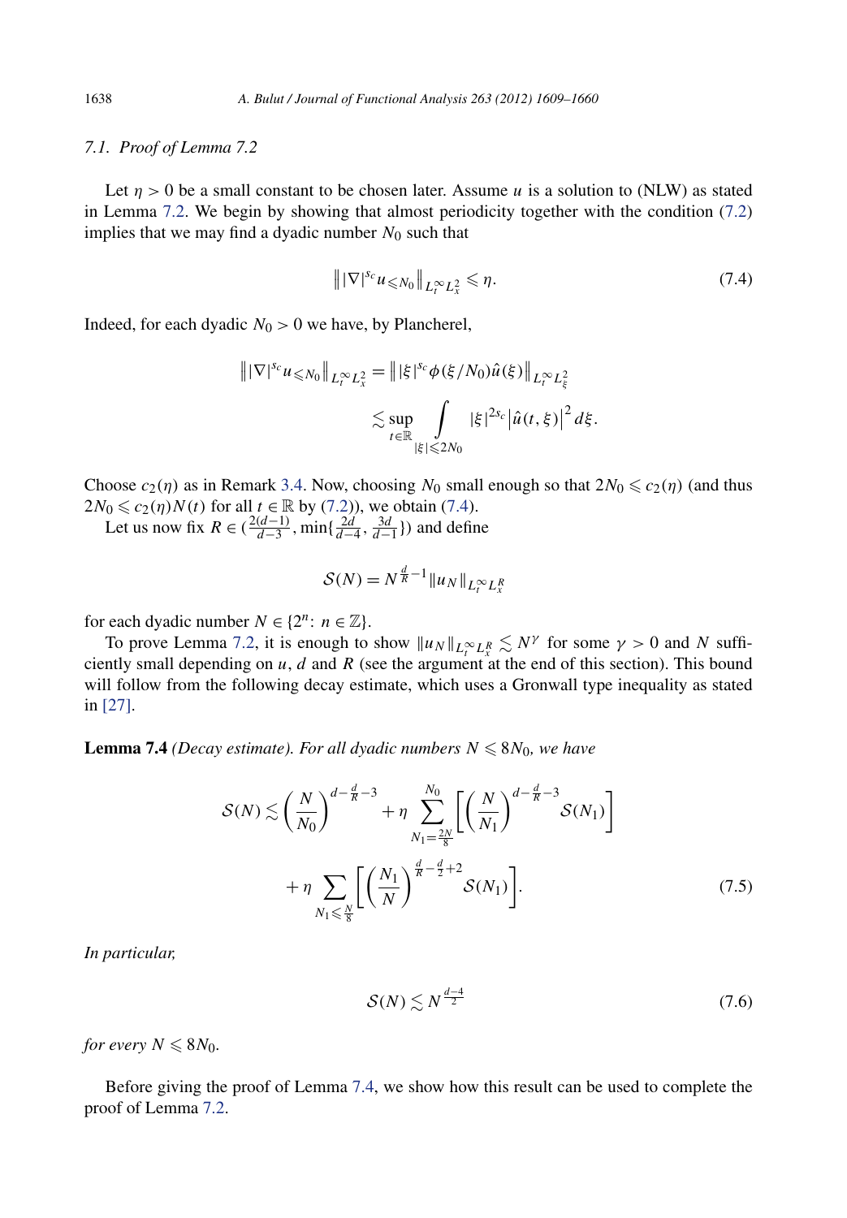### 7.1. Proof of Lemma 7.2

Let $\eta > 0$ be a small constant to be chosen later. Assume $u$ is a solution to (NLW) as stated in Lemma 7.2. We begin by showing that almost periodicity together with the condition (7.2) implies that we may find a dyadic number $N_0$ such that

$$\big\| |\nabla|^{s_c} u_{\leqslant N_0} \big\|_{L_t^\infty L_x^2} \leqslant \eta. \tag{7.4}$$

Indeed, for each dyadic $N_0 > 0$ we have, by Plancherel,

$$\begin{aligned}
\big\| |\nabla|^{s_c} u_{\leqslant N_0} \big\|_{L_t^\infty L_x^2} &= \big\| |\xi|^{s_c} \phi(\xi/N_0) \hat{u}(\xi) \big\|_{L_t^\infty L_\xi^2} \\
&\lesssim \sup_{t \in \mathbb{R}} \int_{|\xi| \leqslant 2N_0} |\xi|^{2s_c} \big| \hat{u}(t,\xi) \big|^2 \, d\xi.
\end{aligned}$$

Choose $c_2(\eta)$ as in Remark 3.4. Now, choosing $N_0$ small enough so that $2N_0 \leqslant c_2(\eta)$ (and thus $2N_0 \leqslant c_2(\eta) N(t)$ for all $t \in \mathbb{R}$ by (7.2)), we obtain (7.4).

Let us now fix $R \in (\frac{2(d-1)}{d-3}, \min\{\frac{2d}{d-4}, \frac{3d}{d-1}\})$ and define

$$\mathcal{S}(N) = N^{\frac{d}{R}-1} \|u_N\|_{L_t^\infty L_x^R}$$

for each dyadic number $N \in \{2^n \colon n \in \mathbb{Z}\}$.

To prove Lemma 7.2, it is enough to show $\|u_N\|_{L_t^\infty L_x^R} \lesssim N^\gamma$ for some $\gamma > 0$ and $N$ sufficiently small depending on $u$, $d$ and $R$ (see the argument at the end of this section). This bound will follow from the following decay estimate, which uses a Gronwall type inequality as stated in [27].

**Lemma 7.4** *(Decay estimate). For all dyadic numbers $N \leqslant 8N_0$, we have*

$$\begin{aligned}
\mathcal{S}(N) \lesssim \left(\frac{N}{N_0}\right)^{d - \frac{d}{R} - 3} &+ \eta \sum_{N_1 = \frac{2N}{8}}^{N_0} \left[ \left(\frac{N}{N_1}\right)^{d - \frac{d}{R} - 3} \mathcal{S}(N_1) \right] \\
&+ \eta \sum_{N_1 \leqslant \frac{N}{8}} \left[ \left(\frac{N_1}{N}\right)^{\frac{d}{R} - \frac{d}{2} + 2} \mathcal{S}(N_1) \right].
\end{aligned} \tag{7.5}$$

*In particular,*

$$\mathcal{S}(N) \lesssim N^{\frac{d-4}{2}} \tag{7.6}$$

*for every $N \leqslant 8N_0$.*

Before giving the proof of Lemma 7.4, we show how this result can be used to complete the proof of Lemma 7.2.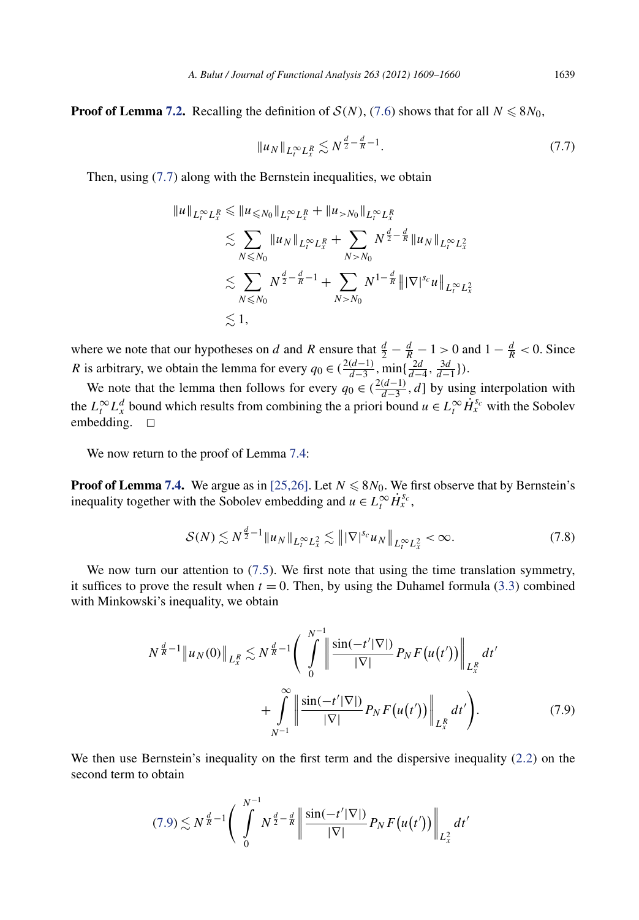**Proof of Lemma 7.2.** Recalling the definition of $\mathcal{S}(N)$, (7.6) shows that for all $N \leqslant 8N_0$,

$$\|u_N\|_{L_t^\infty L_x^R} \lesssim N^{\frac{d}{2}-\frac{d}{R}-1}. \tag{7.7}$$

Then, using (7.7) along with the Bernstein inequalities, we obtain

$$\begin{aligned}
\|u\|_{L_t^\infty L_x^R} &\leqslant \|u_{\leqslant N_0}\|_{L_t^\infty L_x^R} + \|u_{>N_0}\|_{L_t^\infty L_x^R} \\
&\lesssim \sum_{N \leqslant N_0} \|u_N\|_{L_t^\infty L_x^R} + \sum_{N > N_0} N^{\frac{d}{2}-\frac{d}{R}} \|u_N\|_{L_t^\infty L_x^2} \\
&\lesssim \sum_{N \leqslant N_0} N^{\frac{d}{2}-\frac{d}{R}-1} + \sum_{N > N_0} N^{1-\frac{d}{R}} \big\| |\nabla|^{s_c} u \big\|_{L_t^\infty L_x^2} \\
&\lesssim 1,
\end{aligned}$$

where we note that our hypotheses on $d$ and $R$ ensure that $\frac{d}{2}-\frac{d}{R}-1>0$ and $1-\frac{d}{R}<0$. Since $R$ is arbitrary, we obtain the lemma for every $q_0 \in (\frac{2(d-1)}{d-3}, \min\{\frac{2d}{d-4}, \frac{3d}{d-1}\})$.

We note that the lemma then follows for every $q_0 \in (\frac{2(d-1)}{d-3}, d]$ by using interpolation with the $L_t^\infty L_x^d$ bound which results from combining the a priori bound $u \in L_t^\infty \dot{H}_x^{s_c}$ with the Sobolev embedding. $\square$

We now return to the proof of Lemma 7.4:

**Proof of Lemma 7.4.** We argue as in [25,26]. Let $N \leqslant 8N_0$. We first observe that by Bernstein's inequality together with the Sobolev embedding and $u \in L_t^\infty \dot{H}_x^{s_c}$,

$$\mathcal{S}(N) \lesssim N^{\frac{d}{2}-1}\|u_N\|_{L_t^\infty L_x^2} \lesssim \big\| |\nabla|^{s_c} u_N \big\|_{L_t^\infty L_x^2} < \infty. \tag{7.8}$$

We now turn our attention to (7.5). We first note that using the time translation symmetry, it suffices to prove the result when $t=0$. Then, by using the Duhamel formula (3.3) combined with Minkowski's inequality, we obtain

$$\begin{aligned}
N^{\frac{d}{R}-1}\big\|u_N(0)\big\|_{L_x^R} \lesssim N^{\frac{d}{R}-1}\Bigg( &\int_0^{N^{-1}} \bigg\| \frac{\sin(-t'|\nabla|)}{|\nabla|} P_N F\big(u(t')\big) \bigg\|_{L_x^R} dt' \\
&+ \int_{N^{-1}}^{\infty} \bigg\| \frac{\sin(-t'|\nabla|)}{|\nabla|} P_N F\big(u(t')\big) \bigg\|_{L_x^R} dt' \Bigg).
\end{aligned} \tag{7.9}$$

We then use Bernstein's inequality on the first term and the dispersive inequality (2.2) on the second term to obtain

$$(7.9) \lesssim N^{\frac{d}{R}-1}\Bigg( \int_0^{N^{-1}} N^{\frac{d}{2}-\frac{d}{R}} \bigg\| \frac{\sin(-t'|\nabla|)}{|\nabla|} P_N F\big(u(t')\big) \bigg\|_{L_x^2} dt'$$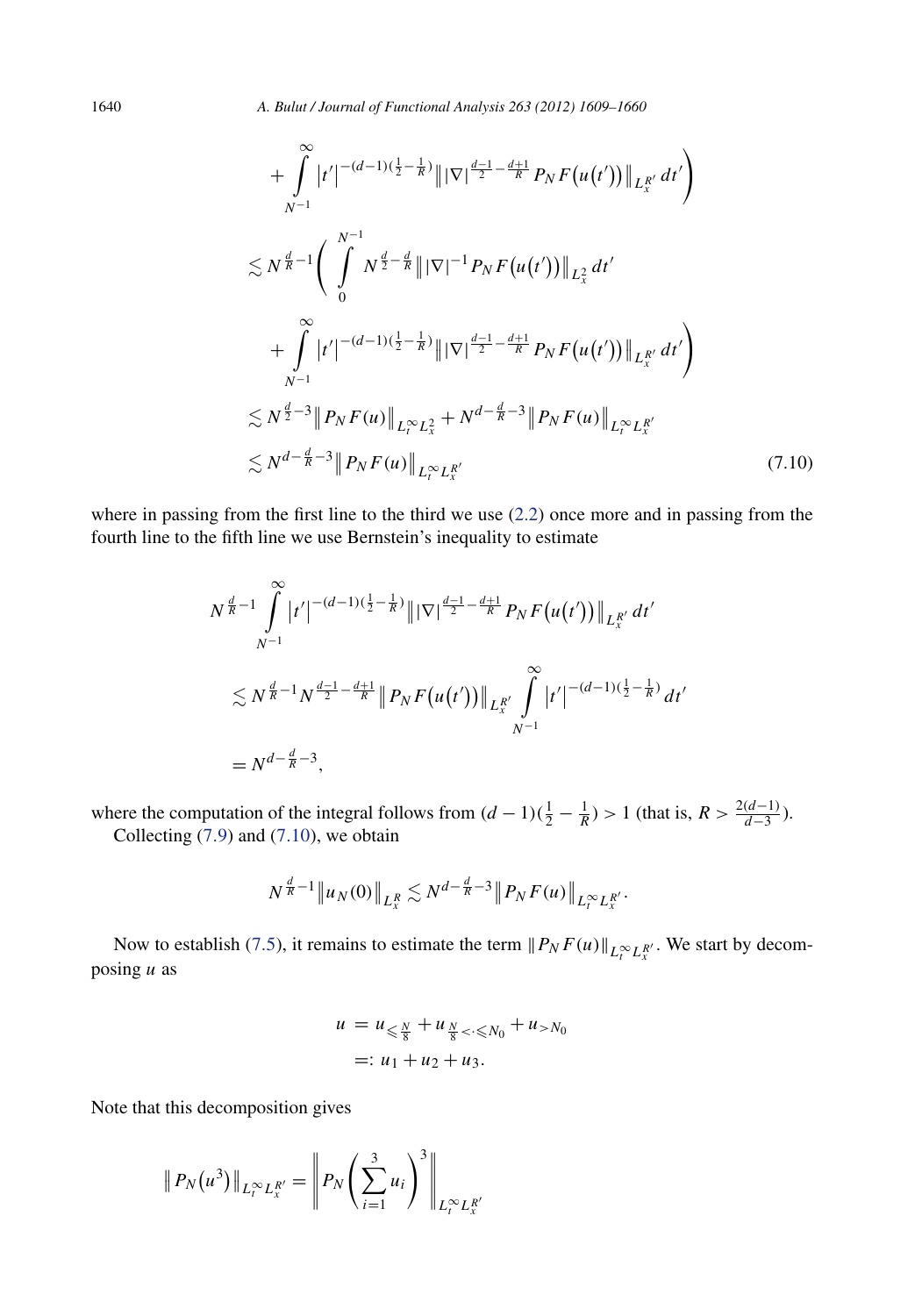$$
\begin{aligned}
&\quad + \int_{N^{-1}}^{\infty} |t'|^{-(d-1)(\frac{1}{2}-\frac{1}{R})} \big\| |\nabla|^{\frac{d-1}{2}-\frac{d+1}{R}} P_N F\big(u(t')\big)\big\|_{L_x^{R'}}\, dt'\Bigg) \\
&\lesssim N^{\frac{d}{R}-1}\Bigg( \int_0^{N^{-1}} N^{\frac{d}{2}-\frac{d}{R}} \big\| |\nabla|^{-1} P_N F\big(u(t')\big)\big\|_{L_x^2}\, dt' \\
&\quad + \int_{N^{-1}}^{\infty} |t'|^{-(d-1)(\frac{1}{2}-\frac{1}{R})} \big\| |\nabla|^{\frac{d-1}{2}-\frac{d+1}{R}} P_N F\big(u(t')\big)\big\|_{L_x^{R'}}\, dt'\Bigg) \\
&\lesssim N^{\frac{d}{2}-3}\big\| P_N F(u)\big\|_{L_t^\infty L_x^2} + N^{d-\frac{d}{R}-3}\big\| P_N F(u)\big\|_{L_t^\infty L_x^{R'}} \\
&\lesssim N^{d-\frac{d}{R}-3}\big\| P_N F(u)\big\|_{L_t^\infty L_x^{R'}}
\end{aligned}
\tag{7.10}
$$

where in passing from the first line to the third we use (2.2) once more and in passing from the fourth line to the fifth line we use Bernstein's inequality to estimate

$$
\begin{aligned}
&N^{\frac{d}{R}-1} \int_{N^{-1}}^{\infty} |t'|^{-(d-1)(\frac{1}{2}-\frac{1}{R})} \big\| |\nabla|^{\frac{d-1}{2}-\frac{d+1}{R}} P_N F\big(u(t')\big)\big\|_{L_x^{R'}}\, dt' \\
&\lesssim N^{\frac{d}{R}-1} N^{\frac{d-1}{2}-\frac{d+1}{R}} \big\| P_N F\big(u(t')\big)\big\|_{L_x^{R'}} \int_{N^{-1}}^{\infty} |t'|^{-(d-1)(\frac{1}{2}-\frac{1}{R})}\, dt' \\
&= N^{d-\frac{d}{R}-3},
\end{aligned}
$$

where the computation of the integral follows from $(d-1)(\frac{1}{2}-\frac{1}{R}) > 1$ (that is, $R > \frac{2(d-1)}{d-3}$).

Collecting (7.9) and (7.10), we obtain

$$
N^{\frac{d}{R}-1}\big\| u_N(0)\big\|_{L_x^R} \lesssim N^{d-\frac{d}{R}-3}\big\| P_N F(u)\big\|_{L_t^\infty L_x^{R'}}.
$$

Now to establish (7.5), it remains to estimate the term $\| P_N F(u)\|_{L_t^\infty L_x^{R'}}$. We start by decomposing $u$ as

$$
\begin{aligned}
u &= u_{\leqslant \frac{N}{8}} + u_{\frac{N}{8} < \cdot \leqslant N_0} + u_{> N_0} \\
&=: u_1 + u_2 + u_3.
\end{aligned}
$$

Note that this decomposition gives

$$
\big\| P_N\big(u^3\big)\big\|_{L_t^\infty L_x^{R'}} = \left\| P_N\left(\sum_{i=1}^{3} u_i\right)^3\right\|_{L_t^\infty L_x^{R'}}
$$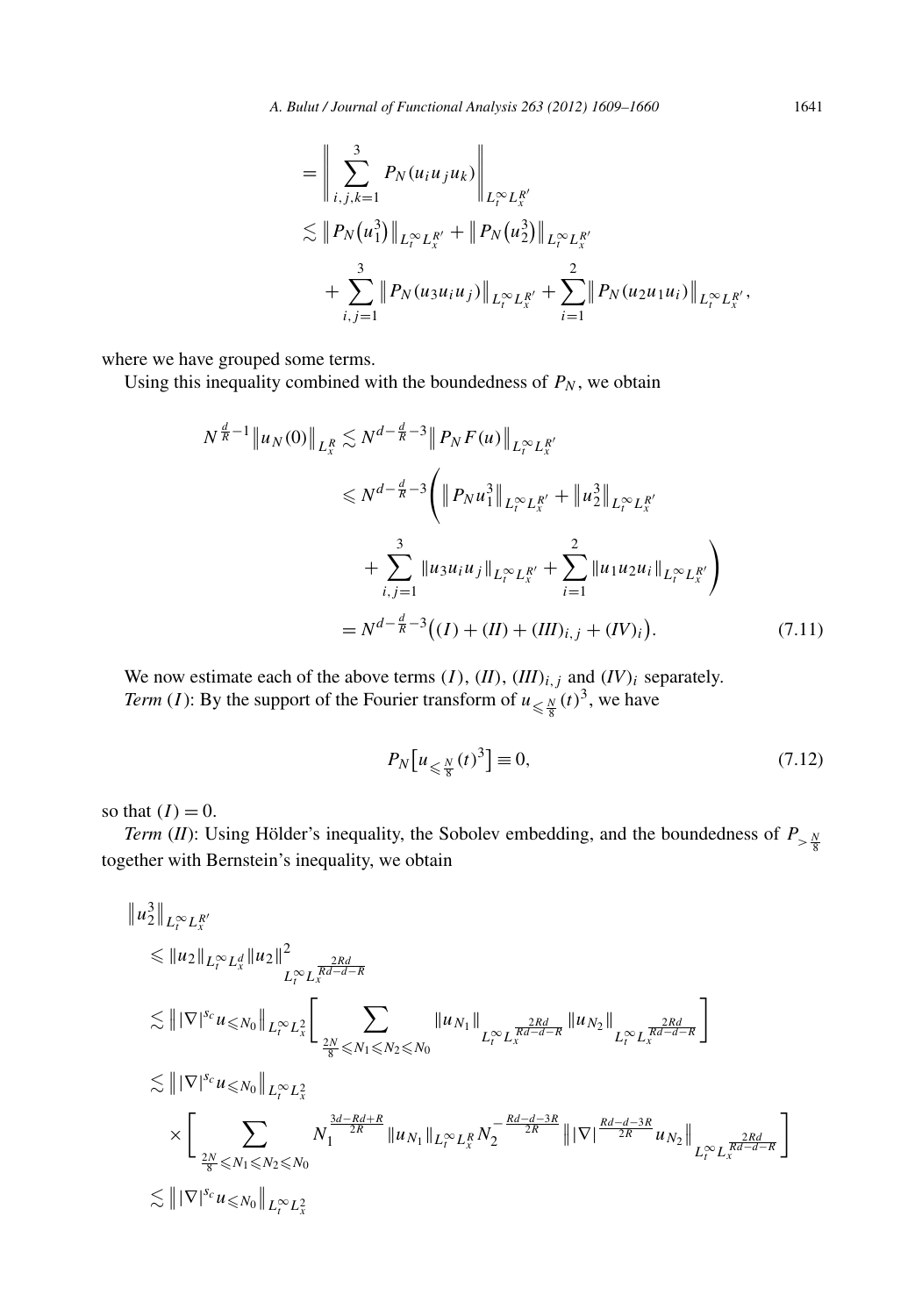$$
\begin{aligned}
&= \left\| \sum_{i,j,k=1}^{3} P_N(u_i u_j u_k) \right\|_{L_t^\infty L_x^{R'}} \\
&\lesssim \left\| P_N\left(u_1^3\right) \right\|_{L_t^\infty L_x^{R'}} + \left\| P_N\left(u_2^3\right) \right\|_{L_t^\infty L_x^{R'}} \\
&\quad + \sum_{i,j=1}^{3} \left\| P_N(u_3 u_i u_j) \right\|_{L_t^\infty L_x^{R'}} + \sum_{i=1}^{2} \left\| P_N(u_2 u_1 u_i) \right\|_{L_t^\infty L_x^{R'}},
\end{aligned}
$$

where we have grouped some terms.

Using this inequality combined with the boundedness of $P_N$, we obtain

$$
\begin{aligned}
N^{\frac{d}{R}-1} \left\| u_N(0) \right\|_{L_x^R} &\lesssim N^{d-\frac{d}{R}-3} \left\| P_N F(u) \right\|_{L_t^\infty L_x^{R'}} \\
&\leqslant N^{d-\frac{d}{R}-3} \Bigg( \left\| P_N u_1^3 \right\|_{L_t^\infty L_x^{R'}} + \left\| u_2^3 \right\|_{L_t^\infty L_x^{R'}} \\
&\quad + \sum_{i,j=1}^{3} \| u_3 u_i u_j \|_{L_t^\infty L_x^{R'}} + \sum_{i=1}^{2} \| u_1 u_2 u_i \|_{L_t^\infty L_x^{R'}} \Bigg) \\
&= N^{d-\frac{d}{R}-3} \left( (I) + (II) + (III)_{i,j} + (IV)_i \right). \qquad (7.11)
\end{aligned}
$$

We now estimate each of the above terms $(I)$, $(II)$, $(III)_{i,j}$ and $(IV)_i$ separately.

*Term* $(I)$: By the support of the Fourier transform of $u_{\leqslant \frac{N}{8}}(t)^3$, we have

$$
P_N\left[ u_{\leqslant \frac{N}{8}}(t)^3 \right] \equiv 0, \qquad (7.12)
$$

so that $(I) = 0$.

*Term* $(II)$: Using Hölder's inequality, the Sobolev embedding, and the boundedness of $P_{> \frac{N}{8}}$ together with Bernstein's inequality, we obtain

$$
\begin{aligned}
&\left\| u_2^3 \right\|_{L_t^\infty L_x^{R'}} \\
&\leqslant \| u_2 \|_{L_t^\infty L_x^d} \| u_2 \|^2_{L_t^\infty L_x^{\frac{2Rd}{Rd-d-R}}} \\
&\lesssim \left\| |\nabla|^{s_c} u_{\leqslant N_0} \right\|_{L_t^\infty L_x^2} \left[ \sum_{\frac{2N}{8} \leqslant N_1 \leqslant N_2 \leqslant N_0} \| u_{N_1} \|_{L_t^\infty L_x^{\frac{2Rd}{Rd-d-R}}} \| u_{N_2} \|_{L_t^\infty L_x^{\frac{2Rd}{Rd-d-R}}} \right] \\
&\lesssim \left\| |\nabla|^{s_c} u_{\leqslant N_0} \right\|_{L_t^\infty L_x^2} \\
&\quad \times \left[ \sum_{\frac{2N}{8} \leqslant N_1 \leqslant N_2 \leqslant N_0} N_1^{\frac{3d-Rd+R}{2R}} \| u_{N_1} \|_{L_t^\infty L_x^R} N_2^{-\frac{Rd-d-3R}{2R}} \left\| |\nabla|^{\frac{Rd-d-3R}{2R}} u_{N_2} \right\|_{L_t^\infty L_x^{\frac{2Rd}{Rd-d-R}}} \right] \\
&\lesssim \left\| |\nabla|^{s_c} u_{\leqslant N_0} \right\|_{L_t^\infty L_x^2}
\end{aligned}
$$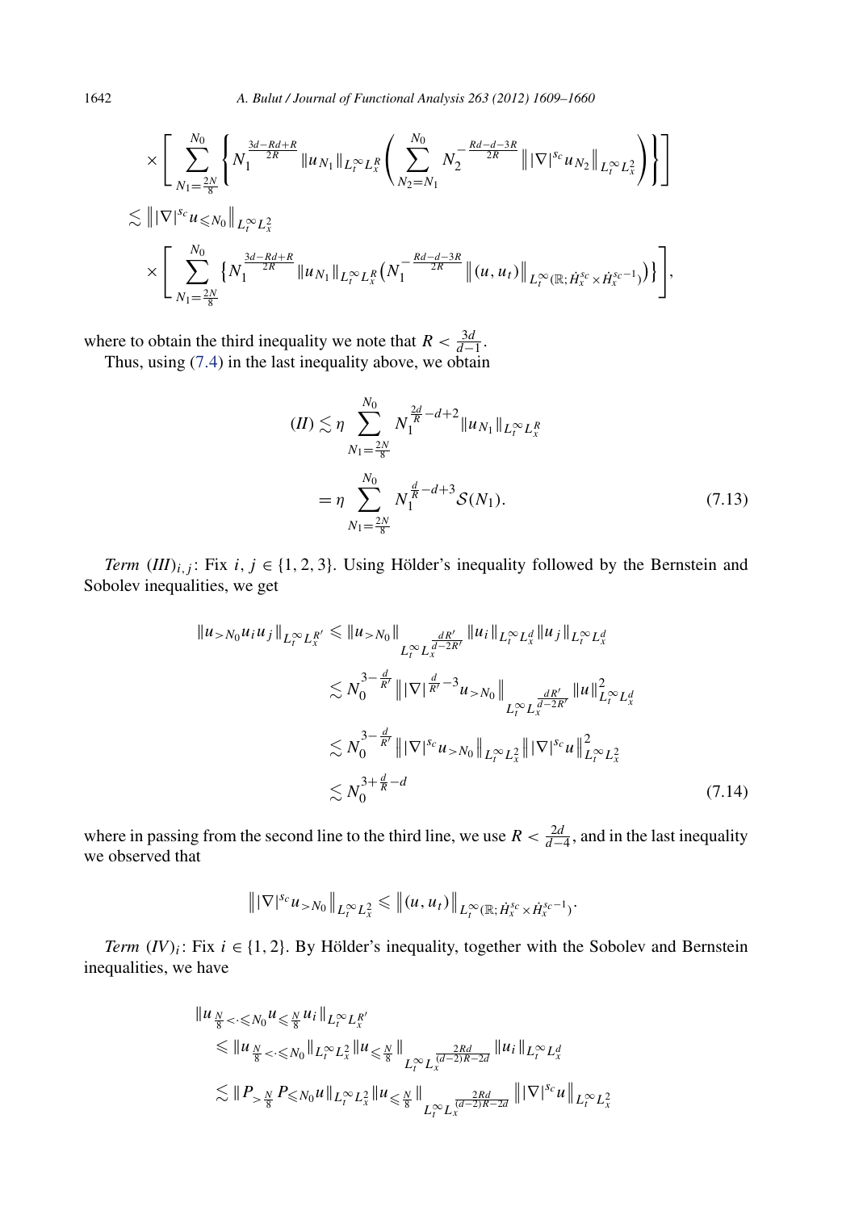$$
\times \left[ \sum_{N_1=\frac{2N}{8}}^{N_0} \left\{ N_1^{\frac{3d-Rd+R}{2R}} \|u_{N_1}\|_{L_t^\infty L_x^R} \left( \sum_{N_2=N_1}^{N_0} N_2^{-\frac{Rd-d-3R}{2R}} \big\| |\nabla|^{s_c} u_{N_2} \big\|_{L_t^\infty L_x^2} \right) \right\} \right]
$$

$$
\lesssim \big\| |\nabla|^{s_c} u_{\leqslant N_0} \big\|_{L_t^\infty L_x^2}
$$

$$
\times \left[ \sum_{N_1=\frac{2N}{8}}^{N_0} \left\{ N_1^{\frac{3d-Rd+R}{2R}} \|u_{N_1}\|_{L_t^\infty L_x^R} \left( N_1^{-\frac{Rd-d-3R}{2R}} \big\| (u,u_t) \big\|_{L_t^\infty(\mathbb{R};\dot{H}_x^{s_c}\times \dot{H}_x^{s_c-1})} \right) \right\} \right],
$$

where to obtain the third inequality we note that $R < \frac{3d}{d-1}$.

Thus, using (7.4) in the last inequality above, we obtain

$$
\begin{aligned}
(II) &\lesssim \eta \sum_{N_1=\frac{2N}{8}}^{N_0} N_1^{\frac{2d}{R}-d+2} \|u_{N_1}\|_{L_t^\infty L_x^R} \\
&= \eta \sum_{N_1=\frac{2N}{8}}^{N_0} N_1^{\frac{d}{R}-d+3} \mathcal{S}(N_1). \qquad (7.13)
\end{aligned}
$$

*Term* $(III)_{i,j}$: Fix $i, j \in \{1,2,3\}$. Using Hölder's inequality followed by the Bernstein and Sobolev inequalities, we get

$$
\begin{aligned}
\|u_{>N_0} u_i u_j\|_{L_t^\infty L_x^{R'}} &\leqslant \|u_{>N_0}\|_{L_t^\infty L_x^{\frac{dR'}{d-2R'}}} \|u_i\|_{L_t^\infty L_x^d} \|u_j\|_{L_t^\infty L_x^d} \\
&\lesssim N_0^{3-\frac{d}{R'}} \big\| |\nabla|^{\frac{d}{R'}-3} u_{>N_0} \big\|_{L_t^\infty L_x^{\frac{dR'}{d-2R'}}} \|u\|_{L_t^\infty L_x^d}^2 \\
&\lesssim N_0^{3-\frac{d}{R'}} \big\| |\nabla|^{s_c} u_{>N_0} \big\|_{L_t^\infty L_x^2} \big\| |\nabla|^{s_c} u \big\|_{L_t^\infty L_x^2}^2 \\
&\lesssim N_0^{3+\frac{d}{R}-d} \qquad (7.14)
\end{aligned}
$$

where in passing from the second line to the third line, we use $R < \frac{2d}{d-4}$, and in the last inequality we observed that

$$
\big\| |\nabla|^{s_c} u_{>N_0} \big\|_{L_t^\infty L_x^2} \leqslant \big\| (u,u_t) \big\|_{L_t^\infty(\mathbb{R};\dot{H}_x^{s_c}\times \dot{H}_x^{s_c-1})}.
$$

*Term* $(IV)_i$: Fix $i \in \{1,2\}$. By Hölder's inequality, together with the Sobolev and Bernstein inequalities, we have

$$
\begin{aligned}
&\|u_{\frac{N}{8}<\cdot\leqslant N_0} u_{\leqslant \frac{N}{8}} u_i\|_{L_t^\infty L_x^{R'}} \\
&\quad \leqslant \|u_{\frac{N}{8}<\cdot\leqslant N_0}\|_{L_t^\infty L_x^2} \|u_{\leqslant \frac{N}{8}}\|_{L_t^\infty L_x^{\frac{2Rd}{(d-2)R-2d}}} \|u_i\|_{L_t^\infty L_x^d} \\
&\quad \lesssim \|P_{>\frac{N}{8}} P_{\leqslant N_0} u\|_{L_t^\infty L_x^2} \|u_{\leqslant \frac{N}{8}}\|_{L_t^\infty L_x^{\frac{2Rd}{(d-2)R-2d}}} \big\| |\nabla|^{s_c} u \big\|_{L_t^\infty L_x^2}
\end{aligned}
$$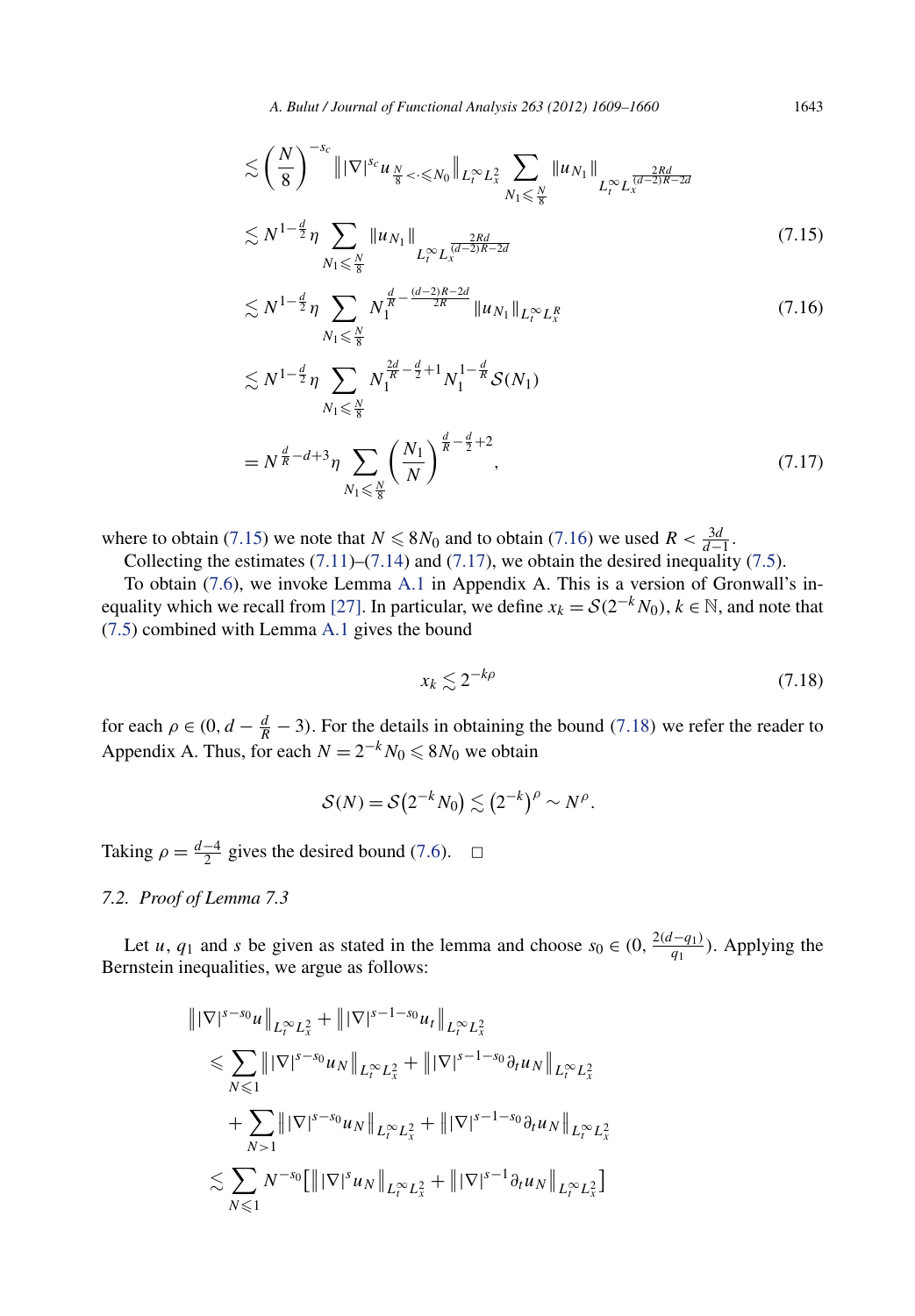$$
\begin{aligned}
&\lesssim \left(\frac{N}{8}\right)^{-s_c} \left\| |\nabla|^{s_c} u_{\frac{N}{8} < \cdot \leqslant N_0} \right\|_{L_t^\infty L_x^2} \sum_{N_1 \leqslant \frac{N}{8}} \|u_{N_1}\|_{L_t^\infty L_x^{\frac{2Rd}{(d-2)R-2d}}} \\
&\lesssim N^{1-\frac{d}{2}} \eta \sum_{N_1 \leqslant \frac{N}{8}} \|u_{N_1}\|_{L_t^\infty L_x^{\frac{2Rd}{(d-2)R-2d}}} &(7.15) \\
&\lesssim N^{1-\frac{d}{2}} \eta \sum_{N_1 \leqslant \frac{N}{8}} N_1^{\frac{d}{R} - \frac{(d-2)R-2d}{2R}} \|u_{N_1}\|_{L_t^\infty L_x^R} &(7.16) \\
&\lesssim N^{1-\frac{d}{2}} \eta \sum_{N_1 \leqslant \frac{N}{8}} N_1^{\frac{2d}{R} - \frac{d}{2} + 1} N_1^{1-\frac{d}{R}} \mathcal{S}(N_1) \\
&= N^{\frac{d}{R} - d + 3} \eta \sum_{N_1 \leqslant \frac{N}{8}} \left(\frac{N_1}{N}\right)^{\frac{d}{R} - \frac{d}{2} + 2}, &(7.17)
\end{aligned}
$$

where to obtain (7.15) we note that $N \leqslant 8N_0$ and to obtain (7.16) we used $R < \frac{3d}{d-1}$.

Collecting the estimates (7.11)–(7.14) and (7.17), we obtain the desired inequality (7.5).

To obtain (7.6), we invoke Lemma A.1 in Appendix A. This is a version of Gronwall's inequality which we recall from [27]. In particular, we define $x_k = \mathcal{S}(2^{-k}N_0)$, $k \in \mathbb{N}$, and note that (7.5) combined with Lemma A.1 gives the bound

$$
x_k \lesssim 2^{-k\rho} \tag{7.18}
$$

for each $\rho \in (0, d - \frac{d}{R} - 3)$. For the details in obtaining the bound (7.18) we refer the reader to Appendix A. Thus, for each $N = 2^{-k}N_0 \leqslant 8N_0$ we obtain

$$
\mathcal{S}(N) = \mathcal{S}\big(2^{-k}N_0\big) \lesssim \big(2^{-k}\big)^{\rho} \sim N^{\rho}.
$$

Taking $\rho = \frac{d-4}{2}$ gives the desired bound (7.6). $\square$

### 7.2. *Proof of Lemma 7.3*

Let $u$, $q_1$ and $s$ be given as stated in the lemma and choose $s_0 \in (0, \frac{2(d-q_1)}{q_1})$. Applying the Bernstein inequalities, we argue as follows:

$$
\begin{aligned}
&\left\| |\nabla|^{s-s_0} u \right\|_{L_t^\infty L_x^2} + \left\| |\nabla|^{s-1-s_0} u_t \right\|_{L_t^\infty L_x^2} \\
&\quad\leqslant \sum_{N \leqslant 1} \left\| |\nabla|^{s-s_0} u_N \right\|_{L_t^\infty L_x^2} + \left\| |\nabla|^{s-1-s_0} \partial_t u_N \right\|_{L_t^\infty L_x^2} \\
&\quad\quad + \sum_{N > 1} \left\| |\nabla|^{s-s_0} u_N \right\|_{L_t^\infty L_x^2} + \left\| |\nabla|^{s-1-s_0} \partial_t u_N \right\|_{L_t^\infty L_x^2} \\
&\quad\lesssim \sum_{N \leqslant 1} N^{-s_0} \left[ \left\| |\nabla|^{s} u_N \right\|_{L_t^\infty L_x^2} + \left\| |\nabla|^{s-1} \partial_t u_N \right\|_{L_t^\infty L_x^2} \right]
\end{aligned}
$$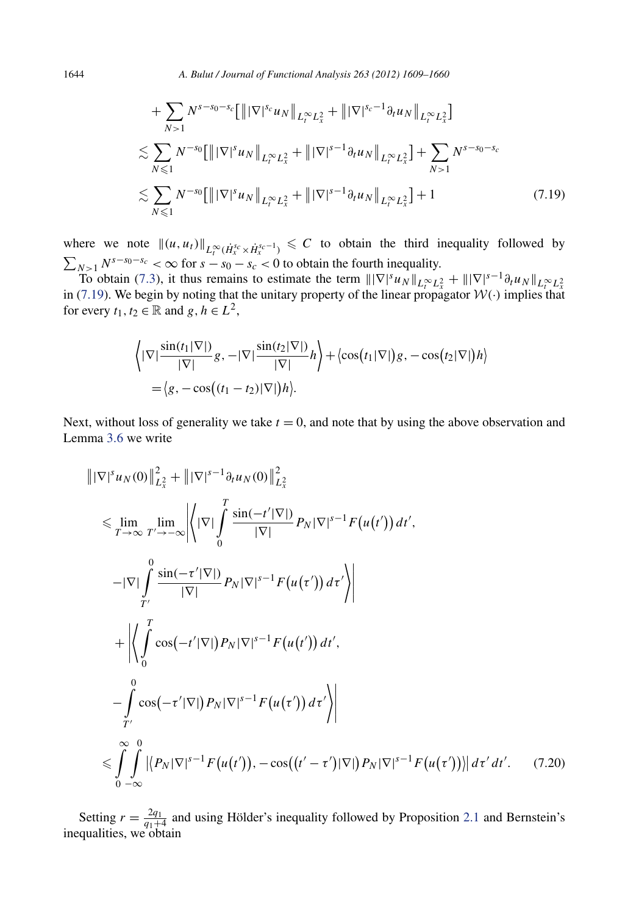$$
\begin{aligned}
&+\sum_{N>1} N^{s-s_0-s_c}\big[\big\||\nabla|^{s_c}u_N\big\|_{L_t^\infty L_x^2}+\big\||\nabla|^{s_c-1}\partial_t u_N\big\|_{L_t^\infty L_x^2}\big] \\
&\lesssim \sum_{N\leqslant 1} N^{-s_0}\big[\big\||\nabla|^{s}u_N\big\|_{L_t^\infty L_x^2}+\big\||\nabla|^{s-1}\partial_t u_N\big\|_{L_t^\infty L_x^2}\big]+\sum_{N>1} N^{s-s_0-s_c} \\
&\lesssim \sum_{N\leqslant 1} N^{-s_0}\big[\big\||\nabla|^{s}u_N\big\|_{L_t^\infty L_x^2}+\big\||\nabla|^{s-1}\partial_t u_N\big\|_{L_t^\infty L_x^2}\big]+1 \qquad (7.19)
\end{aligned}
$$

where we note $\|(u,u_t)\|_{L_t^\infty(\dot H_x^{s_c}\times \dot H_x^{s_c-1})}\leqslant C$ to obtain the third inequality followed by $\sum_{N>1}N^{s-s_0-s_c}<\infty$ for $s-s_0-s_c<0$ to obtain the fourth inequality.

To obtain (7.3), it thus remains to estimate the term $\||\nabla|^s u_N\|_{L_t^\infty L_x^2}+\||\nabla|^{s-1}\partial_t u_N\|_{L_t^\infty L_x^2}$ in (7.19). We begin by noting that the unitary property of the linear propagator $\mathcal{W}(\cdot)$ implies that for every $t_1,t_2\in\mathbb{R}$ and $g,h\in L^2$,

$$
\begin{aligned}
&\left\langle |\nabla|\frac{\sin(t_1|\nabla|)}{|\nabla|}g, -|\nabla|\frac{\sin(t_2|\nabla|)}{|\nabla|}h\right\rangle+\big\langle \cos\big(t_1|\nabla|\big)g,-\cos\big(t_2|\nabla|\big)h\big\rangle \\
&\quad=\big\langle g,-\cos\big((t_1-t_2)|\nabla|\big)h\big\rangle.
\end{aligned}
$$

Next, without loss of generality we take $t=0$, and note that by using the above observation and Lemma 3.6 we write

$$
\begin{aligned}
&\big\||\nabla|^s u_N(0)\big\|_{L_x^2}^2+\big\||\nabla|^{s-1}\partial_t u_N(0)\big\|_{L_x^2}^2 \\
&\leqslant \lim_{T\to\infty}\lim_{T'\to-\infty}\left|\left\langle |\nabla|\int_0^T \frac{\sin(-t'|\nabla|)}{|\nabla|}P_N|\nabla|^{s-1}F\big(u\big(t'\big)\big)\,dt',\right.\right. \\
&\qquad\left.\left. -|\nabla|\int_{T'}^0 \frac{\sin(-\tau'|\nabla|)}{|\nabla|}P_N|\nabla|^{s-1}F\big(u\big(\tau'\big)\big)\,d\tau'\right\rangle\right| \\
&\qquad+\left|\left\langle \int_0^T \cos\big(-t'|\nabla|\big)P_N|\nabla|^{s-1}F\big(u\big(t'\big)\big)\,dt',\right.\right. \\
&\qquad\left.\left. -\int_{T'}^0 \cos\big(-\tau'|\nabla|\big)P_N|\nabla|^{s-1}F\big(u\big(\tau'\big)\big)\,d\tau'\right\rangle\right| \\
&\leqslant \int_0^\infty\int_{-\infty}^0 \big|\big\langle P_N|\nabla|^{s-1}F\big(u\big(t'\big)\big),-\cos\big(\big(t'-\tau'\big)|\nabla|\big)P_N|\nabla|^{s-1}F\big(u\big(\tau'\big)\big)\big\rangle\big|\,d\tau'\,dt'. \qquad (7.20)
\end{aligned}
$$

Setting $r=\frac{2q_1}{q_1+4}$ and using Hölder's inequality followed by Proposition 2.1 and Bernstein's inequalities, we obtain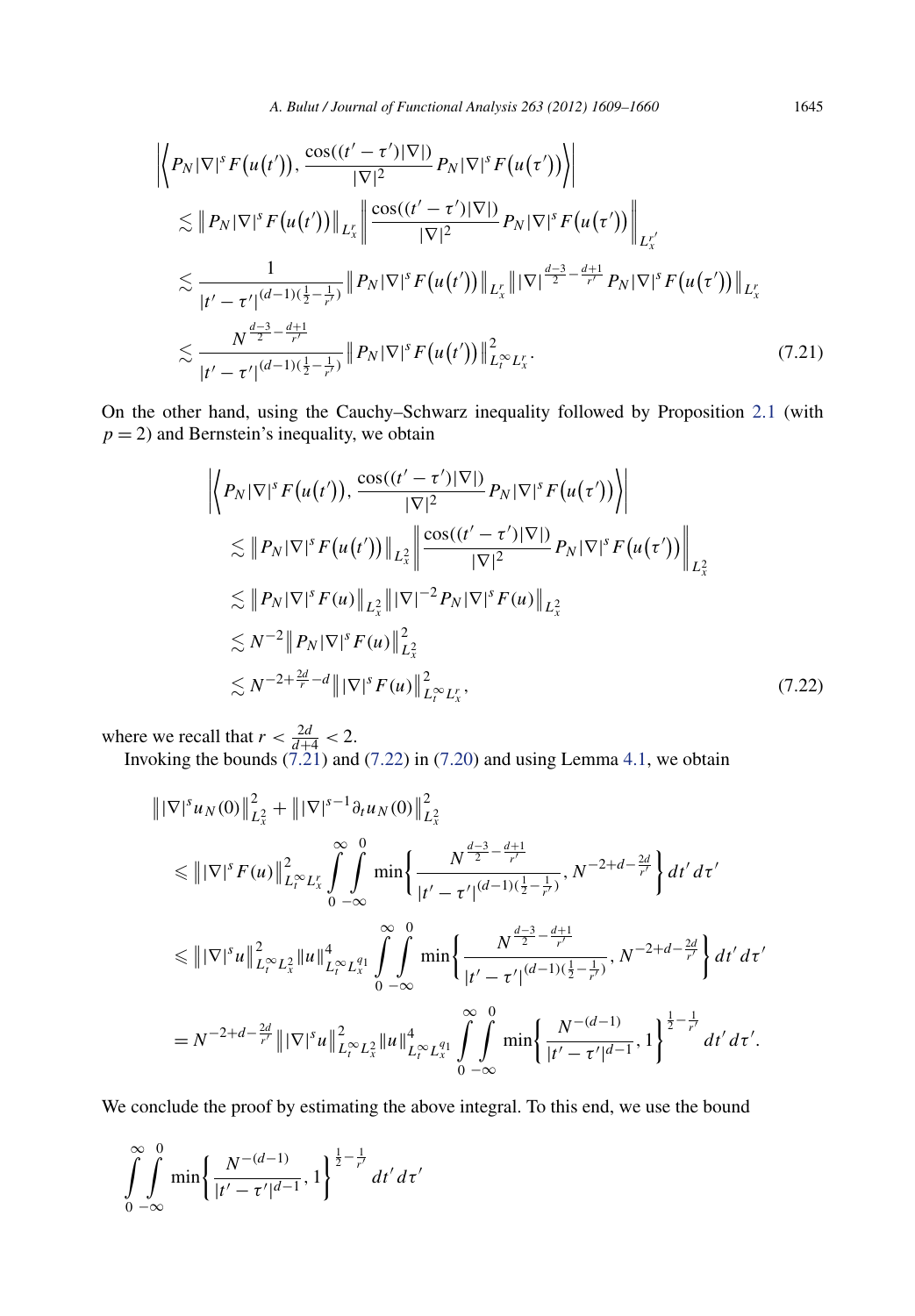$$
\begin{aligned}
&\left|\left\langle P_N|\nabla|^s F\big(u(t')\big), \frac{\cos((t'-\tau')|\nabla|)}{|\nabla|^2} P_N|\nabla|^s F\big(u(\tau')\big)\right\rangle\right| \\
&\quad\lesssim \big\| P_N|\nabla|^s F\big(u(t')\big)\big\|_{L_x^r} \left\| \frac{\cos((t'-\tau')|\nabla|)}{|\nabla|^2} P_N|\nabla|^s F\big(u(\tau')\big)\right\|_{L_x^{r'}} \\
&\quad\lesssim \frac{1}{|t'-\tau'|^{(d-1)(\frac{1}{2}-\frac{1}{r'})}} \big\| P_N|\nabla|^s F\big(u(t')\big)\big\|_{L_x^r} \big\||\nabla|^{\frac{d-3}{2}-\frac{d+1}{r'}} P_N|\nabla|^s F\big(u(\tau')\big)\big\|_{L_x^r} \\
&\quad\lesssim \frac{N^{\frac{d-3}{2}-\frac{d+1}{r'}}}{|t'-\tau'|^{(d-1)(\frac{1}{2}-\frac{1}{r'})}} \big\| P_N|\nabla|^s F\big(u(t')\big)\big\|^2_{L_t^\infty L_x^r}.
\end{aligned}
\tag{7.21}
$$

On the other hand, using the Cauchy–Schwarz inequality followed by Proposition 2.1 (with $p = 2$) and Bernstein's inequality, we obtain

$$
\begin{aligned}
&\left|\left\langle P_N|\nabla|^s F\big(u(t')\big), \frac{\cos((t'-\tau')|\nabla|)}{|\nabla|^2} P_N|\nabla|^s F\big(u(\tau')\big)\right\rangle\right| \\
&\quad\lesssim \big\| P_N|\nabla|^s F\big(u(t')\big)\big\|_{L_x^2} \left\| \frac{\cos((t'-\tau')|\nabla|)}{|\nabla|^2} P_N|\nabla|^s F\big(u(\tau')\big)\right\|_{L_x^2} \\
&\quad\lesssim \big\| P_N|\nabla|^s F(u)\big\|_{L_x^2} \big\||\nabla|^{-2} P_N|\nabla|^s F(u)\big\|_{L_x^2} \\
&\quad\lesssim N^{-2} \big\| P_N|\nabla|^s F(u)\big\|^2_{L_x^2} \\
&\quad\lesssim N^{-2+\frac{2d}{r}-d} \big\||\nabla|^s F(u)\big\|^2_{L_t^\infty L_x^r},
\end{aligned}
\tag{7.22}
$$

where we recall that $r < \frac{2d}{d+4} < 2$.

Invoking the bounds (7.21) and (7.22) in (7.20) and using Lemma 4.1, we obtain

$$
\begin{aligned}
&\big\||\nabla|^s u_N(0)\big\|^2_{L_x^2} + \big\||\nabla|^{s-1}\partial_t u_N(0)\big\|^2_{L_x^2} \\
&\quad\leqslant \big\||\nabla|^s F(u)\big\|^2_{L_t^\infty L_x^r} \int_0^\infty \int_{-\infty}^0 \min\left\{ \frac{N^{\frac{d-3}{2}-\frac{d+1}{r'}}}{|t'-\tau'|^{(d-1)(\frac{1}{2}-\frac{1}{r'})}}, N^{-2+d-\frac{2d}{r'}} \right\} dt'\, d\tau' \\
&\quad\leqslant \big\||\nabla|^s u\big\|^2_{L_t^\infty L_x^2} \|u\|^4_{L_t^\infty L_x^{q_1}} \int_0^\infty \int_{-\infty}^0 \min\left\{ \frac{N^{\frac{d-3}{2}-\frac{d+1}{r'}}}{|t'-\tau'|^{(d-1)(\frac{1}{2}-\frac{1}{r'})}}, N^{-2+d-\frac{2d}{r'}} \right\} dt'\, d\tau' \\
&\quad= N^{-2+d-\frac{2d}{r'}} \big\||\nabla|^s u\big\|^2_{L_t^\infty L_x^2} \|u\|^4_{L_t^\infty L_x^{q_1}} \int_0^\infty \int_{-\infty}^0 \min\left\{ \frac{N^{-(d-1)}}{|t'-\tau'|^{d-1}}, 1 \right\}^{\frac{1}{2}-\frac{1}{r'}} dt'\, d\tau'.
\end{aligned}
$$

We conclude the proof by estimating the above integral. To this end, we use the bound

$$
\int_0^\infty \int_{-\infty}^0 \min\left\{ \frac{N^{-(d-1)}}{|t'-\tau'|^{d-1}}, 1 \right\}^{\frac{1}{2}-\frac{1}{r'}} dt'\, d\tau'
$$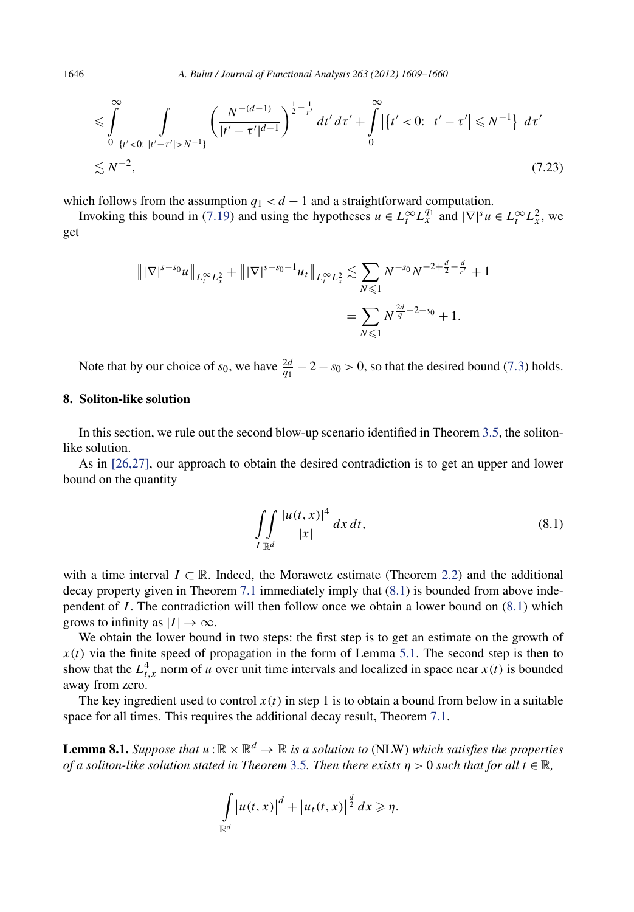$$
\begin{aligned}
&\leqslant \int_0^\infty \int_{\{t'<0:\ |t'-\tau'|>N^{-1}\}} \left(\frac{N^{-(d-1)}}{|t'-\tau'|^{d-1}}\right)^{\frac{1}{2}-\frac{1}{r'}} dt'\,d\tau' + \int_0^\infty \left|\left\{t'<0:\ \left|t'-\tau'\right| \leqslant N^{-1}\right\}\right| d\tau' \\
&\lesssim N^{-2}, \qquad\qquad (7.23)
\end{aligned}
$$

which follows from the assumption $q_1 < d-1$ and a straightforward computation.

Invoking this bound in (7.19) and using the hypotheses $u \in L_t^\infty L_x^{q_1}$ and $|\nabla|^s u \in L_t^\infty L_x^2$, we get

$$
\begin{aligned}
\left\| |\nabla|^{s-s_0} u \right\|_{L_t^\infty L_x^2} + \left\| |\nabla|^{s-s_0-1} u_t \right\|_{L_t^\infty L_x^2} &\lesssim \sum_{N \leqslant 1} N^{-s_0} N^{-2+\frac{d}{2}-\frac{d}{r'}} + 1 \\
&= \sum_{N \leqslant 1} N^{\frac{2d}{q}-2-s_0} + 1.
\end{aligned}
$$

Note that by our choice of $s_0$, we have $\frac{2d}{q_1} - 2 - s_0 > 0$, so that the desired bound (7.3) holds.

## 8. Soliton-like solution

In this section, we rule out the second blow-up scenario identified in Theorem 3.5, the soliton-like solution.

As in [26,27], our approach to obtain the desired contradiction is to get an upper and lower bound on the quantity

$$
\int_I \int_{\mathbb{R}^d} \frac{|u(t,x)|^4}{|x|}\, dx\, dt, \tag{8.1}
$$

with a time interval $I \subset \mathbb{R}$. Indeed, the Morawetz estimate (Theorem 2.2) and the additional decay property given in Theorem 7.1 immediately imply that (8.1) is bounded from above independent of $I$. The contradiction will then follow once we obtain a lower bound on (8.1) which grows to infinity as $|I| \to \infty$.

We obtain the lower bound in two steps: the first step is to get an estimate on the growth of $x(t)$ via the finite speed of propagation in the form of Lemma 5.1. The second step is then to show that the $L_{t,x}^4$ norm of $u$ over unit time intervals and localized in space near $x(t)$ is bounded away from zero.

The key ingredient used to control $x(t)$ in step 1 is to obtain a bound from below in a suitable space for all times. This requires the additional decay result, Theorem 7.1.

**Lemma 8.1.** *Suppose that $u : \mathbb{R} \times \mathbb{R}^d \to \mathbb{R}$ is a solution to* (NLW) *which satisfies the properties of a soliton-like solution stated in Theorem* 3.5. *Then there exists $\eta > 0$ such that for all $t \in \mathbb{R}$,*

$$
\int_{\mathbb{R}^d} \left|u(t,x)\right|^d + \left|u_t(t,x)\right|^{\frac{d}{2}} dx \geqslant \eta.
$$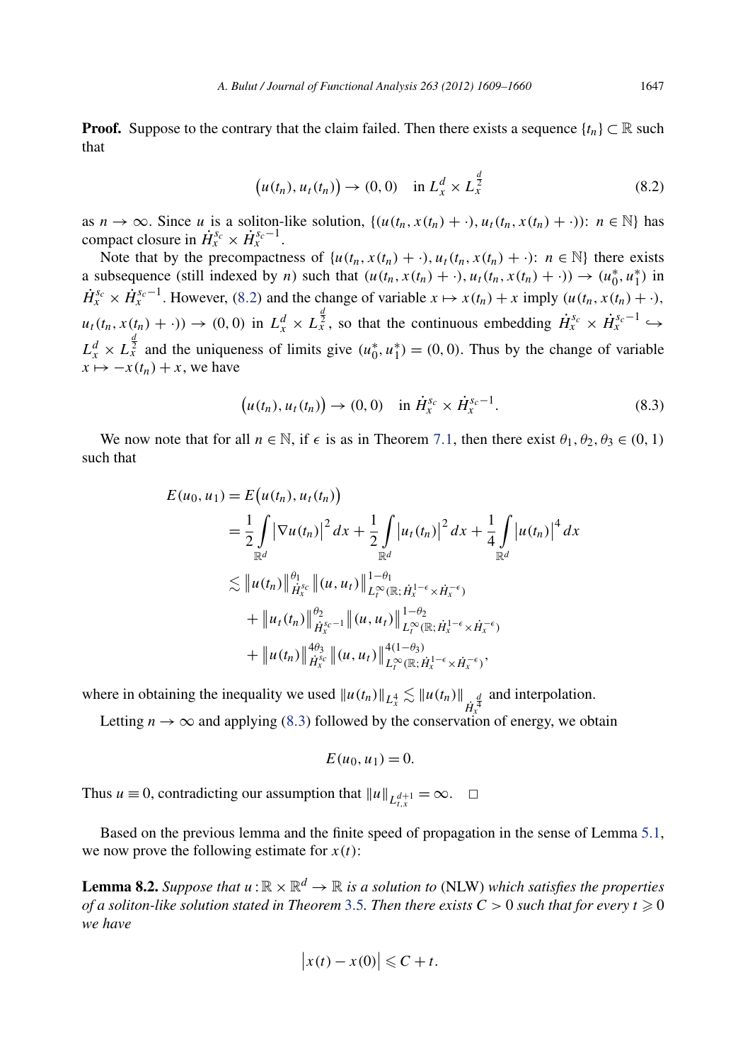**Proof.** Suppose to the contrary that the claim failed. Then there exists a sequence $\{t_n\} \subset \mathbb{R}$ such that

$$\big(u(t_n), u_t(t_n)\big) \to (0,0) \quad \text{in } L_x^d \times L_x^{\frac{d}{2}} \tag{8.2}$$

as $n \to \infty$. Since $u$ is a soliton-like solution, $\{(u(t_n, x(t_n) + \cdot), u_t(t_n, x(t_n) + \cdot)) \colon n \in \mathbb{N}\}$ has compact closure in $\dot{H}_x^{s_c} \times \dot{H}_x^{s_c - 1}$.

Note that by the precompactness of $\{u(t_n, x(t_n) + \cdot), u_t(t_n, x(t_n) + \cdot) \colon n \in \mathbb{N}\}$ there exists a subsequence (still indexed by $n$) such that $(u(t_n, x(t_n) + \cdot), u_t(t_n, x(t_n) + \cdot)) \to (u_0^*, u_1^*)$ in $\dot{H}_x^{s_c} \times \dot{H}_x^{s_c-1}$. However, (8.2) and the change of variable $x \mapsto x(t_n) + x$ imply $(u(t_n, x(t_n) + \cdot), u_t(t_n, x(t_n) + \cdot)) \to (0,0)$ in $L_x^d \times L_x^{\frac{d}{2}}$, so that the continuous embedding $\dot{H}_x^{s_c} \times \dot{H}_x^{s_c-1} \hookrightarrow L_x^d \times L_x^{\frac{d}{2}}$ and the uniqueness of limits give $(u_0^*, u_1^*) = (0,0)$. Thus by the change of variable $x \mapsto -x(t_n) + x$, we have

$$\big(u(t_n), u_t(t_n)\big) \to (0,0) \quad \text{in } \dot{H}_x^{s_c} \times \dot{H}_x^{s_c-1}. \tag{8.3}$$

We now note that for all $n \in \mathbb{N}$, if $\epsilon$ is as in Theorem 7.1, then there exist $\theta_1, \theta_2, \theta_3 \in (0,1)$ such that

$$\begin{aligned}
E(u_0, u_1) &= E\big(u(t_n), u_t(t_n)\big) \\
&= \frac{1}{2}\int_{\mathbb{R}^d} \big|\nabla u(t_n)\big|^2\,dx + \frac{1}{2}\int_{\mathbb{R}^d} \big|u_t(t_n)\big|^2\,dx + \frac{1}{4}\int_{\mathbb{R}^d} \big|u(t_n)\big|^4\,dx \\
&\lesssim \big\|u(t_n)\big\|_{\dot{H}_x^{s_c}}^{\theta_1} \big\|(u,u_t)\big\|_{L_t^\infty(\mathbb{R};\dot{H}_x^{1-\epsilon}\times \dot{H}_x^{-\epsilon})}^{1-\theta_1} \\
&\quad + \big\|u_t(t_n)\big\|_{\dot{H}_x^{s_c-1}}^{\theta_2} \big\|(u,u_t)\big\|_{L_t^\infty(\mathbb{R};\dot{H}_x^{1-\epsilon}\times \dot{H}_x^{-\epsilon})}^{1-\theta_2} \\
&\quad + \big\|u(t_n)\big\|_{\dot{H}_x^{s_c}}^{4\theta_3} \big\|(u,u_t)\big\|_{L_t^\infty(\mathbb{R};\dot{H}_x^{1-\epsilon}\times \dot{H}_x^{-\epsilon})}^{4(1-\theta_3)},
\end{aligned}$$

where in obtaining the inequality we used $\|u(t_n)\|_{L_x^4} \lesssim \|u(t_n)\|_{\dot{H}_x^{\frac{d}{4}}}$ and interpolation.

Letting $n \to \infty$ and applying (8.3) followed by the conservation of energy, we obtain

$$E(u_0, u_1) = 0.$$

Thus $u \equiv 0$, contradicting our assumption that $\|u\|_{L_{t,x}^{d+1}} = \infty$. $\square$

Based on the previous lemma and the finite speed of propagation in the sense of Lemma 5.1, we now prove the following estimate for $x(t)$:

**Lemma 8.2.** *Suppose that $u \colon \mathbb{R} \times \mathbb{R}^d \to \mathbb{R}$ is a solution to* (NLW) *which satisfies the properties of a soliton-like solution stated in Theorem 3.5. Then there exists $C > 0$ such that for every $t \geqslant 0$ we have*

$$\big|x(t) - x(0)\big| \leqslant C + t.$$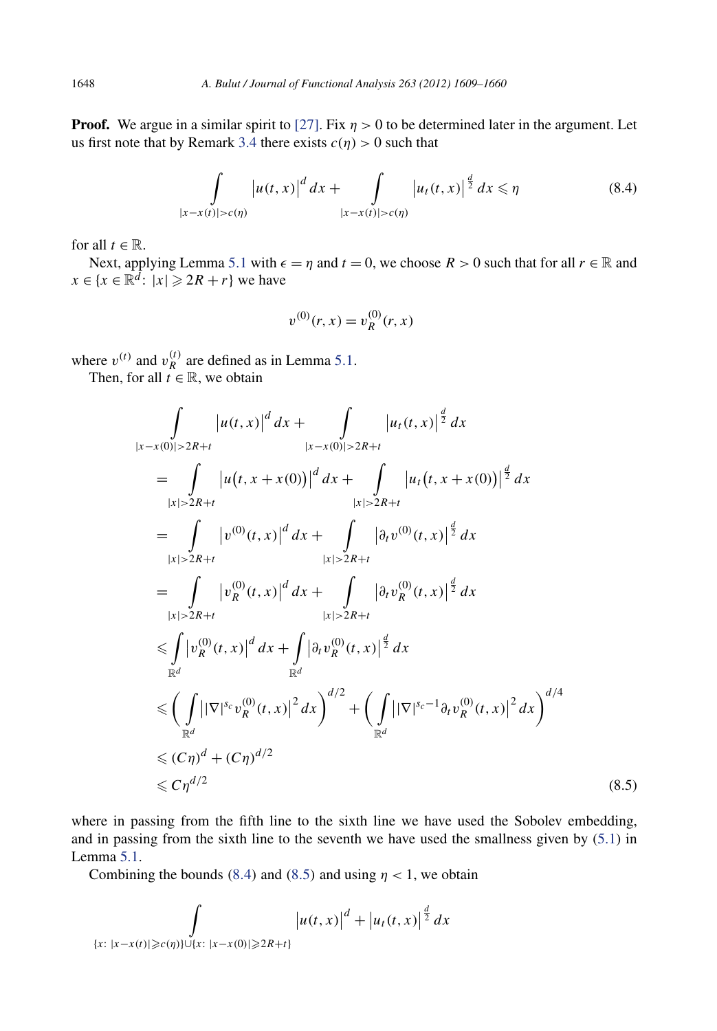**Proof.** We argue in a similar spirit to [27]. Fix $\eta > 0$ to be determined later in the argument. Let us first note that by Remark 3.4 there exists $c(\eta) > 0$ such that

$$\int_{|x-x(t)|>c(\eta)} \left|u(t,x)\right|^d dx + \int_{|x-x(t)|>c(\eta)} \left|u_t(t,x)\right|^{\frac{d}{2}} dx \leqslant \eta \tag{8.4}$$

for all $t \in \mathbb{R}$.

Next, applying Lemma 5.1 with $\epsilon = \eta$ and $t = 0$, we choose $R > 0$ such that for all $r \in \mathbb{R}$ and $x \in \{x \in \mathbb{R}^d \colon |x| \geqslant 2R + r\}$ we have

$$v^{(0)}(r,x) = v_R^{(0)}(r,x)$$

where $v^{(t)}$ and $v_R^{(t)}$ are defined as in Lemma 5.1.

Then, for all $t \in \mathbb{R}$, we obtain

$$\begin{aligned}
&\int_{|x-x(0)|>2R+t} \left|u(t,x)\right|^d dx + \int_{|x-x(0)|>2R+t} \left|u_t(t,x)\right|^{\frac{d}{2}} dx \\
&\quad = \int_{|x|>2R+t} \left|u\big(t,x+x(0)\big)\right|^d dx + \int_{|x|>2R+t} \left|u_t\big(t,x+x(0)\big)\right|^{\frac{d}{2}} dx \\
&\quad = \int_{|x|>2R+t} \left|v^{(0)}(t,x)\right|^d dx + \int_{|x|>2R+t} \left|\partial_t v^{(0)}(t,x)\right|^{\frac{d}{2}} dx \\
&\quad = \int_{|x|>2R+t} \left|v_R^{(0)}(t,x)\right|^d dx + \int_{|x|>2R+t} \left|\partial_t v_R^{(0)}(t,x)\right|^{\frac{d}{2}} dx \\
&\quad \leqslant \int_{\mathbb{R}^d} \left|v_R^{(0)}(t,x)\right|^d dx + \int_{\mathbb{R}^d} \left|\partial_t v_R^{(0)}(t,x)\right|^{\frac{d}{2}} dx \\
&\quad \leqslant \left(\int_{\mathbb{R}^d} \left||\nabla|^{s_c} v_R^{(0)}(t,x)\right|^2 dx\right)^{d/2} + \left(\int_{\mathbb{R}^d} \left||\nabla|^{s_c-1} \partial_t v_R^{(0)}(t,x)\right|^2 dx\right)^{d/4} \\
&\quad \leqslant (C\eta)^d + (C\eta)^{d/2} \\
&\quad \leqslant C\eta^{d/2}
\end{aligned} \tag{8.5}$$

where in passing from the fifth line to the sixth line we have used the Sobolev embedding, and in passing from the sixth line to the seventh we have used the smallness given by (5.1) in Lemma 5.1.

Combining the bounds (8.4) and (8.5) and using $\eta < 1$, we obtain

$$\int_{\{x\colon |x-x(t)|\geqslant c(\eta)\} \cup \{x\colon |x-x(0)|\geqslant 2R+t\}} \left|u(t,x)\right|^d + \left|u_t(t,x)\right|^{\frac{d}{2}} dx$$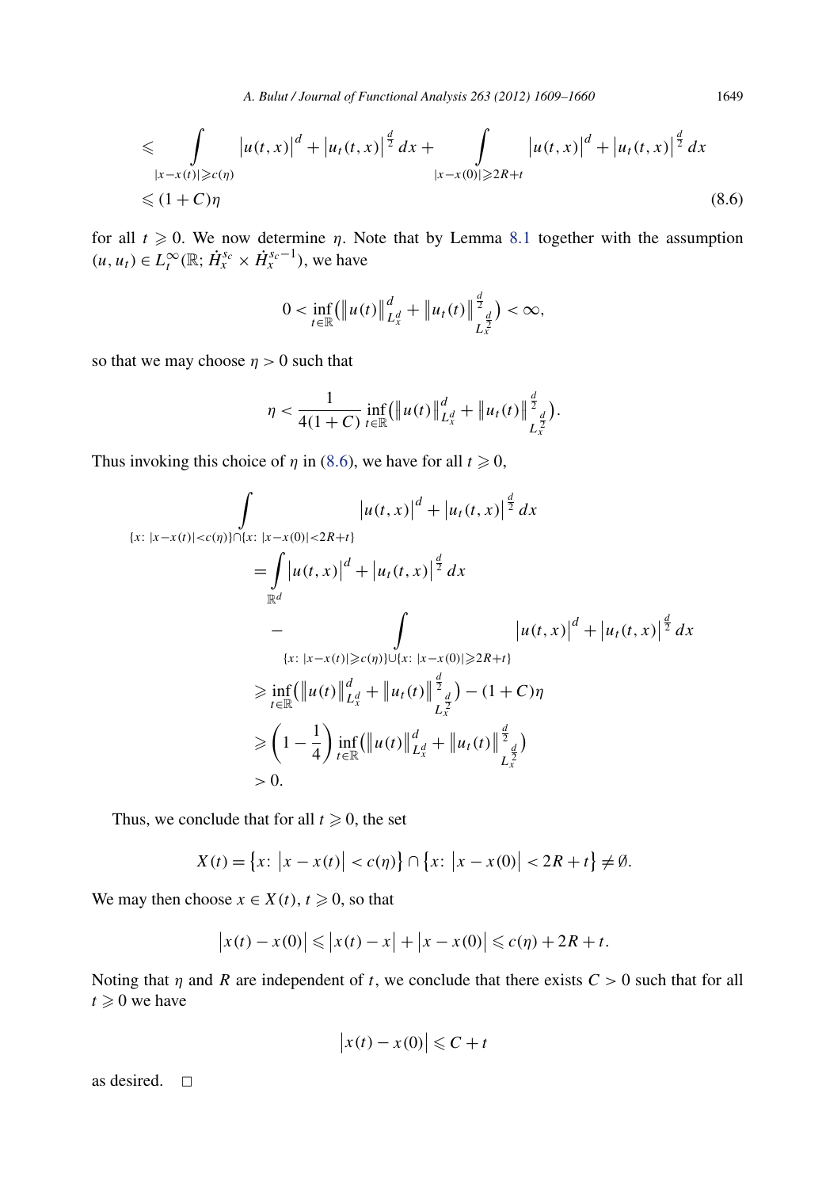$$
\begin{aligned}
&\leqslant \int\limits_{|x-x(t)|\geqslant c(\eta)} \left|u(t,x)\right|^d + \left|u_t(t,x)\right|^{\frac{d}{2}}\,dx + \int\limits_{|x-x(0)|\geqslant 2R+t} \left|u(t,x)\right|^d + \left|u_t(t,x)\right|^{\frac{d}{2}}\,dx \\
&\leqslant (1+C)\eta
\end{aligned}
\tag{8.6}
$$

for all $t \geqslant 0$. We now determine $\eta$. Note that by Lemma 8.1 together with the assumption $(u,u_t) \in L_t^\infty(\mathbb{R}; \dot{H}_x^{s_c} \times \dot{H}_x^{s_c-1})$, we have

$$
0 < \inf_{t\in\mathbb{R}} \left( \left\|u(t)\right\|_{L_x^d}^d + \left\|u_t(t)\right\|_{L_x^{\frac{d}{2}}}^{\frac{d}{2}} \right) < \infty,
$$

so that we may choose $\eta > 0$ such that

$$
\eta < \frac{1}{4(1+C)} \inf_{t\in\mathbb{R}} \left( \left\|u(t)\right\|_{L_x^d}^d + \left\|u_t(t)\right\|_{L_x^{\frac{d}{2}}}^{\frac{d}{2}} \right).
$$

Thus invoking this choice of $\eta$ in (8.6), we have for all $t \geqslant 0$,

$$
\begin{aligned}
&\int\limits_{\{x:\ |x-x(t)|<c(\eta)\}\cap\{x:\ |x-x(0)|<2R+t\}} \left|u(t,x)\right|^d + \left|u_t(t,x)\right|^{\frac{d}{2}}\,dx \\
&\quad = \int\limits_{\mathbb{R}^d} \left|u(t,x)\right|^d + \left|u_t(t,x)\right|^{\frac{d}{2}}\,dx \\
&\qquad - \int\limits_{\{x:\ |x-x(t)|\geqslant c(\eta)\}\cup\{x:\ |x-x(0)|\geqslant 2R+t\}} \left|u(t,x)\right|^d + \left|u_t(t,x)\right|^{\frac{d}{2}}\,dx \\
&\quad \geqslant \inf_{t\in\mathbb{R}} \left( \left\|u(t)\right\|_{L_x^d}^d + \left\|u_t(t)\right\|_{L_x^{\frac{d}{2}}}^{\frac{d}{2}} \right) - (1+C)\eta \\
&\quad \geqslant \left(1 - \frac{1}{4}\right) \inf_{t\in\mathbb{R}} \left( \left\|u(t)\right\|_{L_x^d}^d + \left\|u_t(t)\right\|_{L_x^{\frac{d}{2}}}^{\frac{d}{2}} \right) \\
&\quad > 0.
\end{aligned}
$$

Thus, we conclude that for all $t \geqslant 0$, the set

$$
X(t) = \left\{x:\ \left|x - x(t)\right| < c(\eta)\right\} \cap \left\{x:\ \left|x - x(0)\right| < 2R + t\right\} \neq \emptyset.
$$

We may then choose $x \in X(t)$, $t \geqslant 0$, so that

$$
\left|x(t) - x(0)\right| \leqslant \left|x(t) - x\right| + \left|x - x(0)\right| \leqslant c(\eta) + 2R + t.
$$

Noting that $\eta$ and $R$ are independent of $t$, we conclude that there exists $C > 0$ such that for all $t \geqslant 0$ we have

$$
\left|x(t) - x(0)\right| \leqslant C + t
$$

as desired. $\square$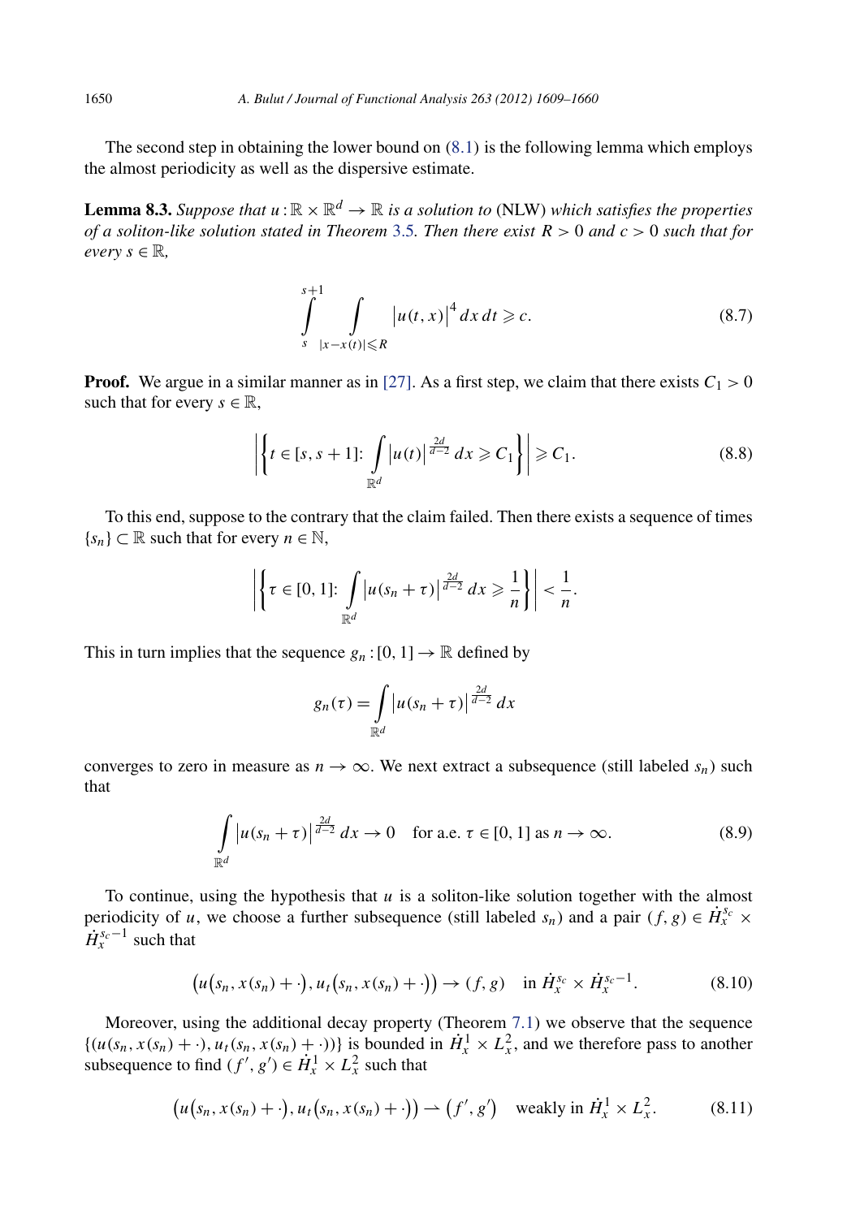The second step in obtaining the lower bound on (8.1) is the following lemma which employs the almost periodicity as well as the dispersive estimate.

**Lemma 8.3.** *Suppose that $u : \mathbb{R} \times \mathbb{R}^d \to \mathbb{R}$ is a solution to* (NLW) *which satisfies the properties of a soliton-like solution stated in Theorem 3.5. Then there exist $R > 0$ and $c > 0$ such that for every $s \in \mathbb{R}$,*

$$\int_{s}^{s+1} \int_{|x-x(t)| \leqslant R} \left|u(t,x)\right|^4 dx\, dt \geqslant c. \tag{8.7}$$

**Proof.** We argue in a similar manner as in [27]. As a first step, we claim that there exists $C_1 > 0$ such that for every $s \in \mathbb{R}$,

$$\left| \left\{ t \in [s, s+1]\colon \int_{\mathbb{R}^d} \left|u(t)\right|^{\frac{2d}{d-2}} dx \geqslant C_1 \right\} \right| \geqslant C_1. \tag{8.8}$$

To this end, suppose to the contrary that the claim failed. Then there exists a sequence of times $\{s_n\} \subset \mathbb{R}$ such that for every $n \in \mathbb{N}$,

$$\left| \left\{ \tau \in [0, 1]\colon \int_{\mathbb{R}^d} \left|u(s_n + \tau)\right|^{\frac{2d}{d-2}} dx \geqslant \frac{1}{n} \right\} \right| < \frac{1}{n}.$$

This in turn implies that the sequence $g_n : [0,1] \to \mathbb{R}$ defined by

$$g_n(\tau) = \int_{\mathbb{R}^d} \left|u(s_n + \tau)\right|^{\frac{2d}{d-2}} dx$$

converges to zero in measure as $n \to \infty$. We next extract a subsequence (still labeled $s_n$) such that

$$\int_{\mathbb{R}^d} \left|u(s_n + \tau)\right|^{\frac{2d}{d-2}} dx \to 0 \quad \text{for a.e. } \tau \in [0,1] \text{ as } n \to \infty. \tag{8.9}$$

To continue, using the hypothesis that $u$ is a soliton-like solution together with the almost periodicity of $u$, we choose a further subsequence (still labeled $s_n$) and a pair $(f, g) \in \dot{H}_x^{s_c} \times \dot{H}_x^{s_c - 1}$ such that

$$\bigl(u\bigl(s_n, x(s_n) + \cdot\bigr), u_t\bigl(s_n, x(s_n) + \cdot\bigr)\bigr) \to (f, g) \quad \text{in } \dot{H}_x^{s_c} \times \dot{H}_x^{s_c - 1}. \tag{8.10}$$

Moreover, using the additional decay property (Theorem 7.1) we observe that the sequence $\{(u(s_n, x(s_n) + \cdot), u_t(s_n, x(s_n) + \cdot))\}$ is bounded in $\dot{H}_x^1 \times L_x^2$, and we therefore pass to another subsequence to find $(f', g') \in \dot{H}_x^1 \times L_x^2$ such that

$$\bigl(u\bigl(s_n, x(s_n) + \cdot\bigr), u_t\bigl(s_n, x(s_n) + \cdot\bigr)\bigr) \rightharpoonup \bigl(f', g'\bigr) \quad \text{weakly in } \dot{H}_x^1 \times L_x^2. \tag{8.11}$$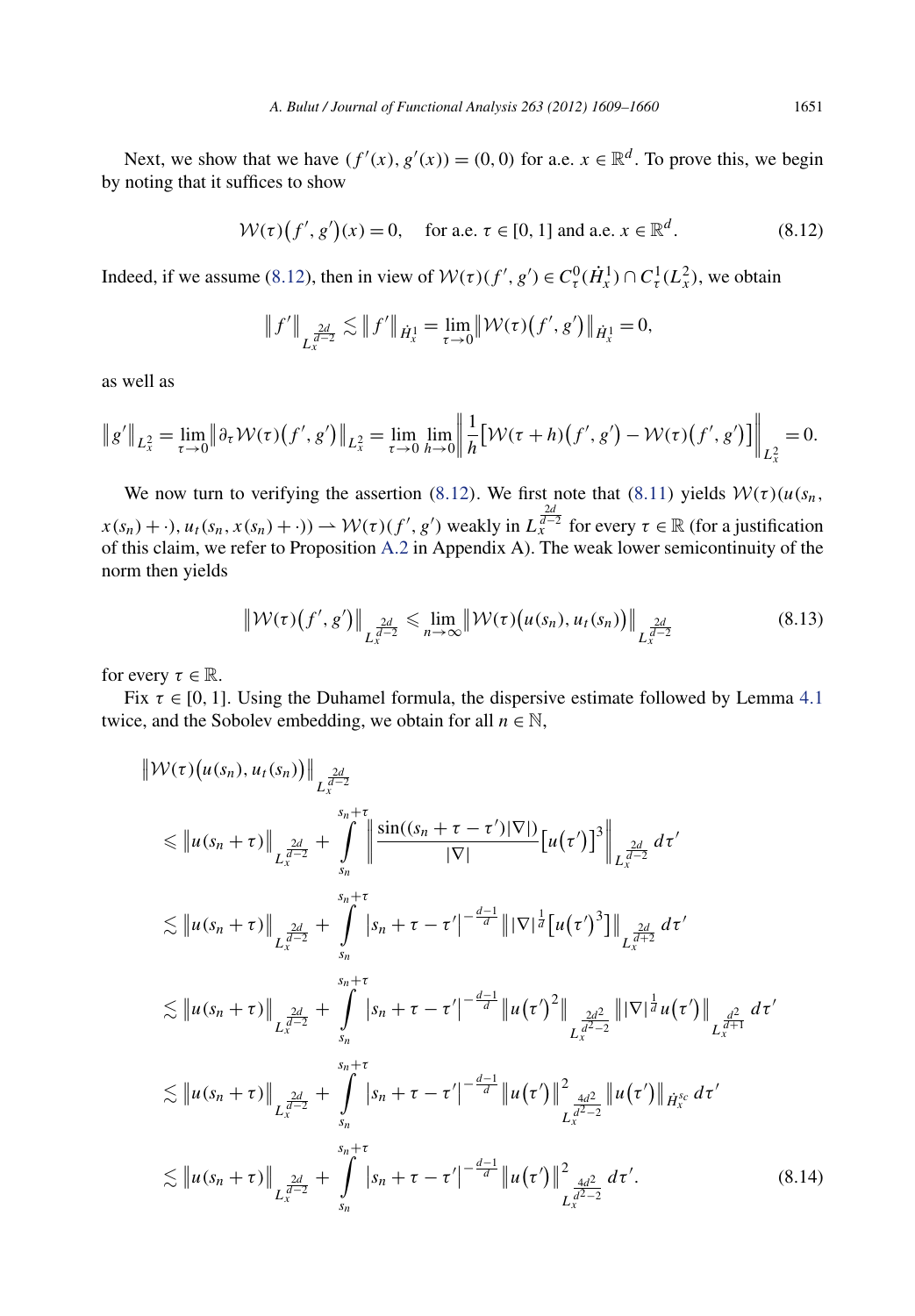Next, we show that we have $(f'(x), g'(x)) = (0,0)$ for a.e. $x \in \mathbb{R}^d$. To prove this, we begin by noting that it suffices to show

$$\mathcal{W}(\tau)\big(f', g'\big)(x) = 0, \quad \text{for a.e. } \tau \in [0,1] \text{ and a.e. } x \in \mathbb{R}^d. \tag{8.12}$$

Indeed, if we assume (8.12), then in view of $\mathcal{W}(\tau)(f', g') \in C^0_\tau(\dot{H}^1_x) \cap C^1_\tau(L^2_x)$, we obtain

$$\big\| f' \big\|_{L_x^{\frac{2d}{d-2}}} \lesssim \big\| f' \big\|_{\dot{H}^1_x} = \lim_{\tau \to 0} \big\| \mathcal{W}(\tau)\big(f', g'\big) \big\|_{\dot{H}^1_x} = 0,$$

as well as

$$\big\| g' \big\|_{L^2_x} = \lim_{\tau \to 0} \big\| \partial_\tau \mathcal{W}(\tau)\big(f', g'\big) \big\|_{L^2_x} = \lim_{\tau \to 0} \lim_{h \to 0} \left\| \frac{1}{h}\big[\mathcal{W}(\tau + h)\big(f', g'\big) - \mathcal{W}(\tau)\big(f', g'\big)\big] \right\|_{L^2_x} = 0.$$

We now turn to verifying the assertion (8.12). We first note that (8.11) yields $\mathcal{W}(\tau)(u(s_n, x(s_n) + \cdot), u_t(s_n, x(s_n) + \cdot)) \rightharpoonup \mathcal{W}(\tau)(f', g')$ weakly in $L_x^{\frac{2d}{d-2}}$ for every $\tau \in \mathbb{R}$ (for a justification of this claim, we refer to Proposition A.2 in Appendix A). The weak lower semicontinuity of the norm then yields

$$\big\| \mathcal{W}(\tau)\big(f', g'\big) \big\|_{L_x^{\frac{2d}{d-2}}} \leqslant \varliminf_{n \to \infty} \big\| \mathcal{W}(\tau)\big(u(s_n), u_t(s_n)\big) \big\|_{L_x^{\frac{2d}{d-2}}} \tag{8.13}$$

for every $\tau \in \mathbb{R}$.

Fix $\tau \in [0,1]$. Using the Duhamel formula, the dispersive estimate followed by Lemma 4.1 twice, and the Sobolev embedding, we obtain for all $n \in \mathbb{N}$,

$$\begin{aligned}
&\big\| \mathcal{W}(\tau)\big(u(s_n), u_t(s_n)\big) \big\|_{L_x^{\frac{2d}{d-2}}} \\
&\leqslant \big\| u(s_n + \tau) \big\|_{L_x^{\frac{2d}{d-2}}} + \int_{s_n}^{s_n + \tau} \left\| \frac{\sin((s_n + \tau - \tau')|\nabla|)}{|\nabla|} \big[u\big(\tau'\big)\big]^3 \right\|_{L_x^{\frac{2d}{d-2}}} d\tau' \\
&\lesssim \big\| u(s_n + \tau) \big\|_{L_x^{\frac{2d}{d-2}}} + \int_{s_n}^{s_n + \tau} \big| s_n + \tau - \tau' \big|^{-\frac{d-1}{d}} \big\| |\nabla|^{\frac{1}{d}} \big[u\big(\tau'\big)^3\big] \big\|_{L_x^{\frac{2d}{d+2}}} d\tau' \\
&\lesssim \big\| u(s_n + \tau) \big\|_{L_x^{\frac{2d}{d-2}}} + \int_{s_n}^{s_n + \tau} \big| s_n + \tau - \tau' \big|^{-\frac{d-1}{d}} \big\| u\big(\tau'\big)^2 \big\|_{L_x^{\frac{2d^2}{d^2-2}}} \big\| |\nabla|^{\frac{1}{d}} u\big(\tau'\big) \big\|_{L_x^{\frac{d^2}{d+1}}} d\tau' \\
&\lesssim \big\| u(s_n + \tau) \big\|_{L_x^{\frac{2d}{d-2}}} + \int_{s_n}^{s_n + \tau} \big| s_n + \tau - \tau' \big|^{-\frac{d-1}{d}} \big\| u\big(\tau'\big) \big\|^2_{L_x^{\frac{4d^2}{d^2-2}}} \big\| u\big(\tau'\big) \big\|_{\dot{H}^{s_c}_x} d\tau' \\
&\lesssim \big\| u(s_n + \tau) \big\|_{L_x^{\frac{2d}{d-2}}} + \int_{s_n}^{s_n + \tau} \big| s_n + \tau - \tau' \big|^{-\frac{d-1}{d}} \big\| u\big(\tau'\big) \big\|^2_{L_x^{\frac{4d^2}{d^2-2}}} d\tau'.
\end{aligned} \tag{8.14}$$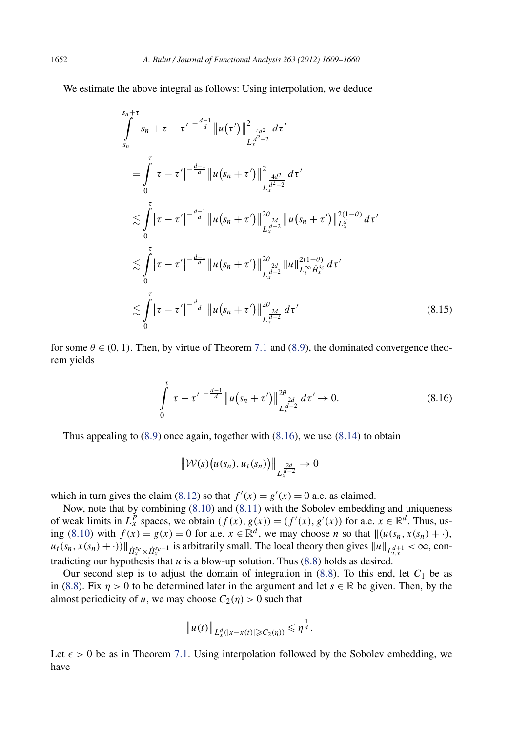We estimate the above integral as follows: Using interpolation, we deduce

$$
\begin{aligned}
&\int_{s_n}^{s_n+\tau} \left|s_n+\tau-\tau'\right|^{-\frac{d-1}{d}} \left\|u(\tau')\right\|^2_{L_x^{\frac{4d^2}{d^2-2}}} d\tau' \\
&\quad = \int_0^{\tau} \left|\tau-\tau'\right|^{-\frac{d-1}{d}} \left\|u(s_n+\tau')\right\|^2_{L_x^{\frac{4d^2}{d^2-2}}} d\tau' \\
&\quad \lesssim \int_0^{\tau} \left|\tau-\tau'\right|^{-\frac{d-1}{d}} \left\|u(s_n+\tau')\right\|^{2\theta}_{L_x^{\frac{2d}{d-2}}} \left\|u(s_n+\tau')\right\|^{2(1-\theta)}_{L_x^d} d\tau' \\
&\quad \lesssim \int_0^{\tau} \left|\tau-\tau'\right|^{-\frac{d-1}{d}} \left\|u(s_n+\tau')\right\|^{2\theta}_{L_x^{\frac{2d}{d-2}}} \|u\|^{2(1-\theta)}_{L_t^\infty \dot{H}_x^{s_c}} d\tau' \\
&\quad \lesssim \int_0^{\tau} \left|\tau-\tau'\right|^{-\frac{d-1}{d}} \left\|u(s_n+\tau')\right\|^{2\theta}_{L_x^{\frac{2d}{d-2}}} d\tau'
\end{aligned}
\tag{8.15}
$$

for some $\theta \in (0,1)$. Then, by virtue of Theorem 7.1 and (8.9), the dominated convergence theorem yields

$$
\int_0^{\tau} \left|\tau-\tau'\right|^{-\frac{d-1}{d}} \left\|u(s_n+\tau')\right\|^{2\theta}_{L_x^{\frac{2d}{d-2}}} d\tau' \to 0. \tag{8.16}
$$

Thus appealing to (8.9) once again, together with (8.16), we use (8.14) to obtain

$$
\left\|\mathcal{W}(s)\big(u(s_n), u_t(s_n)\big)\right\|_{L_x^{\frac{2d}{d-2}}} \to 0
$$

which in turn gives the claim (8.12) so that $f'(x) = g'(x) = 0$ a.e. as claimed.

Now, note that by combining (8.10) and (8.11) with the Sobolev embedding and uniqueness of weak limits in $L_x^p$ spaces, we obtain $(f(x), g(x)) = (f'(x), g'(x))$ for a.e. $x \in \mathbb{R}^d$. Thus, using (8.10) with $f(x) = g(x) = 0$ for a.e. $x \in \mathbb{R}^d$, we may choose $n$ so that $\|(u(s_n, x(s_n) + \cdot), u_t(s_n, x(s_n) + \cdot))\|_{\dot{H}_x^{s_c} \times \dot{H}_x^{s_c-1}}$ is arbitrarily small. The local theory then gives $\|u\|_{L_{t,x}^{d+1}} < \infty$, contradicting our hypothesis that $u$ is a blow-up solution. Thus (8.8) holds as desired.

Our second step is to adjust the domain of integration in (8.8). To this end, let $C_1$ be as in (8.8). Fix $\eta > 0$ to be determined later in the argument and let $s \in \mathbb{R}$ be given. Then, by the almost periodicity of $u$, we may choose $C_2(\eta) > 0$ such that

$$
\left\|u(t)\right\|_{L_x^d(|x-x(t)| \geqslant C_2(\eta))} \leqslant \eta^{\frac{1}{d}}.
$$

Let $\epsilon > 0$ be as in Theorem 7.1. Using interpolation followed by the Sobolev embedding, we have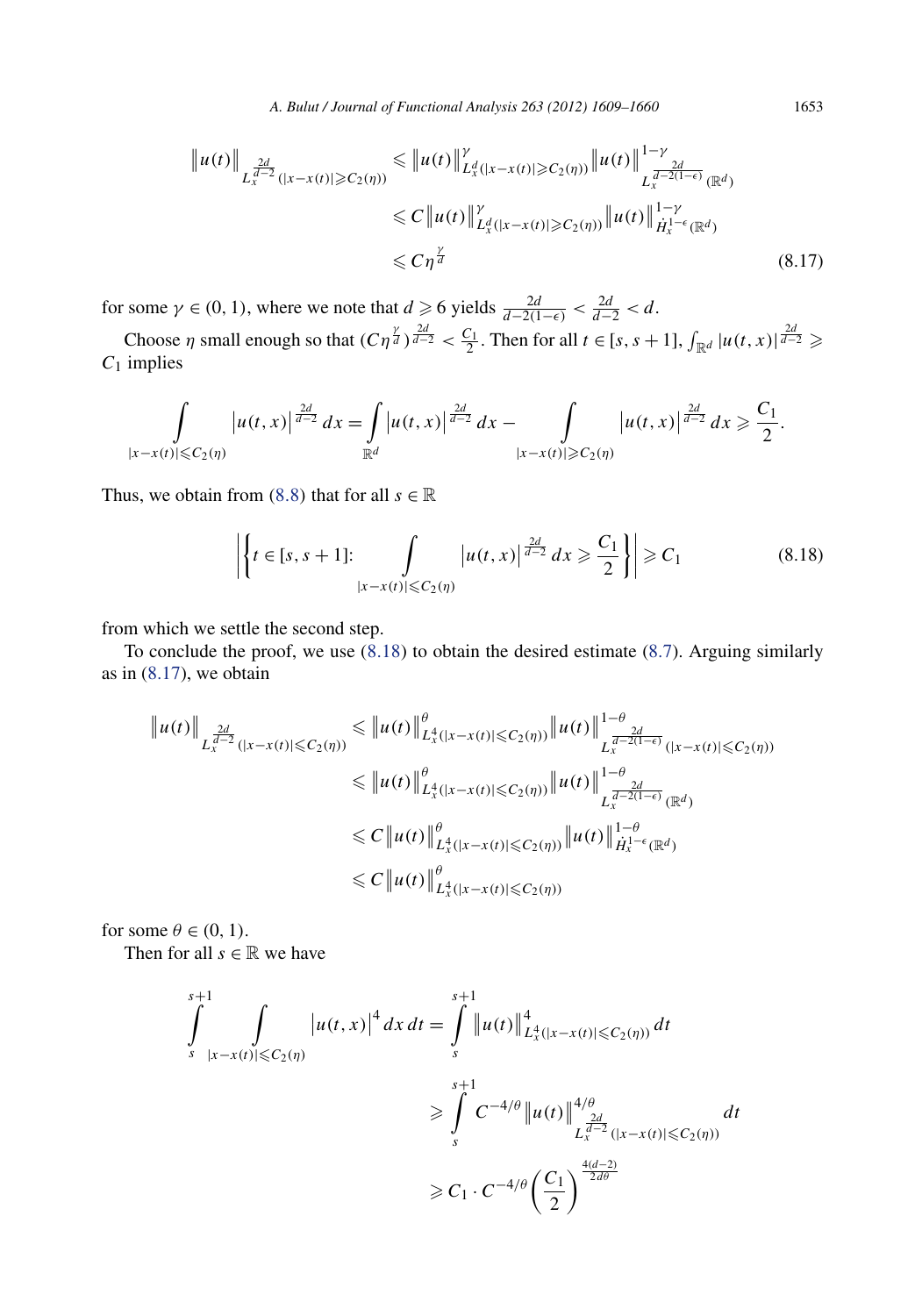$$
\begin{aligned}
\|u(t)\|_{L_x^{\frac{2d}{d-2}}(|x-x(t)|\geqslant C_2(\eta))} &\leqslant \|u(t)\|^{\gamma}_{L_x^{d}(|x-x(t)|\geqslant C_2(\eta))}\|u(t)\|^{1-\gamma}_{L_x^{\frac{2d}{d-2(1-\epsilon)}}(\mathbb{R}^d)} \\
&\leqslant C\|u(t)\|^{\gamma}_{L_x^{d}(|x-x(t)|\geqslant C_2(\eta))}\|u(t)\|^{1-\gamma}_{\dot{H}_x^{1-\epsilon}(\mathbb{R}^d)} \\
&\leqslant C\eta^{\frac{\gamma}{d}}
\end{aligned}
\tag{8.17}
$$

for some $\gamma \in (0,1)$, where we note that $d \geqslant 6$ yields $\frac{2d}{d-2(1-\epsilon)} < \frac{2d}{d-2} < d$.

Choose $\eta$ small enough so that $(C\eta^{\frac{\gamma}{d}})^{\frac{2d}{d-2}} < \frac{C_1}{2}$. Then for all $t \in [s, s+1]$, $\int_{\mathbb{R}^d} |u(t,x)|^{\frac{2d}{d-2}} \geqslant C_1$ implies

$$
\int_{|x-x(t)|\leqslant C_2(\eta)} |u(t,x)|^{\frac{2d}{d-2}}\,dx = \int_{\mathbb{R}^d} |u(t,x)|^{\frac{2d}{d-2}}\,dx - \int_{|x-x(t)|\geqslant C_2(\eta)} |u(t,x)|^{\frac{2d}{d-2}}\,dx \geqslant \frac{C_1}{2}.
$$

Thus, we obtain from (8.8) that for all $s \in \mathbb{R}$

$$
\left| \left\{ t \in [s, s+1]\colon \int_{|x-x(t)|\leqslant C_2(\eta)} |u(t,x)|^{\frac{2d}{d-2}}\,dx \geqslant \frac{C_1}{2} \right\} \right| \geqslant C_1
\tag{8.18}
$$

from which we settle the second step.

To conclude the proof, we use (8.18) to obtain the desired estimate (8.7). Arguing similarly as in (8.17), we obtain

$$
\begin{aligned}
\|u(t)\|_{L_x^{\frac{2d}{d-2}}(|x-x(t)|\leqslant C_2(\eta))} &\leqslant \|u(t)\|^{\theta}_{L_x^{4}(|x-x(t)|\leqslant C_2(\eta))}\|u(t)\|^{1-\theta}_{L_x^{\frac{2d}{d-2(1-\epsilon)}}(|x-x(t)|\leqslant C_2(\eta))} \\
&\leqslant \|u(t)\|^{\theta}_{L_x^{4}(|x-x(t)|\leqslant C_2(\eta))}\|u(t)\|^{1-\theta}_{L_x^{\frac{2d}{d-2(1-\epsilon)}}(\mathbb{R}^d)} \\
&\leqslant C\|u(t)\|^{\theta}_{L_x^{4}(|x-x(t)|\leqslant C_2(\eta))}\|u(t)\|^{1-\theta}_{\dot{H}_x^{1-\epsilon}(\mathbb{R}^d)} \\
&\leqslant C\|u(t)\|^{\theta}_{L_x^{4}(|x-x(t)|\leqslant C_2(\eta))}
\end{aligned}
$$

for some $\theta \in (0,1)$.

Then for all $s \in \mathbb{R}$ we have

$$
\begin{aligned}
\int_s^{s+1} \int_{|x-x(t)|\leqslant C_2(\eta)} |u(t,x)|^4\,dx\,dt &= \int_s^{s+1} \|u(t)\|^4_{L_x^4(|x-x(t)|\leqslant C_2(\eta))}\,dt \\
&\geqslant \int_s^{s+1} C^{-4/\theta}\|u(t)\|^{4/\theta}_{L_x^{\frac{2d}{d-2}}(|x-x(t)|\leqslant C_2(\eta))}\,dt \\
&\geqslant C_1 \cdot C^{-4/\theta}\left(\frac{C_1}{2}\right)^{\frac{4(d-2)}{2d\theta}}
\end{aligned}
$$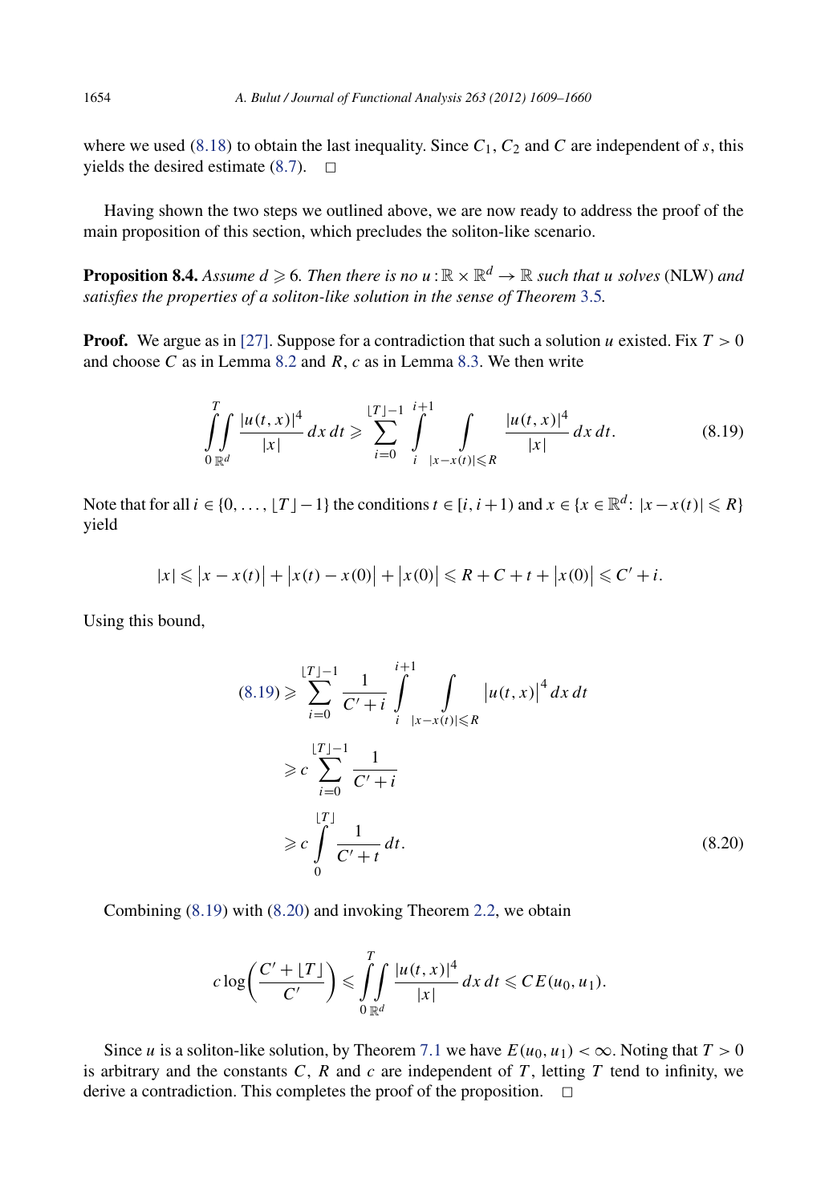where we used (8.18) to obtain the last inequality. Since $C_1$, $C_2$ and $C$ are independent of $s$, this yields the desired estimate (8.7). $\square$

Having shown the two steps we outlined above, we are now ready to address the proof of the main proposition of this section, which precludes the soliton-like scenario.

**Proposition 8.4.** *Assume $d \geqslant 6$. Then there is no $u : \mathbb{R} \times \mathbb{R}^d \to \mathbb{R}$ such that $u$ solves* (NLW) *and satisfies the properties of a soliton-like solution in the sense of Theorem 3.5.*

**Proof.** We argue as in [27]. Suppose for a contradiction that such a solution $u$ existed. Fix $T > 0$ and choose $C$ as in Lemma 8.2 and $R$, $c$ as in Lemma 8.3. We then write

$$\int_0^T \int_{\mathbb{R}^d} \frac{|u(t,x)|^4}{|x|}\,dx\,dt \geqslant \sum_{i=0}^{\lfloor T \rfloor - 1} \int_i^{i+1} \int_{|x - x(t)| \leqslant R} \frac{|u(t,x)|^4}{|x|}\,dx\,dt. \tag{8.19}$$

Note that for all $i \in \{0, \ldots, \lfloor T \rfloor - 1\}$ the conditions $t \in [i, i+1)$ and $x \in \{x \in \mathbb{R}^d \colon |x - x(t)| \leqslant R\}$ yield

$$|x| \leqslant |x - x(t)| + |x(t) - x(0)| + |x(0)| \leqslant R + C + t + |x(0)| \leqslant C' + i.$$

Using this bound,

$$\begin{aligned}
(8.19) &\geqslant \sum_{i=0}^{\lfloor T \rfloor - 1} \frac{1}{C' + i} \int_i^{i+1} \int_{|x - x(t)| \leqslant R} |u(t,x)|^4\,dx\,dt \\
&\geqslant c \sum_{i=0}^{\lfloor T \rfloor - 1} \frac{1}{C' + i} \\
&\geqslant c \int_0^{\lfloor T \rfloor} \frac{1}{C' + t}\,dt.
\end{aligned} \tag{8.20}$$

Combining (8.19) with (8.20) and invoking Theorem 2.2, we obtain

$$c \log\left(\frac{C' + \lfloor T \rfloor}{C'}\right) \leqslant \int_0^T \int_{\mathbb{R}^d} \frac{|u(t,x)|^4}{|x|}\,dx\,dt \leqslant C E(u_0, u_1).$$

Since $u$ is a soliton-like solution, by Theorem 7.1 we have $E(u_0, u_1) < \infty$. Noting that $T > 0$ is arbitrary and the constants $C$, $R$ and $c$ are independent of $T$, letting $T$ tend to infinity, we derive a contradiction. This completes the proof of the proposition. $\square$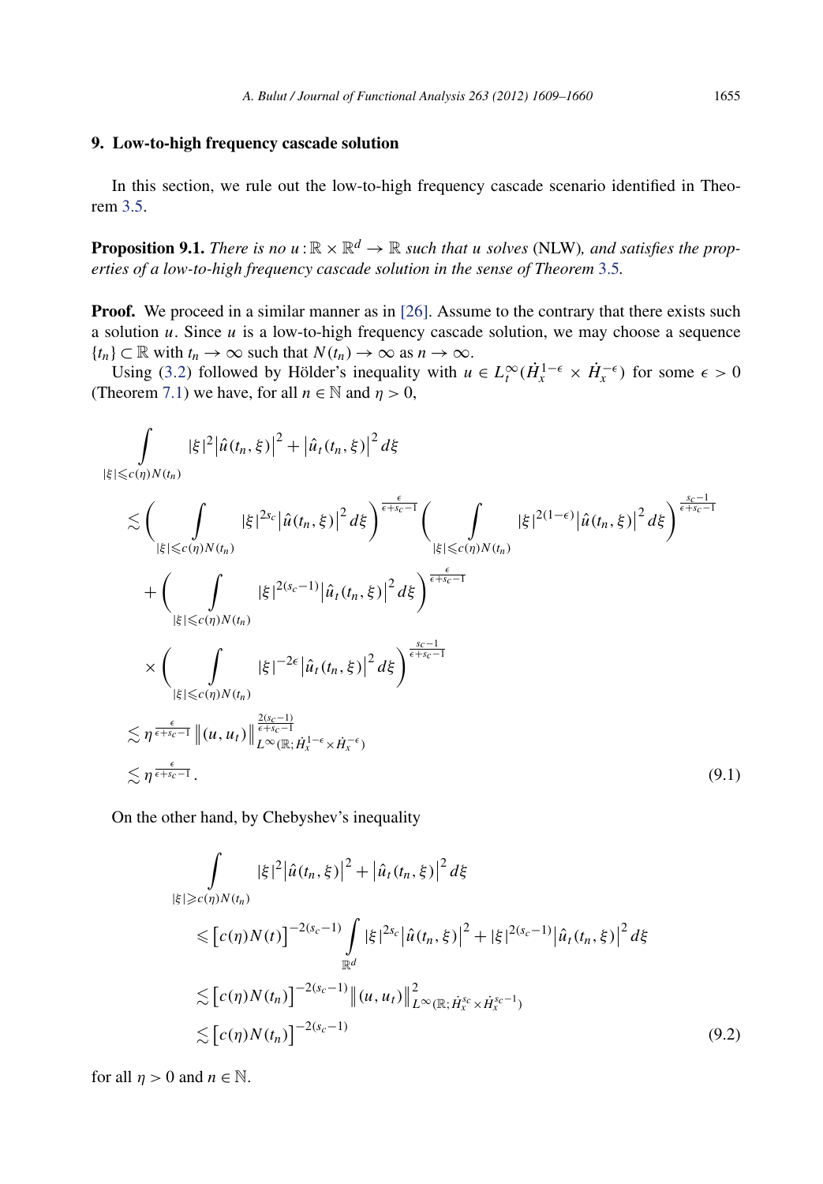## 9. Low-to-high frequency cascade solution

In this section, we rule out the low-to-high frequency cascade scenario identified in Theorem 3.5.

**Proposition 9.1.** *There is no $u : \mathbb{R} \times \mathbb{R}^d \to \mathbb{R}$ such that $u$ solves* (NLW)*, and satisfies the properties of a low-to-high frequency cascade solution in the sense of Theorem* 3.5*.*

**Proof.** We proceed in a similar manner as in [26]. Assume to the contrary that there exists such a solution $u$. Since $u$ is a low-to-high frequency cascade solution, we may choose a sequence $\{t_n\} \subset \mathbb{R}$ with $t_n \to \infty$ such that $N(t_n) \to \infty$ as $n \to \infty$.

Using (3.2) followed by Hölder's inequality with $u \in L_t^\infty(\dot{H}_x^{1-\epsilon} \times \dot{H}_x^{-\epsilon})$ for some $\epsilon > 0$ (Theorem 7.1) we have, for all $n \in \mathbb{N}$ and $\eta > 0$,

$$
\begin{aligned}
&\int\limits_{|\xi| \leqslant c(\eta)N(t_n)} |\xi|^2 \big|\hat{u}(t_n,\xi)\big|^2 + \big|\hat{u}_t(t_n,\xi)\big|^2 \, d\xi \\
&\quad\lesssim \Bigg( \int\limits_{|\xi| \leqslant c(\eta)N(t_n)} |\xi|^{2s_c} \big|\hat{u}(t_n,\xi)\big|^2 \, d\xi \Bigg)^{\frac{\epsilon}{\epsilon+s_c-1}} \Bigg( \int\limits_{|\xi| \leqslant c(\eta)N(t_n)} |\xi|^{2(1-\epsilon)} \big|\hat{u}(t_n,\xi)\big|^2 \, d\xi \Bigg)^{\frac{s_c-1}{\epsilon+s_c-1}} \\
&\qquad + \Bigg( \int\limits_{|\xi| \leqslant c(\eta)N(t_n)} |\xi|^{2(s_c-1)} \big|\hat{u}_t(t_n,\xi)\big|^2 \, d\xi \Bigg)^{\frac{\epsilon}{\epsilon+s_c-1}} \\
&\qquad \times \Bigg( \int\limits_{|\xi| \leqslant c(\eta)N(t_n)} |\xi|^{-2\epsilon} \big|\hat{u}_t(t_n,\xi)\big|^2 \, d\xi \Bigg)^{\frac{s_c-1}{\epsilon+s_c-1}} \\
&\quad\lesssim \eta^{\frac{\epsilon}{\epsilon+s_c-1}} \big\|(u,u_t)\big\|_{L^\infty(\mathbb{R};\dot{H}_x^{1-\epsilon}\times\dot{H}_x^{-\epsilon})}^{\frac{2(s_c-1)}{\epsilon+s_c-1}} \\
&\quad\lesssim \eta^{\frac{\epsilon}{\epsilon+s_c-1}}.
\end{aligned}
\tag{9.1}
$$

On the other hand, by Chebyshev's inequality

$$
\begin{aligned}
&\int\limits_{|\xi| \geqslant c(\eta)N(t_n)} |\xi|^2 \big|\hat{u}(t_n,\xi)\big|^2 + \big|\hat{u}_t(t_n,\xi)\big|^2 \, d\xi \\
&\quad\leqslant \big[c(\eta)N(t)\big]^{-2(s_c-1)} \int\limits_{\mathbb{R}^d} |\xi|^{2s_c} \big|\hat{u}(t_n,\xi)\big|^2 + |\xi|^{2(s_c-1)} \big|\hat{u}_t(t_n,\xi)\big|^2 \, d\xi \\
&\quad\lesssim \big[c(\eta)N(t_n)\big]^{-2(s_c-1)} \big\|(u,u_t)\big\|_{L^\infty(\mathbb{R};\dot{H}_x^{s_c}\times\dot{H}_x^{s_c-1})}^2 \\
&\quad\lesssim \big[c(\eta)N(t_n)\big]^{-2(s_c-1)}
\end{aligned}
\tag{9.2}
$$

for all $\eta > 0$ and $n \in \mathbb{N}$.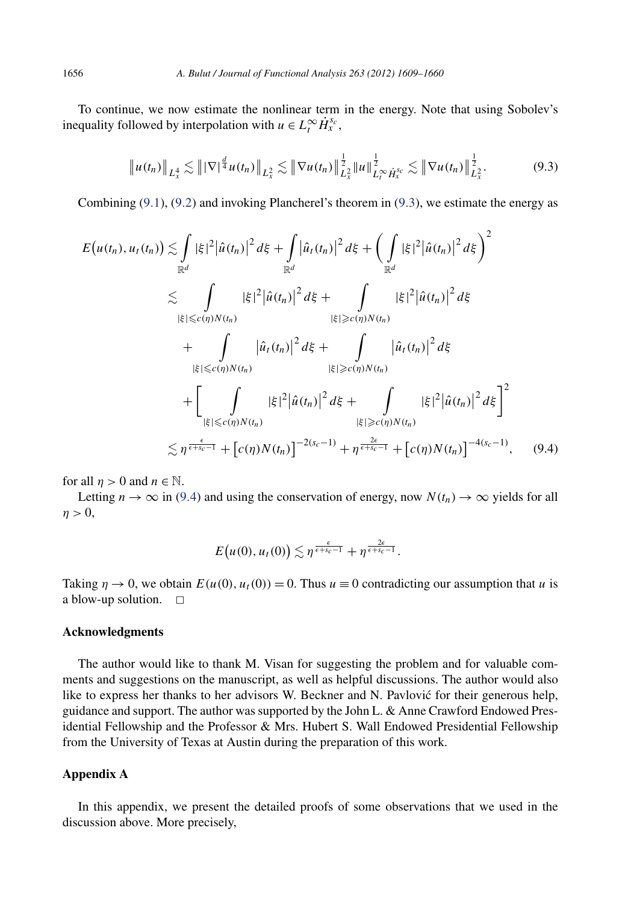To continue, we now estimate the nonlinear term in the energy. Note that using Sobolev's inequality followed by interpolation with $u \in L_t^\infty \dot{H}_x^{s_c}$,

$$\left\|u(t_n)\right\|_{L_x^4} \lesssim \left\||\nabla|^{\frac{d}{4}} u(t_n)\right\|_{L_x^2} \lesssim \left\|\nabla u(t_n)\right\|_{L_x^2}^{\frac{1}{2}} \|u\|_{L_t^\infty \dot{H}_x^{s_c}}^{\frac{1}{2}} \lesssim \left\|\nabla u(t_n)\right\|_{L_x^2}^{\frac{1}{2}}. \tag{9.3}$$

Combining (9.1), (9.2) and invoking Plancherel's theorem in (9.3), we estimate the energy as

$$\begin{aligned}
E\big(u(t_n), u_t(t_n)\big) &\lesssim \int_{\mathbb{R}^d} |\xi|^2 \left|\hat{u}(t_n)\right|^2 d\xi + \int_{\mathbb{R}^d} \left|\hat{u}_t(t_n)\right|^2 d\xi + \left(\int_{\mathbb{R}^d} |\xi|^2 \left|\hat{u}(t_n)\right|^2 d\xi\right)^2 \\
&\lesssim \int_{|\xi| \leqslant c(\eta) N(t_n)} |\xi|^2 \left|\hat{u}(t_n)\right|^2 d\xi + \int_{|\xi| \geqslant c(\eta) N(t_n)} |\xi|^2 \left|\hat{u}(t_n)\right|^2 d\xi \\
&\quad + \int_{|\xi| \leqslant c(\eta) N(t_n)} \left|\hat{u}_t(t_n)\right|^2 d\xi + \int_{|\xi| \geqslant c(\eta) N(t_n)} \left|\hat{u}_t(t_n)\right|^2 d\xi \\
&\quad + \left[\int_{|\xi| \leqslant c(\eta) N(t_n)} |\xi|^2 \left|\hat{u}(t_n)\right|^2 d\xi + \int_{|\xi| \geqslant c(\eta) N(t_n)} |\xi|^2 \left|\hat{u}(t_n)\right|^2 d\xi\right]^2 \\
&\lesssim \eta^{\frac{\epsilon}{\epsilon + s_c - 1}} + \left[c(\eta) N(t_n)\right]^{-2(s_c - 1)} + \eta^{\frac{2\epsilon}{\epsilon + s_c - 1}} + \left[c(\eta) N(t_n)\right]^{-4(s_c - 1)},
\end{aligned} \tag{9.4}$$

for all $\eta > 0$ and $n \in \mathbb{N}$.

Letting $n \to \infty$ in (9.4) and using the conservation of energy, now $N(t_n) \to \infty$ yields for all $\eta > 0$,

$$E\big(u(0), u_t(0)\big) \lesssim \eta^{\frac{\epsilon}{\epsilon + s_c - 1}} + \eta^{\frac{2\epsilon}{\epsilon + s_c - 1}}.$$

Taking $\eta \to 0$, we obtain $E(u(0), u_t(0)) = 0$. Thus $u \equiv 0$ contradicting our assumption that $u$ is a blow-up solution. $\square$

### Acknowledgments

The author would like to thank M. Visan for suggesting the problem and for valuable comments and suggestions on the manuscript, as well as helpful discussions. The author would also like to express her thanks to her advisors W. Beckner and N. Pavlović for their generous help, guidance and support. The author was supported by the John L. & Anne Crawford Endowed Presidential Fellowship and the Professor & Mrs. Hubert S. Wall Endowed Presidential Fellowship from the University of Texas at Austin during the preparation of this work.

### Appendix A

In this appendix, we present the detailed proofs of some observations that we used in the discussion above. More precisely,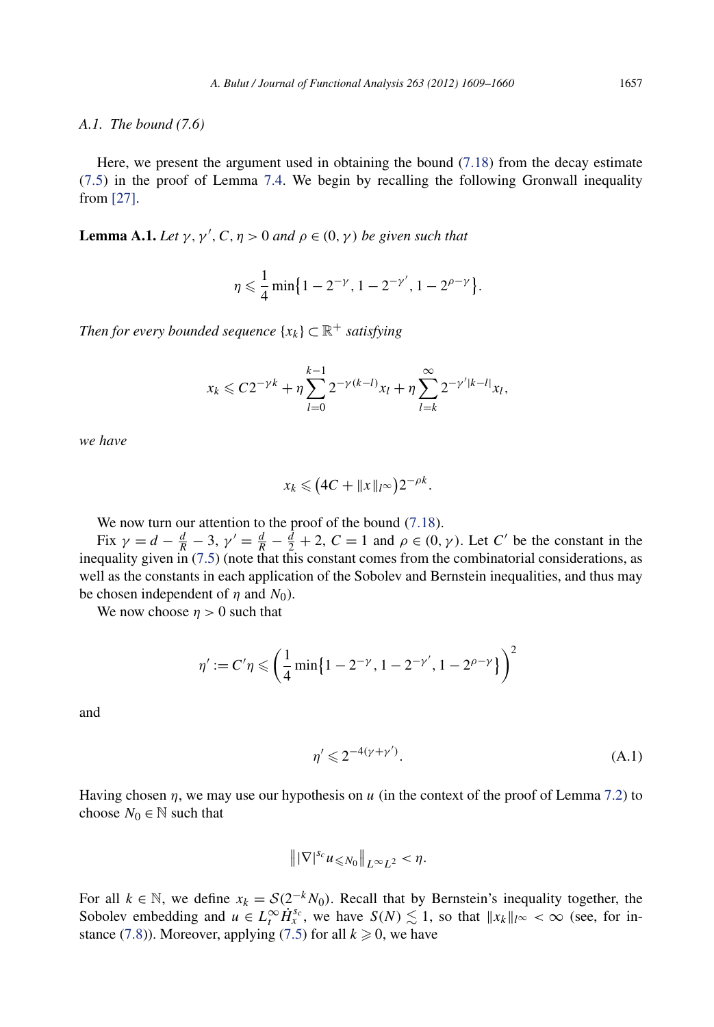*A.1. The bound (7.6)*

Here, we present the argument used in obtaining the bound (7.18) from the decay estimate (7.5) in the proof of Lemma 7.4. We begin by recalling the following Gronwall inequality from [27].

**Lemma A.1.** *Let $\gamma, \gamma', C, \eta > 0$ and $\rho \in (0, \gamma)$ be given such that*

$$\eta \leqslant \frac{1}{4} \min\{1 - 2^{-\gamma}, 1 - 2^{-\gamma'}, 1 - 2^{\rho - \gamma}\}.$$

*Then for every bounded sequence $\{x_k\} \subset \mathbb{R}^+$ satisfying*

$$x_k \leqslant C 2^{-\gamma k} + \eta \sum_{l=0}^{k-1} 2^{-\gamma(k-l)} x_l + \eta \sum_{l=k}^{\infty} 2^{-\gamma'|k-l|} x_l,$$

*we have*

$$x_k \leqslant \left(4C + \|x\|_{l^\infty}\right) 2^{-\rho k}.$$

We now turn our attention to the proof of the bound (7.18).

Fix $\gamma = d - \frac{d}{R} - 3$, $\gamma' = \frac{d}{R} - \frac{d}{2} + 2$, $C = 1$ and $\rho \in (0, \gamma)$. Let $C'$ be the constant in the inequality given in (7.5) (note that this constant comes from the combinatorial considerations, as well as the constants in each application of the Sobolev and Bernstein inequalities, and thus may be chosen independent of $\eta$ and $N_0$).

We now choose $\eta > 0$ such that

$$\eta' := C' \eta \leqslant \left( \frac{1}{4} \min\{1 - 2^{-\gamma}, 1 - 2^{-\gamma'}, 1 - 2^{\rho - \gamma}\} \right)^2$$

and

$$\eta' \leqslant 2^{-4(\gamma + \gamma')}. \tag{A.1}$$

Having chosen $\eta$, we may use our hypothesis on $u$ (in the context of the proof of Lemma 7.2) to choose $N_0 \in \mathbb{N}$ such that

$$\left\| |\nabla|^{s_c} u_{\leqslant N_0} \right\|_{L^\infty L^2} < \eta.$$

For all $k \in \mathbb{N}$, we define $x_k = \mathcal{S}(2^{-k} N_0)$. Recall that by Bernstein's inequality together, the Sobolev embedding and $u \in L_t^\infty \dot{H}_x^{s_c}$, we have $S(N) \lesssim 1$, so that $\|x_k\|_{l^\infty} < \infty$ (see, for instance (7.8)). Moreover, applying (7.5) for all $k \geqslant 0$, we have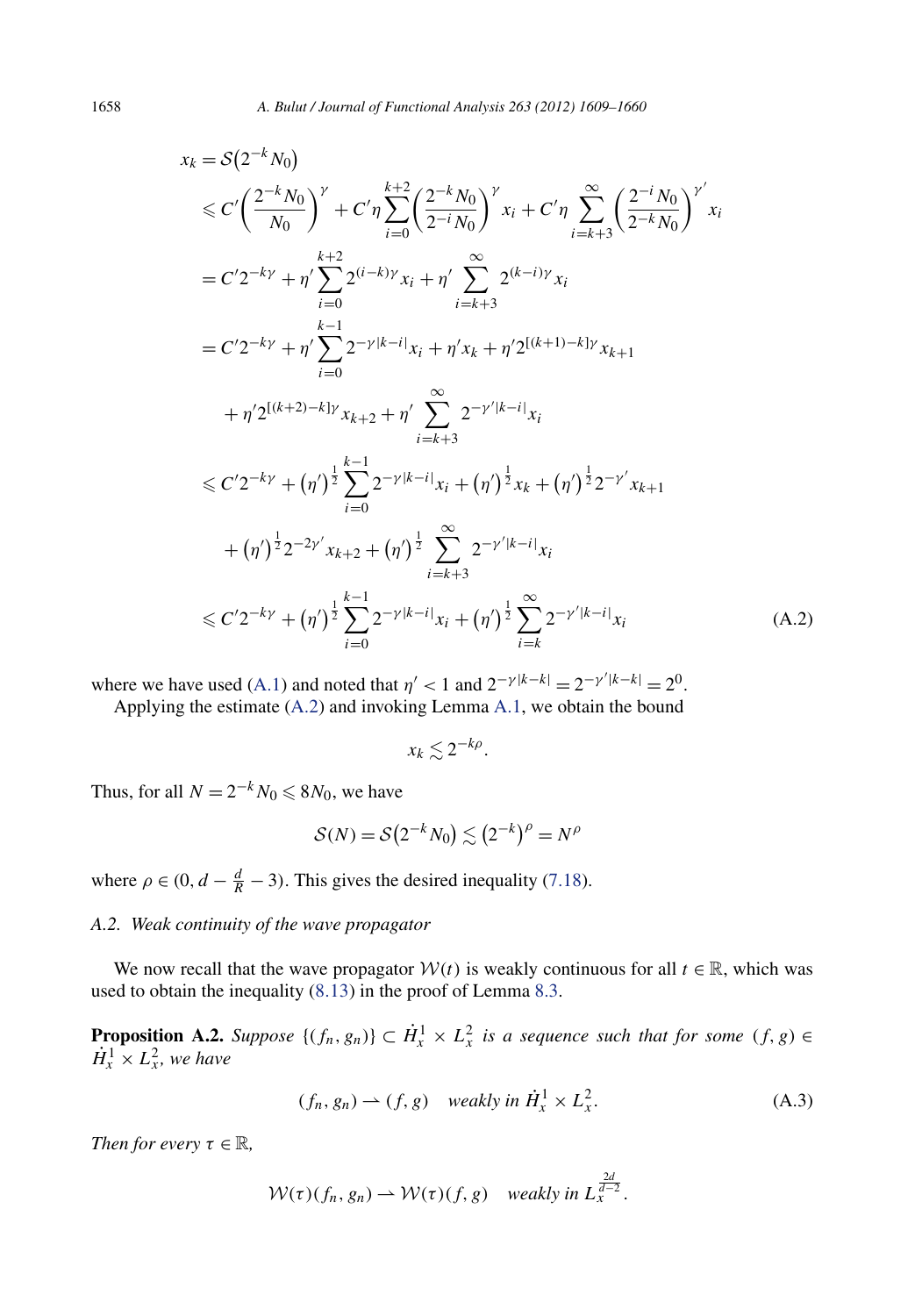$$
\begin{aligned}
x_k &= \mathcal{S}\big(2^{-k} N_0\big) \\
&\leqslant C'\bigg(\frac{2^{-k}N_0}{N_0}\bigg)^{\gamma} + C'\eta \sum_{i=0}^{k+2}\bigg(\frac{2^{-k}N_0}{2^{-i}N_0}\bigg)^{\gamma} x_i + C'\eta \sum_{i=k+3}^{\infty}\bigg(\frac{2^{-i}N_0}{2^{-k}N_0}\bigg)^{\gamma'} x_i \\
&= C' 2^{-k\gamma} + \eta' \sum_{i=0}^{k+2} 2^{(i-k)\gamma} x_i + \eta' \sum_{i=k+3}^{\infty} 2^{(k-i)\gamma} x_i \\
&= C' 2^{-k\gamma} + \eta' \sum_{i=0}^{k-1} 2^{-\gamma|k-i|} x_i + \eta' x_k + \eta' 2^{[(k+1)-k]\gamma} x_{k+1} \\
&\quad + \eta' 2^{[(k+2)-k]\gamma} x_{k+2} + \eta' \sum_{i=k+3}^{\infty} 2^{-\gamma'|k-i|} x_i \\
&\leqslant C' 2^{-k\gamma} + \big(\eta'\big)^{\frac{1}{2}} \sum_{i=0}^{k-1} 2^{-\gamma|k-i|} x_i + \big(\eta'\big)^{\frac{1}{2}} x_k + \big(\eta'\big)^{\frac{1}{2}} 2^{-\gamma'} x_{k+1} \\
&\quad + \big(\eta'\big)^{\frac{1}{2}} 2^{-2\gamma'} x_{k+2} + \big(\eta'\big)^{\frac{1}{2}} \sum_{i=k+3}^{\infty} 2^{-\gamma'|k-i|} x_i \\
&\leqslant C' 2^{-k\gamma} + \big(\eta'\big)^{\frac{1}{2}} \sum_{i=0}^{k-1} 2^{-\gamma|k-i|} x_i + \big(\eta'\big)^{\frac{1}{2}} \sum_{i=k}^{\infty} 2^{-\gamma'|k-i|} x_i
\end{aligned}
\tag{A.2}
$$

where we have used (A.1) and noted that $\eta' < 1$ and $2^{-\gamma|k-k|} = 2^{-\gamma'|k-k|} = 2^0$.

Applying the estimate (A.2) and invoking Lemma A.1, we obtain the bound

$$
x_k \lesssim 2^{-k\rho}.
$$

Thus, for all $N = 2^{-k} N_0 \leqslant 8N_0$, we have

$$
\mathcal{S}(N) = \mathcal{S}\big(2^{-k}N_0\big) \lesssim \big(2^{-k}\big)^{\rho} = N^{\rho}
$$

where $\rho \in (0, d - \frac{d}{R} - 3)$. This gives the desired inequality (7.18).

### A.2. Weak continuity of the wave propagator

We now recall that the wave propagator $\mathcal{W}(t)$ is weakly continuous for all $t \in \mathbb{R}$, which was used to obtain the inequality (8.13) in the proof of Lemma 8.3.

**Proposition A.2.** *Suppose $\{(f_n, g_n)\} \subset \dot{H}_x^1 \times L_x^2$ is a sequence such that for some $(f, g) \in \dot{H}_x^1 \times L_x^2$, we have*

$$
(f_n, g_n) \rightharpoonup (f, g) \quad \text{weakly in } \dot{H}_x^1 \times L_x^2. \tag{A.3}
$$

*Then for every $\tau \in \mathbb{R}$,*

$$
\mathcal{W}(\tau)(f_n, g_n) \rightharpoonup \mathcal{W}(\tau)(f, g) \quad \text{weakly in } L_x^{\frac{2d}{d-2}}.
$$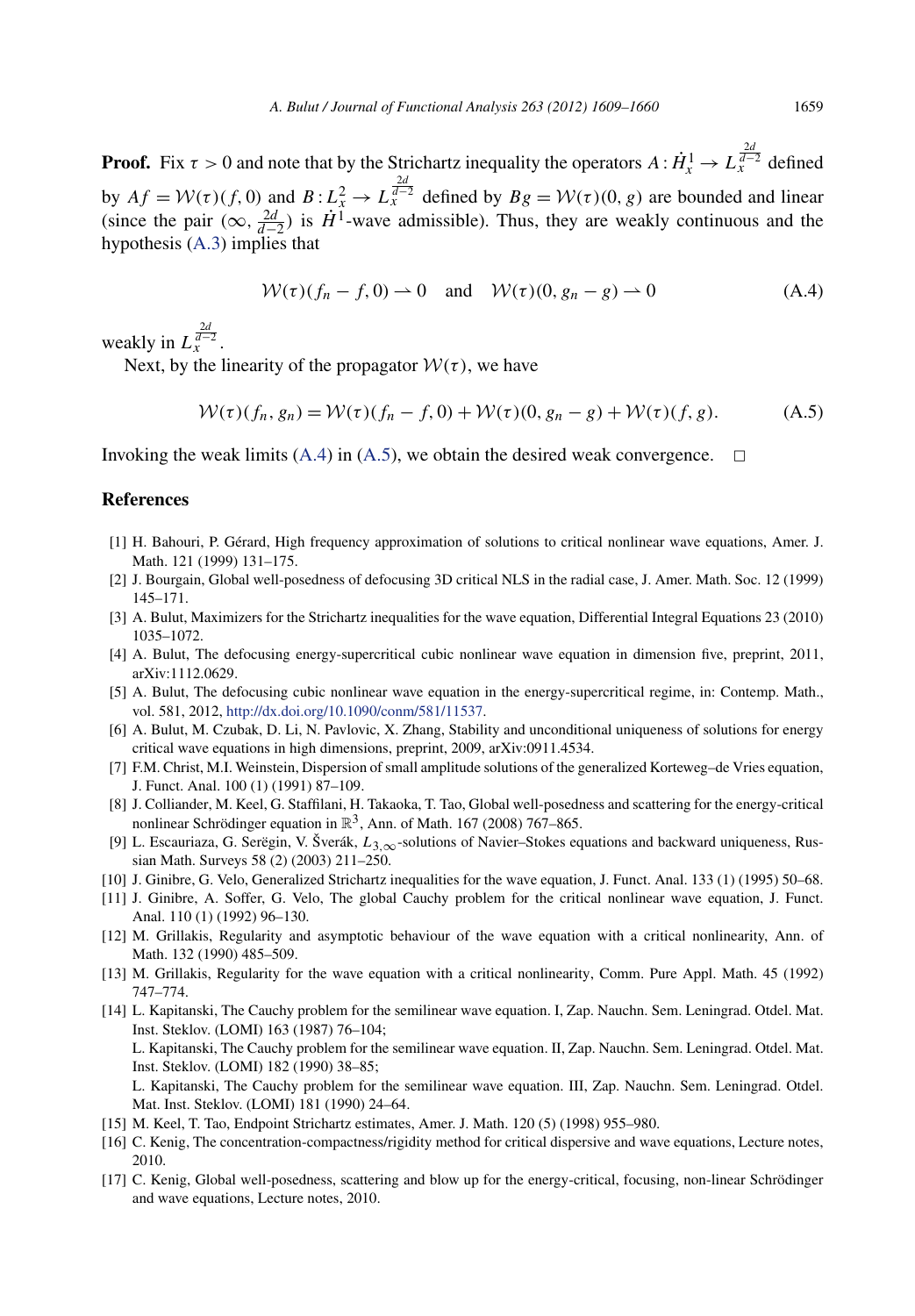**Proof.** Fix $\tau > 0$ and note that by the Strichartz inequality the operators $A : \dot{H}^1_x \to L_x^{\frac{2d}{d-2}}$ defined by $Af = \mathcal{W}(\tau)(f, 0)$ and $B : L^2_x \to L_x^{\frac{2d}{d-2}}$ defined by $Bg = \mathcal{W}(\tau)(0, g)$ are bounded and linear (since the pair $(\infty, \frac{2d}{d-2})$ is $\dot{H}^1$-wave admissible). Thus, they are weakly continuous and the hypothesis (A.3) implies that

$$\mathcal{W}(\tau)(f_n - f, 0) \rightharpoonup 0 \quad \text{and} \quad \mathcal{W}(\tau)(0, g_n - g) \rightharpoonup 0 \tag{A.4}$$

weakly in $L_x^{\frac{2d}{d-2}}$.

Next, by the linearity of the propagator $\mathcal{W}(\tau)$, we have

$$\mathcal{W}(\tau)(f_n, g_n) = \mathcal{W}(\tau)(f_n - f, 0) + \mathcal{W}(\tau)(0, g_n - g) + \mathcal{W}(\tau)(f, g). \tag{A.5}$$

Invoking the weak limits (A.4) in (A.5), we obtain the desired weak convergence. $\square$

## References

[1] H. Bahouri, P. Gérard, High frequency approximation of solutions to critical nonlinear wave equations, Amer. J. Math. 121 (1999) 131–175.

[2] J. Bourgain, Global well-posedness of defocusing 3D critical NLS in the radial case, J. Amer. Math. Soc. 12 (1999) 145–171.

[3] A. Bulut, Maximizers for the Strichartz inequalities for the wave equation, Differential Integral Equations 23 (2010) 1035–1072.

[4] A. Bulut, The defocusing energy-supercritical cubic nonlinear wave equation in dimension five, preprint, 2011, arXiv:1112.0629.

[5] A. Bulut, The defocusing cubic nonlinear wave equation in the energy-supercritical regime, in: Contemp. Math., vol. 581, 2012, http://dx.doi.org/10.1090/conm/581/11537.

[6] A. Bulut, M. Czubak, D. Li, N. Pavlovic, X. Zhang, Stability and unconditional uniqueness of solutions for energy critical wave equations in high dimensions, preprint, 2009, arXiv:0911.4534.

[7] F.M. Christ, M.I. Weinstein, Dispersion of small amplitude solutions of the generalized Korteweg–de Vries equation, J. Funct. Anal. 100 (1) (1991) 87–109.

[8] J. Colliander, M. Keel, G. Staffilani, H. Takaoka, T. Tao, Global well-posedness and scattering for the energy-critical nonlinear Schrödinger equation in $\mathbb{R}^3$, Ann. of Math. 167 (2008) 767–865.

[9] L. Escauriaza, G. Serëgin, V. Šverák, $L_{3,\infty}$-solutions of Navier–Stokes equations and backward uniqueness, Russian Math. Surveys 58 (2) (2003) 211–250.

[10] J. Ginibre, G. Velo, Generalized Strichartz inequalities for the wave equation, J. Funct. Anal. 133 (1) (1995) 50–68.

[11] J. Ginibre, A. Soffer, G. Velo, The global Cauchy problem for the critical nonlinear wave equation, J. Funct. Anal. 110 (1) (1992) 96–130.

[12] M. Grillakis, Regularity and asymptotic behaviour of the wave equation with a critical nonlinearity, Ann. of Math. 132 (1990) 485–509.

[13] M. Grillakis, Regularity for the wave equation with a critical nonlinearity, Comm. Pure Appl. Math. 45 (1992) 747–774.

[14] L. Kapitanski, The Cauchy problem for the semilinear wave equation. I, Zap. Nauchn. Sem. Leningrad. Otdel. Mat. Inst. Steklov. (LOMI) 163 (1987) 76–104;
L. Kapitanski, The Cauchy problem for the semilinear wave equation. II, Zap. Nauchn. Sem. Leningrad. Otdel. Mat. Inst. Steklov. (LOMI) 182 (1990) 38–85;
L. Kapitanski, The Cauchy problem for the semilinear wave equation. III, Zap. Nauchn. Sem. Leningrad. Otdel. Mat. Inst. Steklov. (LOMI) 181 (1990) 24–64.

[15] M. Keel, T. Tao, Endpoint Strichartz estimates, Amer. J. Math. 120 (5) (1998) 955–980.

[16] C. Kenig, The concentration-compactness/rigidity method for critical dispersive and wave equations, Lecture notes, 2010.

[17] C. Kenig, Global well-posedness, scattering and blow up for the energy-critical, focusing, non-linear Schrödinger and wave equations, Lecture notes, 2010.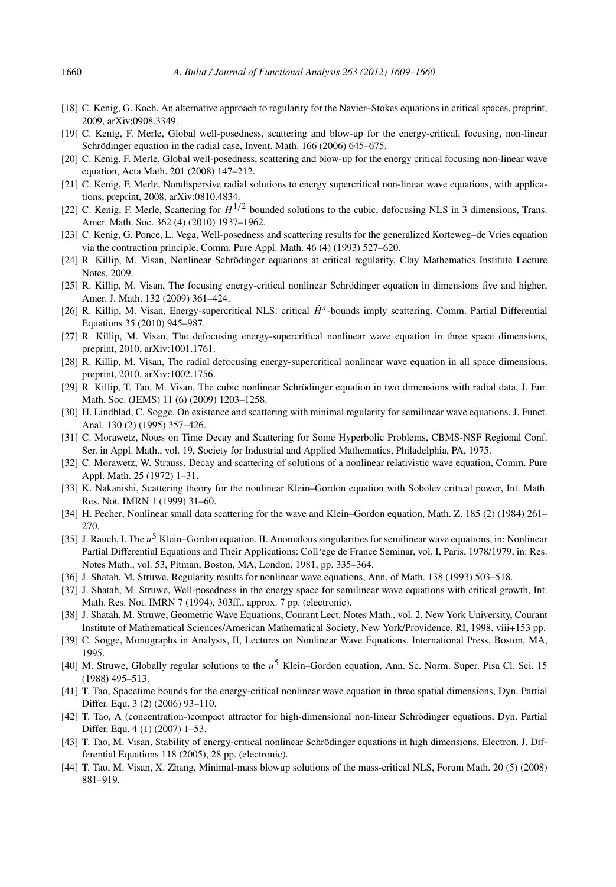[18] C. Kenig, G. Koch, An alternative approach to regularity for the Navier–Stokes equations in critical spaces, preprint, 2009, arXiv:0908.3349.

[19] C. Kenig, F. Merle, Global well-posedness, scattering and blow-up for the energy-critical, focusing, non-linear Schrödinger equation in the radial case, Invent. Math. 166 (2006) 645–675.

[20] C. Kenig, F. Merle, Global well-posedness, scattering and blow-up for the energy critical focusing non-linear wave equation, Acta Math. 201 (2008) 147–212.

[21] C. Kenig, F. Merle, Nondispersive radial solutions to energy supercritical non-linear wave equations, with applications, preprint, 2008, arXiv:0810.4834.

[22] C. Kenig, F. Merle, Scattering for $H^{1/2}$ bounded solutions to the cubic, defocusing NLS in 3 dimensions, Trans. Amer. Math. Soc. 362 (4) (2010) 1937–1962.

[23] C. Kenig, G. Ponce, L. Vega, Well-posedness and scattering results for the generalized Korteweg–de Vries equation via the contraction principle, Comm. Pure Appl. Math. 46 (4) (1993) 527–620.

[24] R. Killip, M. Visan, Nonlinear Schrödinger equations at critical regularity, Clay Mathematics Institute Lecture Notes, 2009.

[25] R. Killip, M. Visan, The focusing energy-critical nonlinear Schrödinger equation in dimensions five and higher, Amer. J. Math. 132 (2009) 361–424.

[26] R. Killip, M. Visan, Energy-supercritical NLS: critical $\dot{H}^s$-bounds imply scattering, Comm. Partial Differential Equations 35 (2010) 945–987.

[27] R. Killip, M. Visan, The defocusing energy-supercritical nonlinear wave equation in three space dimensions, preprint, 2010, arXiv:1001.1761.

[28] R. Killip, M. Visan, The radial defocusing energy-supercritical nonlinear wave equation in all space dimensions, preprint, 2010, arXiv:1002.1756.

[29] R. Killip, T. Tao, M. Visan, The cubic nonlinear Schrödinger equation in two dimensions with radial data, J. Eur. Math. Soc. (JEMS) 11 (6) (2009) 1203–1258.

[30] H. Lindblad, C. Sogge, On existence and scattering with minimal regularity for semilinear wave equations, J. Funct. Anal. 130 (2) (1995) 357–426.

[31] C. Morawetz, Notes on Time Decay and Scattering for Some Hyperbolic Problems, CBMS-NSF Regional Conf. Ser. in Appl. Math., vol. 19, Society for Industrial and Applied Mathematics, Philadelphia, PA, 1975.

[32] C. Morawetz, W. Strauss, Decay and scattering of solutions of a nonlinear relativistic wave equation, Comm. Pure Appl. Math. 25 (1972) 1–31.

[33] K. Nakanishi, Scattering theory for the nonlinear Klein–Gordon equation with Sobolev critical power, Int. Math. Res. Not. IMRN 1 (1999) 31–60.

[34] H. Pecher, Nonlinear small data scattering for the wave and Klein–Gordon equation, Math. Z. 185 (2) (1984) 261–270.

[35] J. Rauch, I. The $u^5$ Klein–Gordon equation. II. Anomalous singularities for semilinear wave equations, in: Nonlinear Partial Differential Equations and Their Applications: Coll'ege de France Seminar, vol. I, Paris, 1978/1979, in: Res. Notes Math., vol. 53, Pitman, Boston, MA, London, 1981, pp. 335–364.

[36] J. Shatah, M. Struwe, Regularity results for nonlinear wave equations, Ann. of Math. 138 (1993) 503–518.

[37] J. Shatah, M. Struwe, Well-posedness in the energy space for semilinear wave equations with critical growth, Int. Math. Res. Not. IMRN 7 (1994), 303ff., approx. 7 pp. (electronic).

[38] J. Shatah, M. Struwe, Geometric Wave Equations, Courant Lect. Notes Math., vol. 2, New York University, Courant Institute of Mathematical Sciences/American Mathematical Society, New York/Providence, RI, 1998, viii+153 pp.

[39] C. Sogge, Monographs in Analysis, II, Lectures on Nonlinear Wave Equations, International Press, Boston, MA, 1995.

[40] M. Struwe, Globally regular solutions to the $u^5$ Klein–Gordon equation, Ann. Sc. Norm. Super. Pisa Cl. Sci. 15 (1988) 495–513.

[41] T. Tao, Spacetime bounds for the energy-critical nonlinear wave equation in three spatial dimensions, Dyn. Partial Differ. Equ. 3 (2) (2006) 93–110.

[42] T. Tao, A (concentration-)compact attractor for high-dimensional non-linear Schrödinger equations, Dyn. Partial Differ. Equ. 4 (1) (2007) 1–53.

[43] T. Tao, M. Visan, Stability of energy-critical nonlinear Schrödinger equations in high dimensions, Electron. J. Differential Equations 118 (2005), 28 pp. (electronic).

[44] T. Tao, M. Visan, X. Zhang, Minimal-mass blowup solutions of the mass-critical NLS, Forum Math. 20 (5) (2008) 881–919.